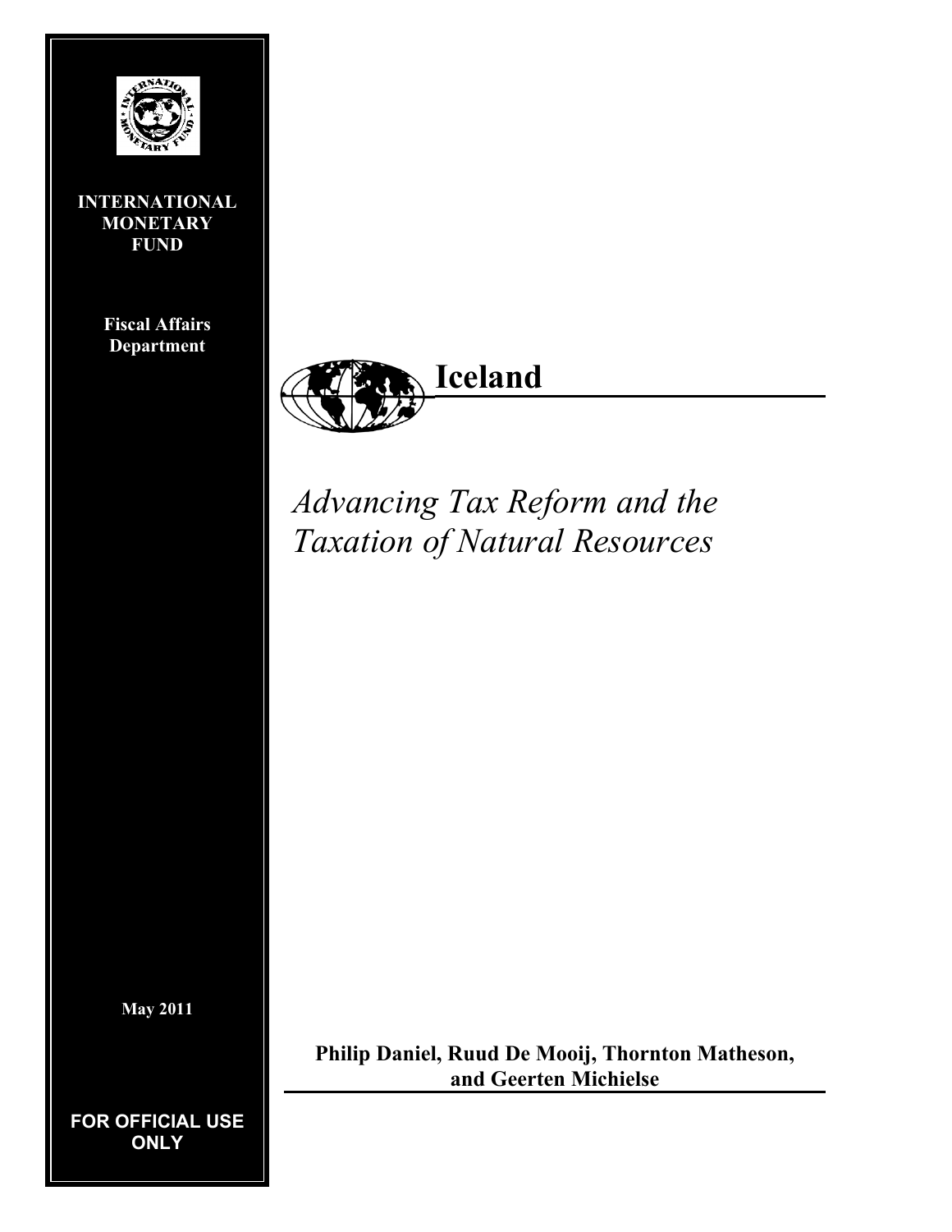**INTERNATIONAL MONETARY FUND**

**Fiscal Affairs Department**

# Iceland

*Advancing Tax Reform and the Taxation of Natural Resources*

**May 2011**

**Philip Daniel, Ruud De Mooij, Thornton Matheson, and Geerten Michielse**

**FOR OFFICIAL USE ONLY**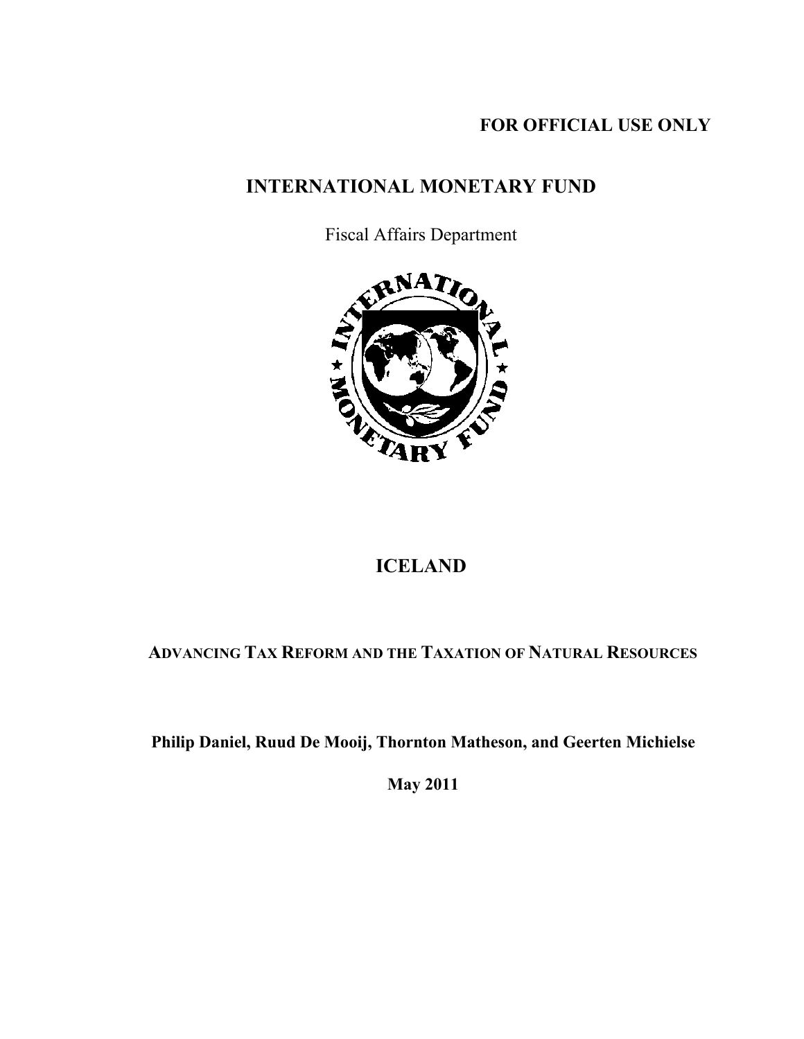**FOR OFFICIAL USE ONLY**

# INTERNATIONAL MONETARY FUND

Fiscal Affairs Department

# ICELAND

## ADVANCING TAX REFORM AND THE TAXATION OF NATURAL RESOURCES

**Philip Daniel, Ruud De Mooij, Thornton Matheson, and Geerten Michielse**

**May 2011**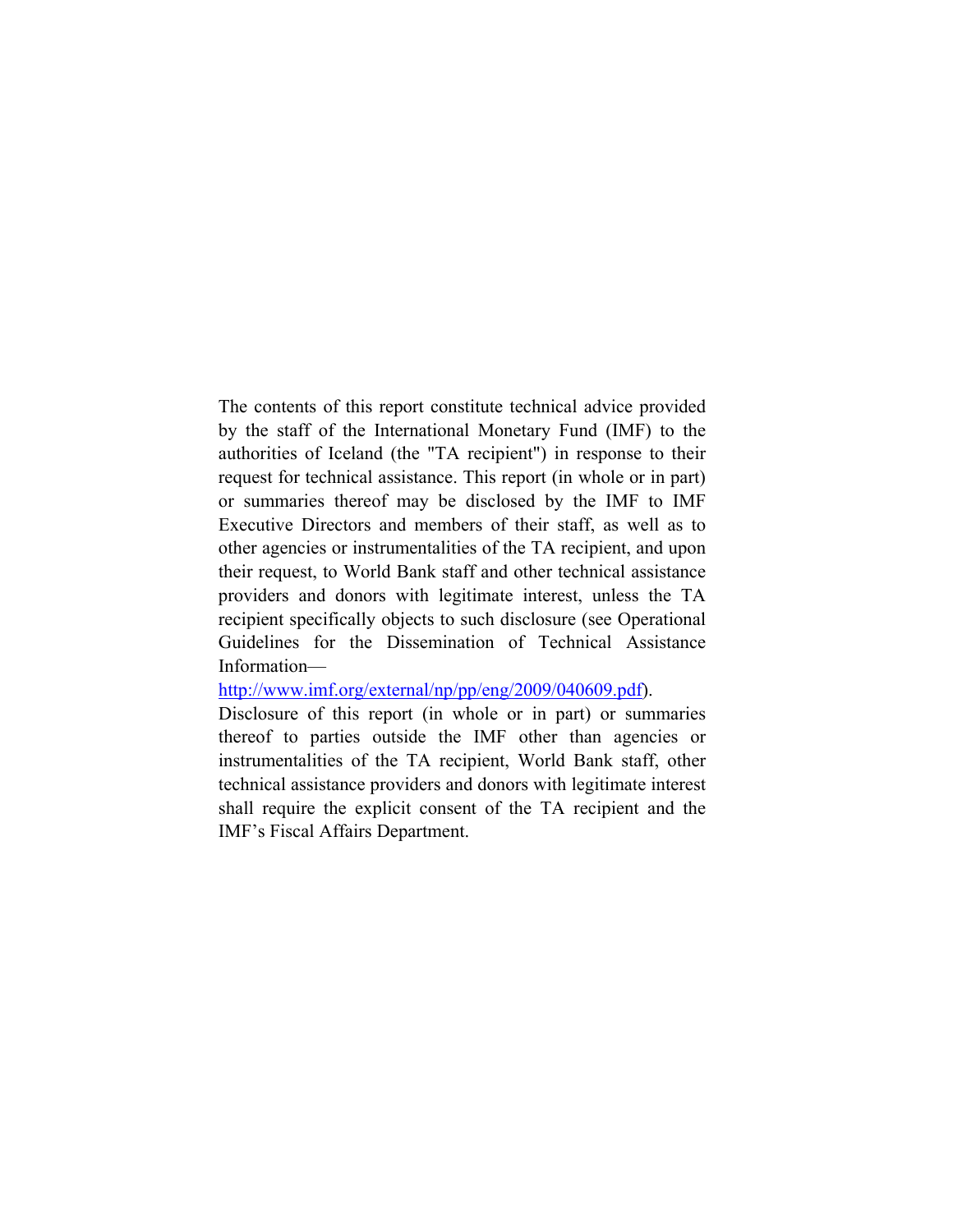The contents of this report constitute technical advice provided by the staff of the International Monetary Fund (IMF) to the authorities of Iceland (the "TA recipient") in response to their request for technical assistance. This report (in whole or in part) or summaries thereof may be disclosed by the IMF to IMF Executive Directors and members of their staff, as well as to other agencies or instrumentalities of the TA recipient, and upon their request, to World Bank staff and other technical assistance providers and donors with legitimate interest, unless the TA recipient specifically objects to such disclosure (see Operational Guidelines for the Dissemination of Technical Assistance Information—
[http://www.imf.org/external/np/pp/eng/2009/040609.pdf](http://www.imf.org/external/np/pp/eng/2009/040609.pdf)).
Disclosure of this report (in whole or in part) or summaries thereof to parties outside the IMF other than agencies or instrumentalities of the TA recipient, World Bank staff, other technical assistance providers and donors with legitimate interest shall require the explicit consent of the TA recipient and the IMF's Fiscal Affairs Department.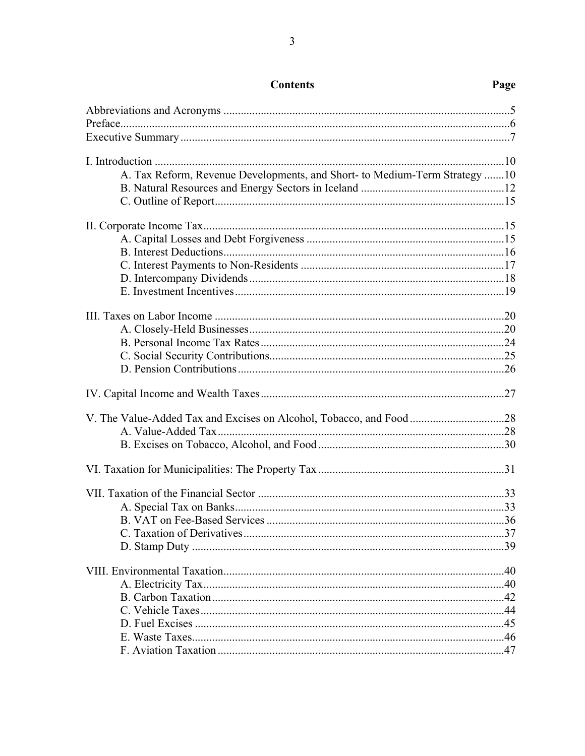## Contents

| | Page |
|---|---|
| Abbreviations and Acronyms | 5 |
| Preface | 6 |
| Executive Summary | 7 |
| | |
| I. Introduction | 10 |
| A. Tax Reform, Revenue Developments, and Short- to Medium-Term Strategy | 10 |
| B. Natural Resources and Energy Sectors in Iceland | 12 |
| C. Outline of Report | 15 |
| | |
| II. Corporate Income Tax | 15 |
| A. Capital Losses and Debt Forgiveness | 15 |
| B. Interest Deductions | 16 |
| C. Interest Payments to Non-Residents | 17 |
| D. Intercompany Dividends | 18 |
| E. Investment Incentives | 19 |
| | |
| III. Taxes on Labor Income | 20 |
| A. Closely-Held Businesses | 20 |
| B. Personal Income Tax Rates | 24 |
| C. Social Security Contributions | 25 |
| D. Pension Contributions | 26 |
| | |
| IV. Capital Income and Wealth Taxes | 27 |
| | |
| V. The Value-Added Tax and Excises on Alcohol, Tobacco, and Food | 28 |
| A. Value-Added Tax | 28 |
| B. Excises on Tobacco, Alcohol, and Food | 30 |
| | |
| VI. Taxation for Municipalities: The Property Tax | 31 |
| | |
| VII. Taxation of the Financial Sector | 33 |
| A. Special Tax on Banks | 33 |
| B. VAT on Fee-Based Services | 36 |
| C. Taxation of Derivatives | 37 |
| D. Stamp Duty | 39 |
| | |
| VIII. Environmental Taxation | 40 |
| A. Electricity Tax | 40 |
| B. Carbon Taxation | 42 |
| C. Vehicle Taxes | 44 |
| D. Fuel Excises | 45 |
| E. Waste Taxes | 46 |
| F. Aviation Taxation | 47 |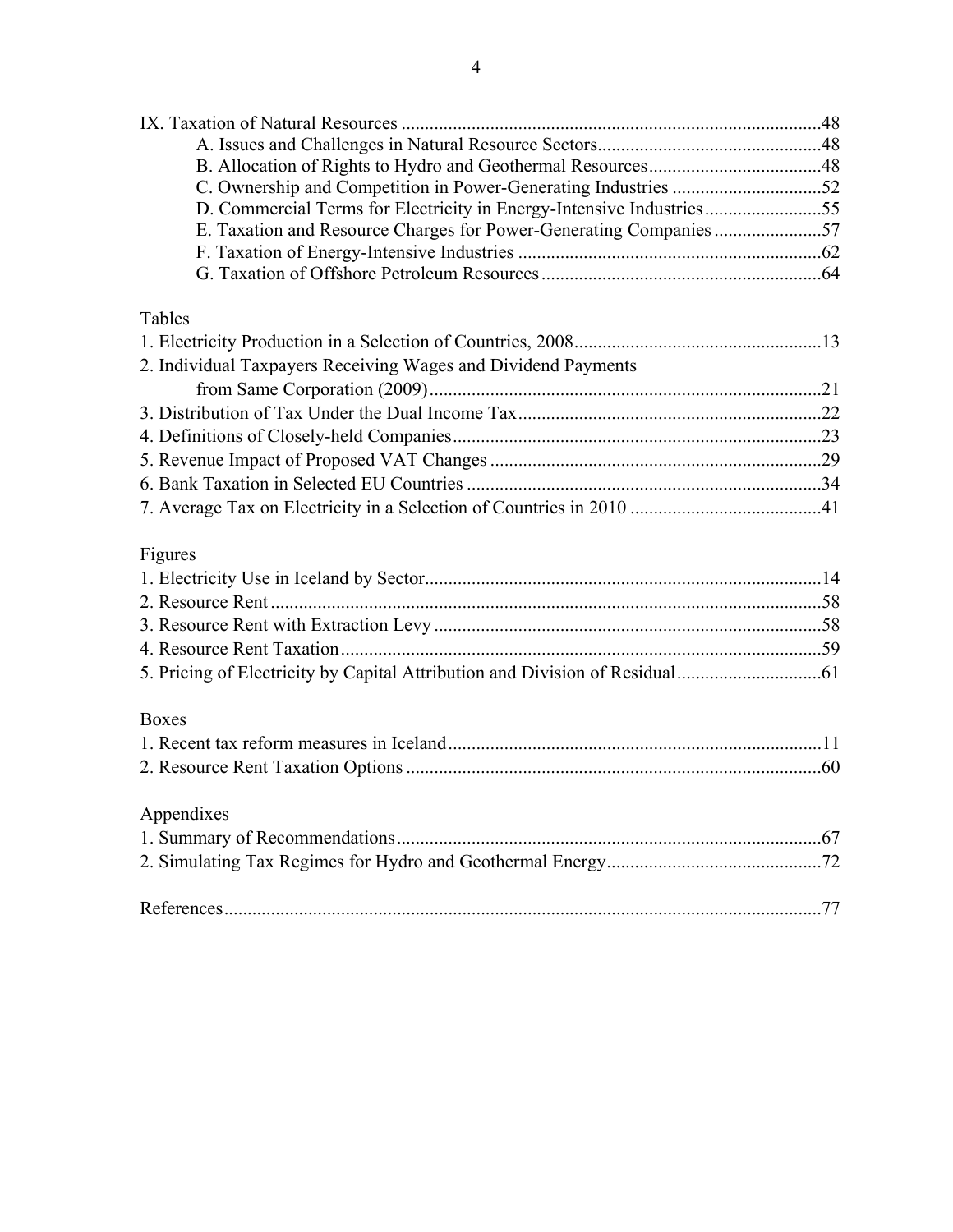IX. Taxation of Natural Resources ....................................................................................48
  A. Issues and Challenges in Natural Resource Sectors...............................................48
  B. Allocation of Rights to Hydro and Geothermal Resources.....................................48
  C. Ownership and Competition in Power-Generating Industries ................................52
  D. Commercial Terms for Electricity in Energy-Intensive Industries.........................55
  E. Taxation and Resource Charges for Power-Generating Companies.......................57
  F. Taxation of Energy-Intensive Industries ................................................................62
  G. Taxation of Offshore Petroleum Resources...........................................................64

Tables

1. Electricity Production in a Selection of Countries, 2008....................................................13
2. Individual Taxpayers Receiving Wages and Dividend Payments from Same Corporation (2009)...................................................................................21
3. Distribution of Tax Under the Dual Income Tax................................................................22
4. Definitions of Closely-held Companies..............................................................................23
5. Revenue Impact of Proposed VAT Changes ......................................................................29
6. Bank Taxation in Selected EU Countries ...........................................................................34
7. Average Tax on Electricity in a Selection of Countries in 2010 ........................................41

Figures

1. Electricity Use in Iceland by Sector....................................................................................14
2. Resource Rent.....................................................................................................................58
3. Resource Rent with Extraction Levy ..................................................................................58
4. Resource Rent Taxation......................................................................................................59
5. Pricing of Electricity by Capital Attribution and Division of Residual..............................61

Boxes

1. Recent tax reform measures in Iceland...............................................................................11
2. Resource Rent Taxation Options ........................................................................................60

Appendixes

1. Summary of Recommendations..........................................................................................67
2. Simulating Tax Regimes for Hydro and Geothermal Energy.............................................72

References..............................................................................................................................77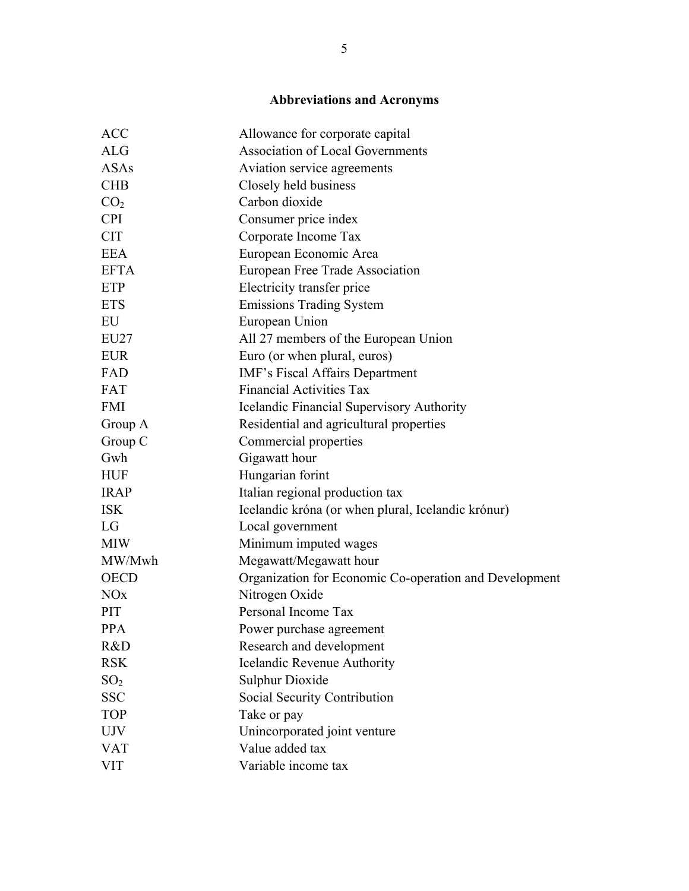## Abbreviations and Acronyms

| | |
|---|---|
| ACC | Allowance for corporate capital |
| ALG | Association of Local Governments |
| ASAs | Aviation service agreements |
| CHB | Closely held business |
| $CO_2$ | Carbon dioxide |
| CPI | Consumer price index |
| CIT | Corporate Income Tax |
| EEA | European Economic Area |
| EFTA | European Free Trade Association |
| ETP | Electricity transfer price |
| ETS | Emissions Trading System |
| EU | European Union |
| EU27 | All 27 members of the European Union |
| EUR | Euro (or when plural, euros) |
| FAD | IMF's Fiscal Affairs Department |
| FAT | Financial Activities Tax |
| FMI | Icelandic Financial Supervisory Authority |
| Group A | Residential and agricultural properties |
| Group C | Commercial properties |
| Gwh | Gigawatt hour |
| HUF | Hungarian forint |
| IRAP | Italian regional production tax |
| ISK | Icelandic króna (or when plural, Icelandic krónur) |
| LG | Local government |
| MIW | Minimum imputed wages |
| MW/Mwh | Megawatt/Megawatt hour |
| OECD | Organization for Economic Co-operation and Development |
| NOx | Nitrogen Oxide |
| PIT | Personal Income Tax |
| PPA | Power purchase agreement |
| R&D | Research and development |
| RSK | Icelandic Revenue Authority |
| $SO_2$ | Sulphur Dioxide |
| SSC | Social Security Contribution |
| TOP | Take or pay |
| UJV | Unincorporated joint venture |
| VAT | Value added tax |
| VIT | Variable income tax |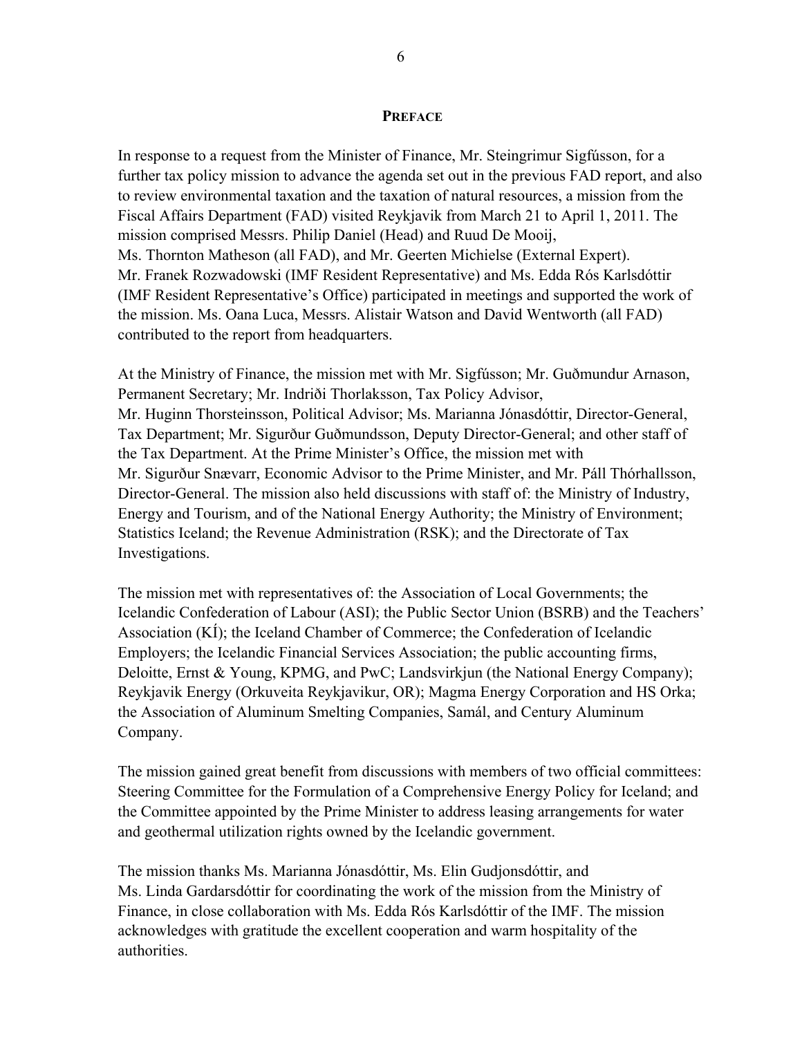## PREFACE

In response to a request from the Minister of Finance, Mr. Steingrimur Sigfússon, for a further tax policy mission to advance the agenda set out in the previous FAD report, and also to review environmental taxation and the taxation of natural resources, a mission from the Fiscal Affairs Department (FAD) visited Reykjavik from March 21 to April 1, 2011. The mission comprised Messrs. Philip Daniel (Head) and Ruud De Mooij, Ms. Thornton Matheson (all FAD), and Mr. Geerten Michielse (External Expert). Mr. Franek Rozwadowski (IMF Resident Representative) and Ms. Edda Rós Karlsdóttir (IMF Resident Representative's Office) participated in meetings and supported the work of the mission. Ms. Oana Luca, Messrs. Alistair Watson and David Wentworth (all FAD) contributed to the report from headquarters.

At the Ministry of Finance, the mission met with Mr. Sigfússon; Mr. Guðmundur Arnason, Permanent Secretary; Mr. Indriði Thorlaksson, Tax Policy Advisor, Mr. Huginn Thorsteinsson, Political Advisor; Ms. Marianna Jónasdóttir, Director-General, Tax Department; Mr. Sigurður Guðmundsson, Deputy Director-General; and other staff of the Tax Department. At the Prime Minister's Office, the mission met with Mr. Sigurður Snævarr, Economic Advisor to the Prime Minister, and Mr. Páll Thórhallsson, Director-General. The mission also held discussions with staff of: the Ministry of Industry, Energy and Tourism, and of the National Energy Authority; the Ministry of Environment; Statistics Iceland; the Revenue Administration (RSK); and the Directorate of Tax Investigations.

The mission met with representatives of: the Association of Local Governments; the Icelandic Confederation of Labour (ASI); the Public Sector Union (BSRB) and the Teachers' Association (KÍ); the Iceland Chamber of Commerce; the Confederation of Icelandic Employers; the Icelandic Financial Services Association; the public accounting firms, Deloitte, Ernst & Young, KPMG, and PwC; Landsvirkjun (the National Energy Company); Reykjavik Energy (Orkuveita Reykjavikur, OR); Magma Energy Corporation and HS Orka; the Association of Aluminum Smelting Companies, Samál, and Century Aluminum Company.

The mission gained great benefit from discussions with members of two official committees: Steering Committee for the Formulation of a Comprehensive Energy Policy for Iceland; and the Committee appointed by the Prime Minister to address leasing arrangements for water and geothermal utilization rights owned by the Icelandic government.

The mission thanks Ms. Marianna Jónasdóttir, Ms. Elin Gudjonsdóttir, and Ms. Linda Gardarsdóttir for coordinating the work of the mission from the Ministry of Finance, in close collaboration with Ms. Edda Rós Karlsdóttir of the IMF. The mission acknowledges with gratitude the excellent cooperation and warm hospitality of the authorities.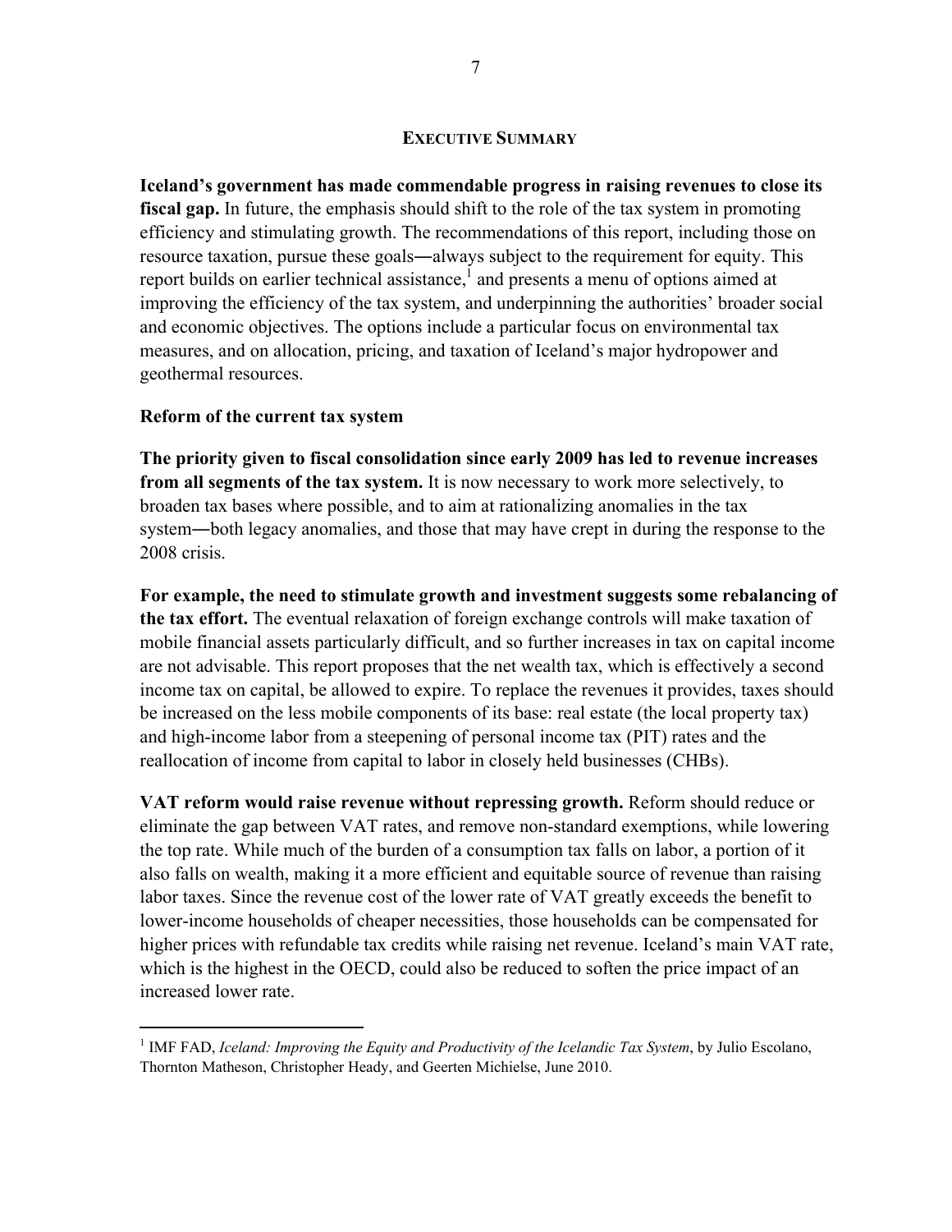## EXECUTIVE SUMMARY

**Iceland's government has made commendable progress in raising revenues to close its fiscal gap.** In future, the emphasis should shift to the role of the tax system in promoting efficiency and stimulating growth. The recommendations of this report, including those on resource taxation, pursue these goals―always subject to the requirement for equity. This report builds on earlier technical assistance,[1] and presents a menu of options aimed at improving the efficiency of the tax system, and underpinning the authorities' broader social and economic objectives. The options include a particular focus on environmental tax measures, and on allocation, pricing, and taxation of Iceland's major hydropower and geothermal resources.

### Reform of the current tax system

**The priority given to fiscal consolidation since early 2009 has led to revenue increases from all segments of the tax system.** It is now necessary to work more selectively, to broaden tax bases where possible, and to aim at rationalizing anomalies in the tax system―both legacy anomalies, and those that may have crept in during the response to the 2008 crisis.

**For example, the need to stimulate growth and investment suggests some rebalancing of the tax effort.** The eventual relaxation of foreign exchange controls will make taxation of mobile financial assets particularly difficult, and so further increases in tax on capital income are not advisable. This report proposes that the net wealth tax, which is effectively a second income tax on capital, be allowed to expire. To replace the revenues it provides, taxes should be increased on the less mobile components of its base: real estate (the local property tax) and high-income labor from a steepening of personal income tax (PIT) rates and the reallocation of income from capital to labor in closely held businesses (CHBs).

**VAT reform would raise revenue without repressing growth.** Reform should reduce or eliminate the gap between VAT rates, and remove non-standard exemptions, while lowering the top rate. While much of the burden of a consumption tax falls on labor, a portion of it also falls on wealth, making it a more efficient and equitable source of revenue than raising labor taxes. Since the revenue cost of the lower rate of VAT greatly exceeds the benefit to lower-income households of cheaper necessities, those households can be compensated for higher prices with refundable tax credits while raising net revenue. Iceland's main VAT rate, which is the highest in the OECD, could also be reduced to soften the price impact of an increased lower rate.

---

[1] IMF FAD, *Iceland: Improving the Equity and Productivity of the Icelandic Tax System*, by Julio Escolano, Thornton Matheson, Christopher Heady, and Geerten Michielse, June 2010.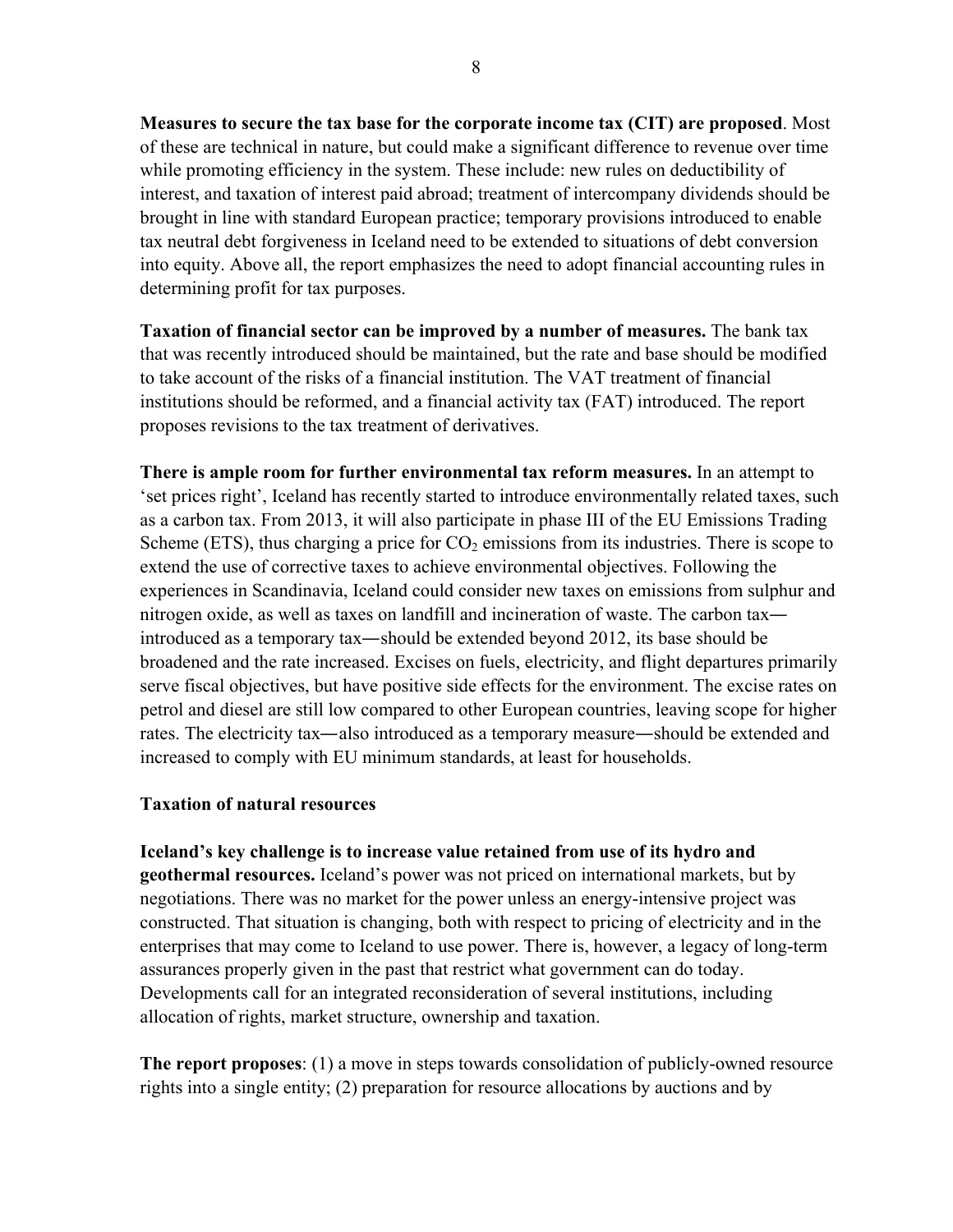**Measures to secure the tax base for the corporate income tax (CIT) are proposed**. Most of these are technical in nature, but could make a significant difference to revenue over time while promoting efficiency in the system. These include: new rules on deductibility of interest, and taxation of interest paid abroad; treatment of intercompany dividends should be brought in line with standard European practice; temporary provisions introduced to enable tax neutral debt forgiveness in Iceland need to be extended to situations of debt conversion into equity. Above all, the report emphasizes the need to adopt financial accounting rules in determining profit for tax purposes.

**Taxation of financial sector can be improved by a number of measures.** The bank tax that was recently introduced should be maintained, but the rate and base should be modified to take account of the risks of a financial institution. The VAT treatment of financial institutions should be reformed, and a financial activity tax (FAT) introduced. The report proposes revisions to the tax treatment of derivatives.

**There is ample room for further environmental tax reform measures.** In an attempt to 'set prices right', Iceland has recently started to introduce environmentally related taxes, such as a carbon tax. From 2013, it will also participate in phase III of the EU Emissions Trading Scheme (ETS), thus charging a price for $CO_2$ emissions from its industries. There is scope to extend the use of corrective taxes to achieve environmental objectives. Following the experiences in Scandinavia, Iceland could consider new taxes on emissions from sulphur and nitrogen oxide, as well as taxes on landfill and incineration of waste. The carbon tax―introduced as a temporary tax―should be extended beyond 2012, its base should be broadened and the rate increased. Excises on fuels, electricity, and flight departures primarily serve fiscal objectives, but have positive side effects for the environment. The excise rates on petrol and diesel are still low compared to other European countries, leaving scope for higher rates. The electricity tax―also introduced as a temporary measure―should be extended and increased to comply with EU minimum standards, at least for households.

### Taxation of natural resources

**Iceland's key challenge is to increase value retained from use of its hydro and geothermal resources.** Iceland's power was not priced on international markets, but by negotiations. There was no market for the power unless an energy-intensive project was constructed. That situation is changing, both with respect to pricing of electricity and in the enterprises that may come to Iceland to use power. There is, however, a legacy of long-term assurances properly given in the past that restrict what government can do today. Developments call for an integrated reconsideration of several institutions, including allocation of rights, market structure, ownership and taxation.

**The report proposes**: (1) a move in steps towards consolidation of publicly-owned resource rights into a single entity; (2) preparation for resource allocations by auctions and by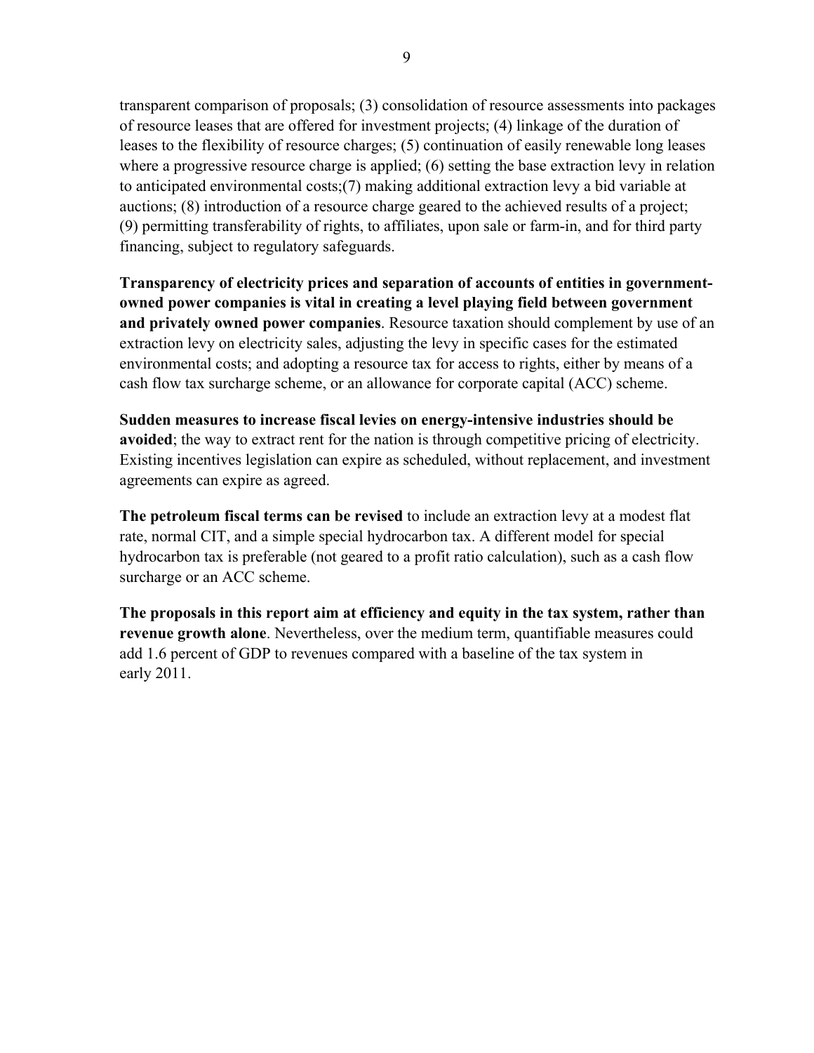transparent comparison of proposals; (3) consolidation of resource assessments into packages of resource leases that are offered for investment projects; (4) linkage of the duration of leases to the flexibility of resource charges; (5) continuation of easily renewable long leases where a progressive resource charge is applied; (6) setting the base extraction levy in relation to anticipated environmental costs;(7) making additional extraction levy a bid variable at auctions; (8) introduction of a resource charge geared to the achieved results of a project; (9) permitting transferability of rights, to affiliates, upon sale or farm-in, and for third party financing, subject to regulatory safeguards.

**Transparency of electricity prices and separation of accounts of entities in government-owned power companies is vital in creating a level playing field between government and privately owned power companies**. Resource taxation should complement by use of an extraction levy on electricity sales, adjusting the levy in specific cases for the estimated environmental costs; and adopting a resource tax for access to rights, either by means of a cash flow tax surcharge scheme, or an allowance for corporate capital (ACC) scheme.

**Sudden measures to increase fiscal levies on energy-intensive industries should be avoided**; the way to extract rent for the nation is through competitive pricing of electricity. Existing incentives legislation can expire as scheduled, without replacement, and investment agreements can expire as agreed.

**The petroleum fiscal terms can be revised** to include an extraction levy at a modest flat rate, normal CIT, and a simple special hydrocarbon tax. A different model for special hydrocarbon tax is preferable (not geared to a profit ratio calculation), such as a cash flow surcharge or an ACC scheme.

**The proposals in this report aim at efficiency and equity in the tax system, rather than revenue growth alone**. Nevertheless, over the medium term, quantifiable measures could add 1.6 percent of GDP to revenues compared with a baseline of the tax system in early 2011.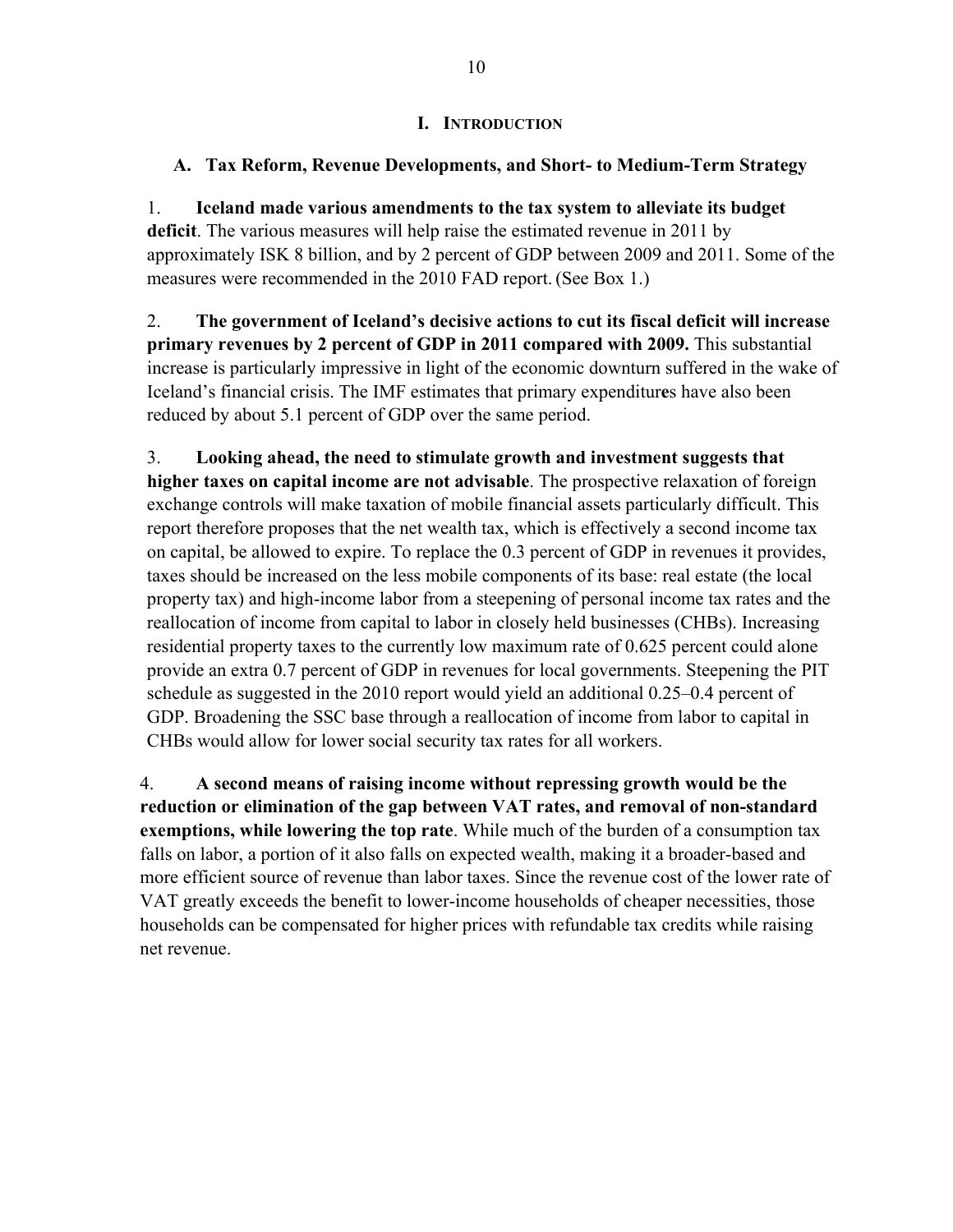# I. INTRODUCTION

## A. Tax Reform, Revenue Developments, and Short- to Medium-Term Strategy

1. **Iceland made various amendments to the tax system to alleviate its budget deficit**. The various measures will help raise the estimated revenue in 2011 by approximately ISK 8 billion, and by 2 percent of GDP between 2009 and 2011. Some of the measures were recommended in the 2010 FAD report. (See Box 1.)

2. **The government of Iceland's decisive actions to cut its fiscal deficit will increase primary revenues by 2 percent of GDP in 2011 compared with 2009.** This substantial increase is particularly impressive in light of the economic downturn suffered in the wake of Iceland's financial crisis. The IMF estimates that primary expenditures have also been reduced by about 5.1 percent of GDP over the same period.

3. **Looking ahead, the need to stimulate growth and investment suggests that higher taxes on capital income are not advisable**. The prospective relaxation of foreign exchange controls will make taxation of mobile financial assets particularly difficult. This report therefore proposes that the net wealth tax, which is effectively a second income tax on capital, be allowed to expire. To replace the 0.3 percent of GDP in revenues it provides, taxes should be increased on the less mobile components of its base: real estate (the local property tax) and high-income labor from a steepening of personal income tax rates and the reallocation of income from capital to labor in closely held businesses (CHBs). Increasing residential property taxes to the currently low maximum rate of 0.625 percent could alone provide an extra 0.7 percent of GDP in revenues for local governments. Steepening the PIT schedule as suggested in the 2010 report would yield an additional 0.25–0.4 percent of GDP. Broadening the SSC base through a reallocation of income from labor to capital in CHBs would allow for lower social security tax rates for all workers.

4. **A second means of raising income without repressing growth would be the reduction or elimination of the gap between VAT rates, and removal of non-standard exemptions, while lowering the top rate**. While much of the burden of a consumption tax falls on labor, a portion of it also falls on expected wealth, making it a broader-based and more efficient source of revenue than labor taxes. Since the revenue cost of the lower rate of VAT greatly exceeds the benefit to lower-income households of cheaper necessities, those households can be compensated for higher prices with refundable tax credits while raising net revenue.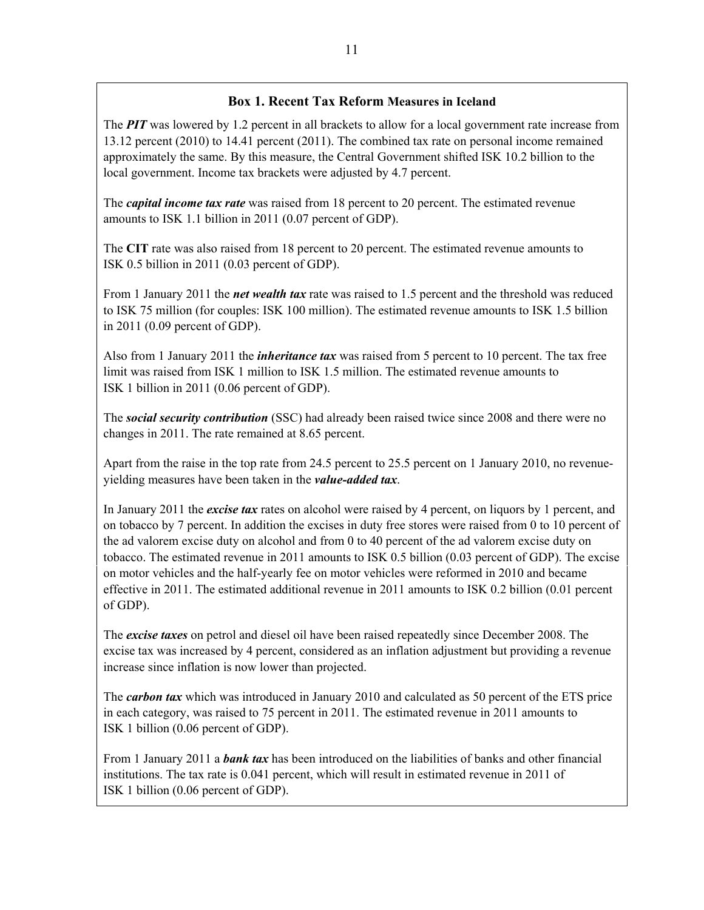### Box 1. Recent Tax Reform Measures in Iceland

The ***PIT*** was lowered by 1.2 percent in all brackets to allow for a local government rate increase from 13.12 percent (2010) to 14.41 percent (2011). The combined tax rate on personal income remained approximately the same. By this measure, the Central Government shifted ISK 10.2 billion to the local government. Income tax brackets were adjusted by 4.7 percent.

The ***capital income tax rate*** was raised from 18 percent to 20 percent. The estimated revenue amounts to ISK 1.1 billion in 2011 (0.07 percent of GDP).

The **CIT** rate was also raised from 18 percent to 20 percent. The estimated revenue amounts to ISK 0.5 billion in 2011 (0.03 percent of GDP).

From 1 January 2011 the ***net wealth tax*** rate was raised to 1.5 percent and the threshold was reduced to ISK 75 million (for couples: ISK 100 million). The estimated revenue amounts to ISK 1.5 billion in 2011 (0.09 percent of GDP).

Also from 1 January 2011 the ***inheritance tax*** was raised from 5 percent to 10 percent. The tax free limit was raised from ISK 1 million to ISK 1.5 million. The estimated revenue amounts to ISK 1 billion in 2011 (0.06 percent of GDP).

The ***social security contribution*** (SSC) had already been raised twice since 2008 and there were no changes in 2011. The rate remained at 8.65 percent.

Apart from the raise in the top rate from 24.5 percent to 25.5 percent on 1 January 2010, no revenue-yielding measures have been taken in the ***value-added tax***.

In January 2011 the ***excise tax*** rates on alcohol were raised by 4 percent, on liquors by 1 percent, and on tobacco by 7 percent. In addition the excises in duty free stores were raised from 0 to 10 percent of the ad valorem excise duty on alcohol and from 0 to 40 percent of the ad valorem excise duty on tobacco. The estimated revenue in 2011 amounts to ISK 0.5 billion (0.03 percent of GDP). The excise on motor vehicles and the half-yearly fee on motor vehicles were reformed in 2010 and became effective in 2011. The estimated additional revenue in 2011 amounts to ISK 0.2 billion (0.01 percent of GDP).

The ***excise taxes*** on petrol and diesel oil have been raised repeatedly since December 2008. The excise tax was increased by 4 percent, considered as an inflation adjustment but providing a revenue increase since inflation is now lower than projected.

The ***carbon tax*** which was introduced in January 2010 and calculated as 50 percent of the ETS price in each category, was raised to 75 percent in 2011. The estimated revenue in 2011 amounts to ISK 1 billion (0.06 percent of GDP).

From 1 January 2011 a ***bank tax*** has been introduced on the liabilities of banks and other financial institutions. The tax rate is 0.041 percent, which will result in estimated revenue in 2011 of ISK 1 billion (0.06 percent of GDP).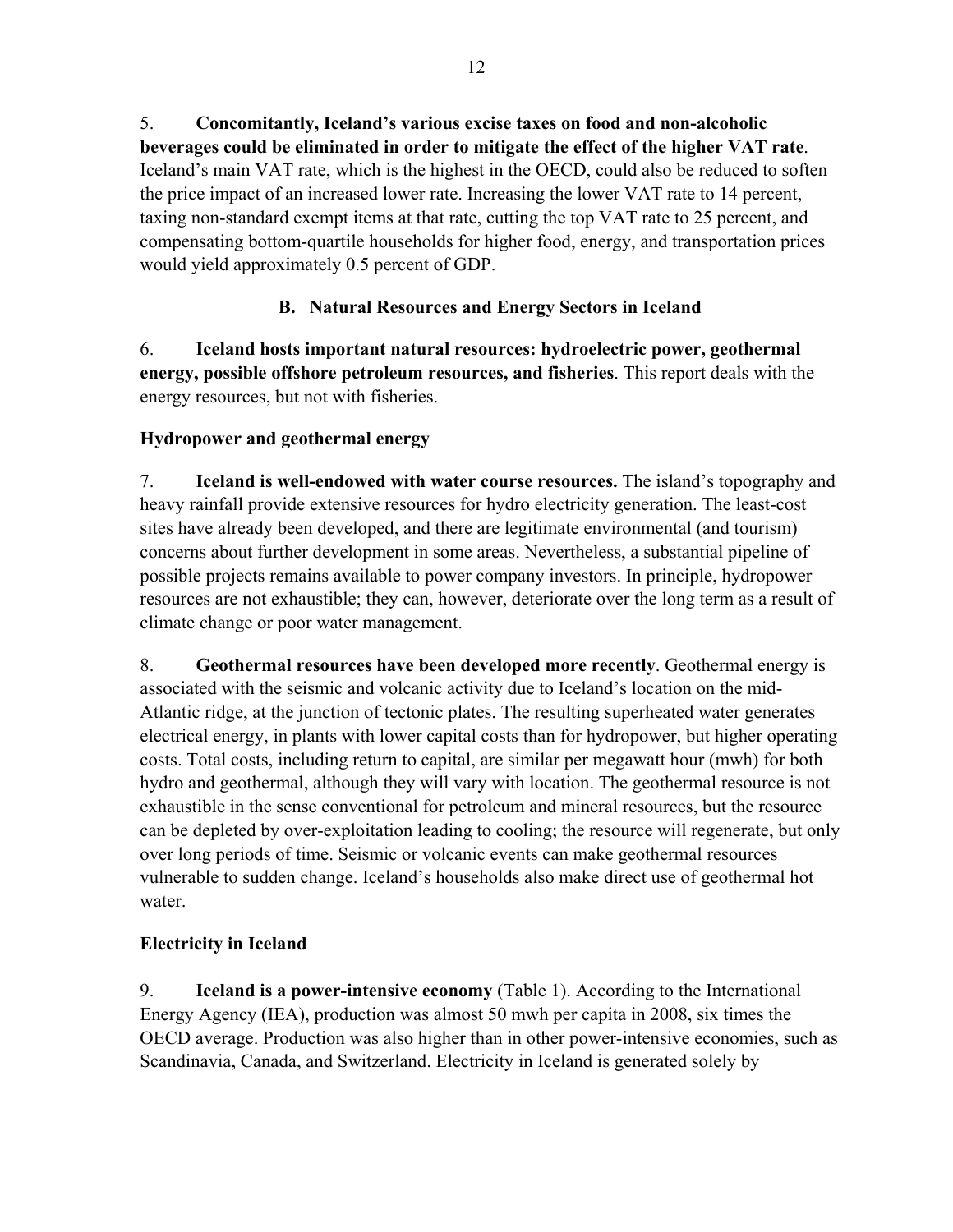5. **Concomitantly, Iceland's various excise taxes on food and non-alcoholic beverages could be eliminated in order to mitigate the effect of the higher VAT rate**. Iceland's main VAT rate, which is the highest in the OECD, could also be reduced to soften the price impact of an increased lower rate. Increasing the lower VAT rate to 14 percent, taxing non-standard exempt items at that rate, cutting the top VAT rate to 25 percent, and compensating bottom-quartile households for higher food, energy, and transportation prices would yield approximately 0.5 percent of GDP.

## B. Natural Resources and Energy Sectors in Iceland

6. **Iceland hosts important natural resources: hydroelectric power, geothermal energy, possible offshore petroleum resources, and fisheries**. This report deals with the energy resources, but not with fisheries.

### Hydropower and geothermal energy

7. **Iceland is well-endowed with water course resources.** The island's topography and heavy rainfall provide extensive resources for hydro electricity generation. The least-cost sites have already been developed, and there are legitimate environmental (and tourism) concerns about further development in some areas. Nevertheless, a substantial pipeline of possible projects remains available to power company investors. In principle, hydropower resources are not exhaustible; they can, however, deteriorate over the long term as a result of climate change or poor water management.

8. **Geothermal resources have been developed more recently**. Geothermal energy is associated with the seismic and volcanic activity due to Iceland's location on the mid-Atlantic ridge, at the junction of tectonic plates. The resulting superheated water generates electrical energy, in plants with lower capital costs than for hydropower, but higher operating costs. Total costs, including return to capital, are similar per megawatt hour (mwh) for both hydro and geothermal, although they will vary with location. The geothermal resource is not exhaustible in the sense conventional for petroleum and mineral resources, but the resource can be depleted by over-exploitation leading to cooling; the resource will regenerate, but only over long periods of time. Seismic or volcanic events can make geothermal resources vulnerable to sudden change. Iceland's households also make direct use of geothermal hot water.

### Electricity in Iceland

9. **Iceland is a power-intensive economy** (Table 1). According to the International Energy Agency (IEA), production was almost 50 mwh per capita in 2008, six times the OECD average. Production was also higher than in other power-intensive economies, such as Scandinavia, Canada, and Switzerland. Electricity in Iceland is generated solely by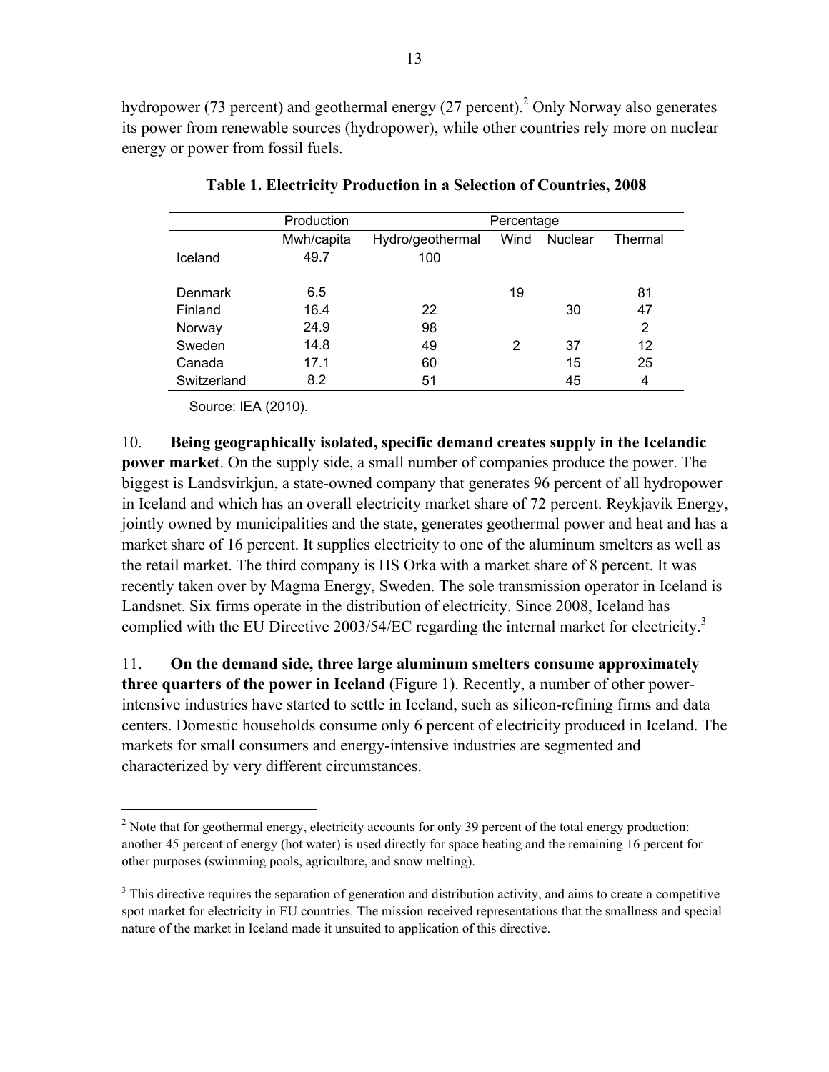hydropower (73 percent) and geothermal energy (27 percent).[2] Only Norway also generates its power from renewable sources (hydropower), while other countries rely more on nuclear energy or power from fossil fuels.

**Table 1. Electricity Production in a Selection of Countries, 2008**

| | Production | Percentage | | | |
|---|---|---|---|---|---|
| | Mwh/capita | Hydro/geothermal | Wind | Nuclear | Thermal |
| Iceland | 49.7 | 100 | | | |
| Denmark | 6.5 | | 19 | | 81 |
| Finland | 16.4 | 22 | | 30 | 47 |
| Norway | 24.9 | 98 | | | 2 |
| Sweden | 14.8 | 49 | 2 | 37 | 12 |
| Canada | 17.1 | 60 | | 15 | 25 |
| Switzerland | 8.2 | 51 | | 45 | 4 |

Source: IEA (2010).

10. **Being geographically isolated, specific demand creates supply in the Icelandic power market**. On the supply side, a small number of companies produce the power. The biggest is Landsvirkjun, a state-owned company that generates 96 percent of all hydropower in Iceland and which has an overall electricity market share of 72 percent. Reykjavik Energy, jointly owned by municipalities and the state, generates geothermal power and heat and has a market share of 16 percent. It supplies electricity to one of the aluminum smelters as well as the retail market. The third company is HS Orka with a market share of 8 percent. It was recently taken over by Magma Energy, Sweden. The sole transmission operator in Iceland is Landsnet. Six firms operate in the distribution of electricity. Since 2008, Iceland has complied with the EU Directive 2003/54/EC regarding the internal market for electricity.[3]

11. **On the demand side, three large aluminum smelters consume approximately three quarters of the power in Iceland** (Figure 1). Recently, a number of other power-intensive industries have started to settle in Iceland, such as silicon-refining firms and data centers. Domestic households consume only 6 percent of electricity produced in Iceland. The markets for small consumers and energy-intensive industries are segmented and characterized by very different circumstances.

---

[2] Note that for geothermal energy, electricity accounts for only 39 percent of the total energy production: another 45 percent of energy (hot water) is used directly for space heating and the remaining 16 percent for other purposes (swimming pools, agriculture, and snow melting).

[3] This directive requires the separation of generation and distribution activity, and aims to create a competitive spot market for electricity in EU countries. The mission received representations that the smallness and special nature of the market in Iceland made it unsuited to application of this directive.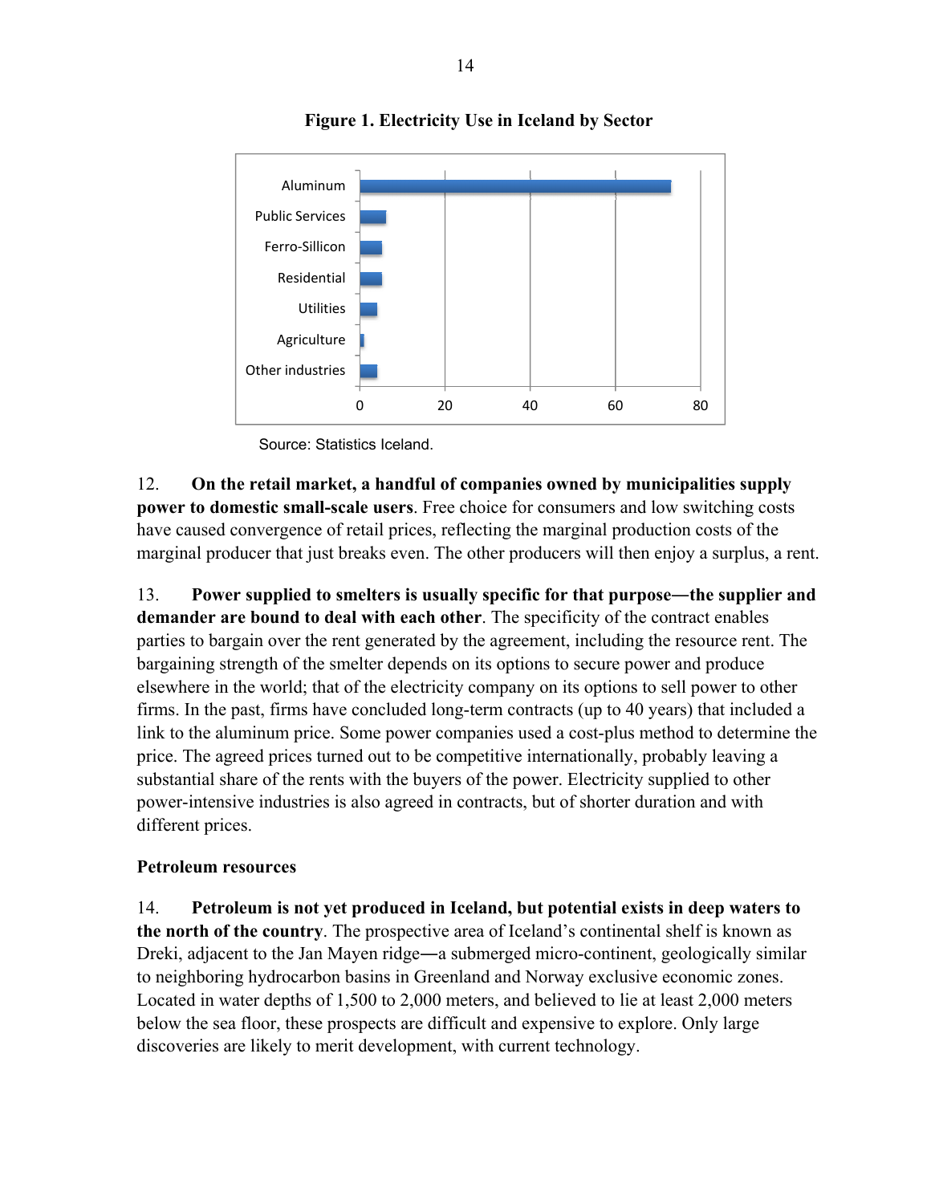**Figure 1. Electricity Use in Iceland by Sector**

Source: Statistics Iceland.

12. **On the retail market, a handful of companies owned by municipalities supply power to domestic small-scale users**. Free choice for consumers and low switching costs have caused convergence of retail prices, reflecting the marginal production costs of the marginal producer that just breaks even. The other producers will then enjoy a surplus, a rent.

13. **Power supplied to smelters is usually specific for that purpose—the supplier and demander are bound to deal with each other**. The specificity of the contract enables parties to bargain over the rent generated by the agreement, including the resource rent. The bargaining strength of the smelter depends on its options to secure power and produce elsewhere in the world; that of the electricity company on its options to sell power to other firms. In the past, firms have concluded long-term contracts (up to 40 years) that included a link to the aluminum price. Some power companies used a cost-plus method to determine the price. The agreed prices turned out to be competitive internationally, probably leaving a substantial share of the rents with the buyers of the power. Electricity supplied to other power-intensive industries is also agreed in contracts, but of shorter duration and with different prices.

### Petroleum resources

14. **Petroleum is not yet produced in Iceland, but potential exists in deep waters to the north of the country**. The prospective area of Iceland's continental shelf is known as Dreki, adjacent to the Jan Mayen ridge—a submerged micro-continent, geologically similar to neighboring hydrocarbon basins in Greenland and Norway exclusive economic zones. Located in water depths of 1,500 to 2,000 meters, and believed to lie at least 2,000 meters below the sea floor, these prospects are difficult and expensive to explore. Only large discoveries are likely to merit development, with current technology.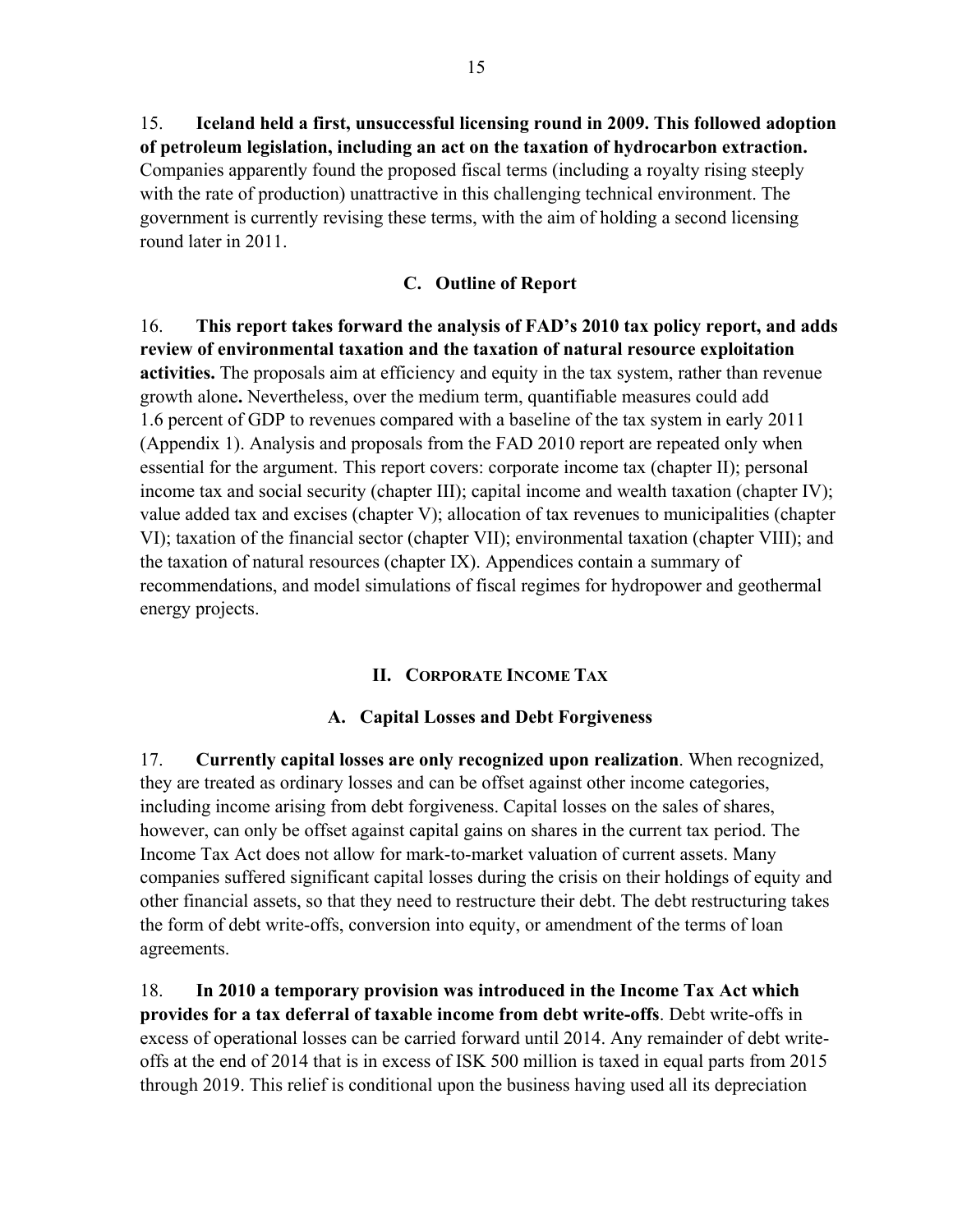15. **Iceland held a first, unsuccessful licensing round in 2009. This followed adoption of petroleum legislation, including an act on the taxation of hydrocarbon extraction.** Companies apparently found the proposed fiscal terms (including a royalty rising steeply with the rate of production) unattractive in this challenging technical environment. The government is currently revising these terms, with the aim of holding a second licensing round later in 2011.

### C. Outline of Report

16. **This report takes forward the analysis of FAD's 2010 tax policy report, and adds review of environmental taxation and the taxation of natural resource exploitation activities.** The proposals aim at efficiency and equity in the tax system, rather than revenue growth alone**.** Nevertheless, over the medium term, quantifiable measures could add 1.6 percent of GDP to revenues compared with a baseline of the tax system in early 2011 (Appendix 1). Analysis and proposals from the FAD 2010 report are repeated only when essential for the argument. This report covers: corporate income tax (chapter II); personal income tax and social security (chapter III); capital income and wealth taxation (chapter IV); value added tax and excises (chapter V); allocation of tax revenues to municipalities (chapter VI); taxation of the financial sector (chapter VII); environmental taxation (chapter VIII); and the taxation of natural resources (chapter IX). Appendices contain a summary of recommendations, and model simulations of fiscal regimes for hydropower and geothermal energy projects.

## II. Corporate Income Tax

### A. Capital Losses and Debt Forgiveness

17. **Currently capital losses are only recognized upon realization**. When recognized, they are treated as ordinary losses and can be offset against other income categories, including income arising from debt forgiveness. Capital losses on the sales of shares, however, can only be offset against capital gains on shares in the current tax period. The Income Tax Act does not allow for mark-to-market valuation of current assets. Many companies suffered significant capital losses during the crisis on their holdings of equity and other financial assets, so that they need to restructure their debt. The debt restructuring takes the form of debt write-offs, conversion into equity, or amendment of the terms of loan agreements.

18. **In 2010 a temporary provision was introduced in the Income Tax Act which provides for a tax deferral of taxable income from debt write-offs**. Debt write-offs in excess of operational losses can be carried forward until 2014. Any remainder of debt write-offs at the end of 2014 that is in excess of ISK 500 million is taxed in equal parts from 2015 through 2019. This relief is conditional upon the business having used all its depreciation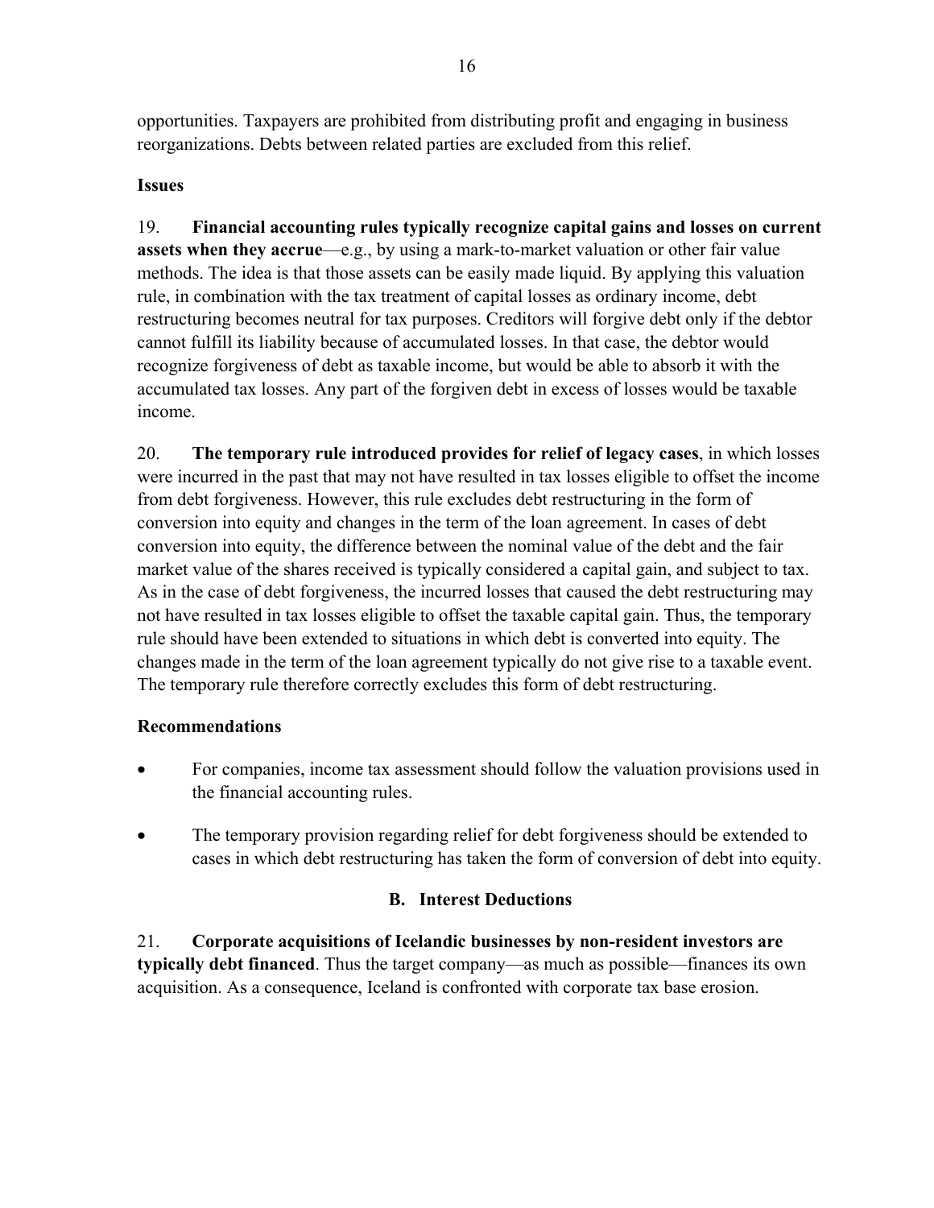opportunities. Taxpayers are prohibited from distributing profit and engaging in business reorganizations. Debts between related parties are excluded from this relief.

**Issues**

19. **Financial accounting rules typically recognize capital gains and losses on current assets when they accrue**—e.g., by using a mark-to-market valuation or other fair value methods. The idea is that those assets can be easily made liquid. By applying this valuation rule, in combination with the tax treatment of capital losses as ordinary income, debt restructuring becomes neutral for tax purposes. Creditors will forgive debt only if the debtor cannot fulfill its liability because of accumulated losses. In that case, the debtor would recognize forgiveness of debt as taxable income, but would be able to absorb it with the accumulated tax losses. Any part of the forgiven debt in excess of losses would be taxable income.

20. **The temporary rule introduced provides for relief of legacy cases**, in which losses were incurred in the past that may not have resulted in tax losses eligible to offset the income from debt forgiveness. However, this rule excludes debt restructuring in the form of conversion into equity and changes in the term of the loan agreement. In cases of debt conversion into equity, the difference between the nominal value of the debt and the fair market value of the shares received is typically considered a capital gain, and subject to tax. As in the case of debt forgiveness, the incurred losses that caused the debt restructuring may not have resulted in tax losses eligible to offset the taxable capital gain. Thus, the temporary rule should have been extended to situations in which debt is converted into equity. The changes made in the term of the loan agreement typically do not give rise to a taxable event. The temporary rule therefore correctly excludes this form of debt restructuring.

**Recommendations**

- For companies, income tax assessment should follow the valuation provisions used in the financial accounting rules.
- The temporary provision regarding relief for debt forgiveness should be extended to cases in which debt restructuring has taken the form of conversion of debt into equity.

## B. Interest Deductions

21. **Corporate acquisitions of Icelandic businesses by non-resident investors are typically debt financed**. Thus the target company—as much as possible—finances its own acquisition. As a consequence, Iceland is confronted with corporate tax base erosion.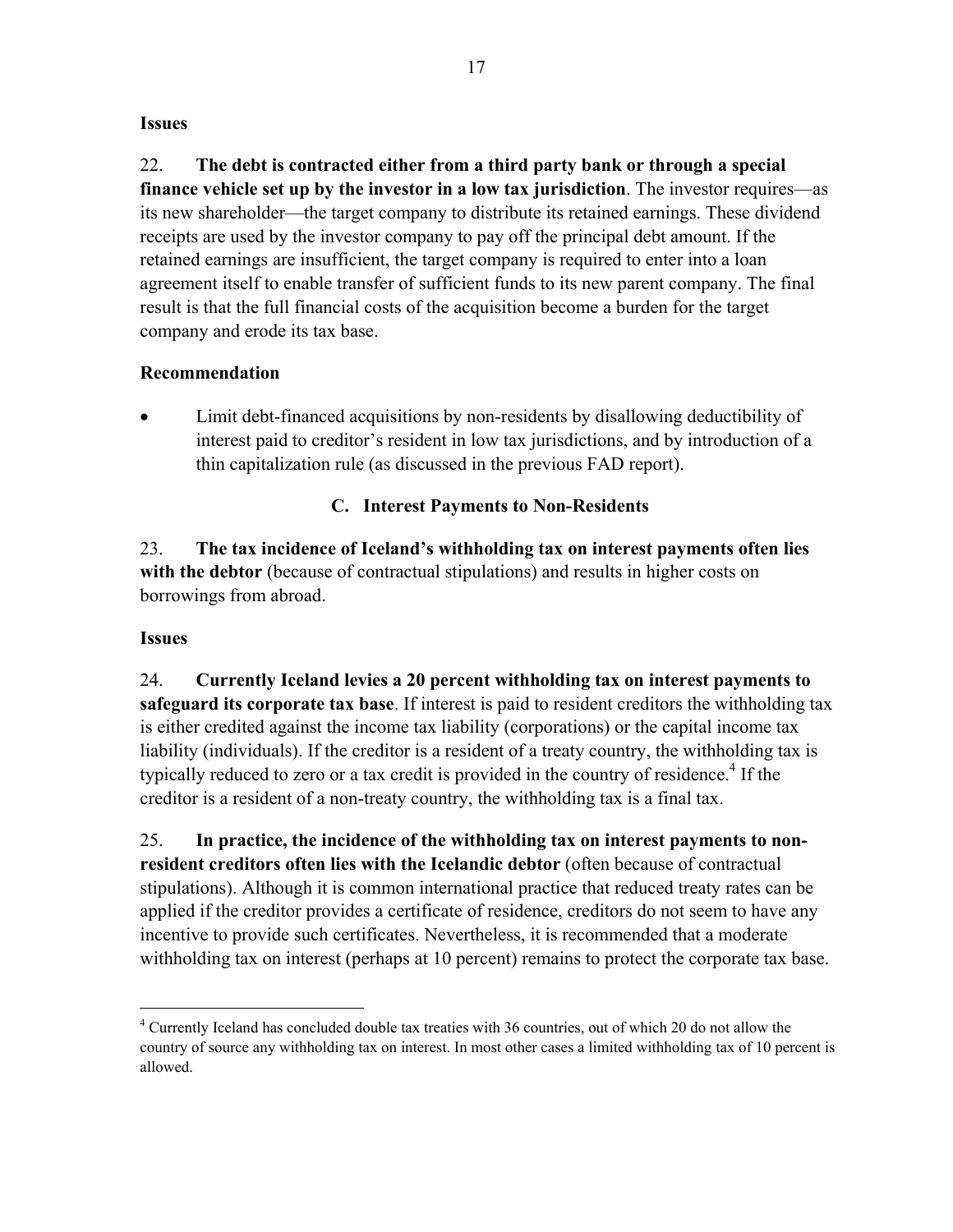**Issues**

22. **The debt is contracted either from a third party bank or through a special finance vehicle set up by the investor in a low tax jurisdiction**. The investor requires—as its new shareholder—the target company to distribute its retained earnings. These dividend receipts are used by the investor company to pay off the principal debt amount. If the retained earnings are insufficient, the target company is required to enter into a loan agreement itself to enable transfer of sufficient funds to its new parent company. The final result is that the full financial costs of the acquisition become a burden for the target company and erode its tax base.

**Recommendation**

- Limit debt-financed acquisitions by non-residents by disallowing deductibility of interest paid to creditor's resident in low tax jurisdictions, and by introduction of a thin capitalization rule (as discussed in the previous FAD report).

### C. Interest Payments to Non-Residents

23. **The tax incidence of Iceland's withholding tax on interest payments often lies with the debtor** (because of contractual stipulations) and results in higher costs on borrowings from abroad.

**Issues**

24. **Currently Iceland levies a 20 percent withholding tax on interest payments to safeguard its corporate tax base**. If interest is paid to resident creditors the withholding tax is either credited against the income tax liability (corporations) or the capital income tax liability (individuals). If the creditor is a resident of a treaty country, the withholding tax is typically reduced to zero or a tax credit is provided in the country of residence.[4] If the creditor is a resident of a non-treaty country, the withholding tax is a final tax.

25. **In practice, the incidence of the withholding tax on interest payments to non-resident creditors often lies with the Icelandic debtor** (often because of contractual stipulations). Although it is common international practice that reduced treaty rates can be applied if the creditor provides a certificate of residence, creditors do not seem to have any incentive to provide such certificates. Nevertheless, it is recommended that a moderate withholding tax on interest (perhaps at 10 percent) remains to protect the corporate tax base.

---

[4] Currently Iceland has concluded double tax treaties with 36 countries, out of which 20 do not allow the country of source any withholding tax on interest. In most other cases a limited withholding tax of 10 percent is allowed.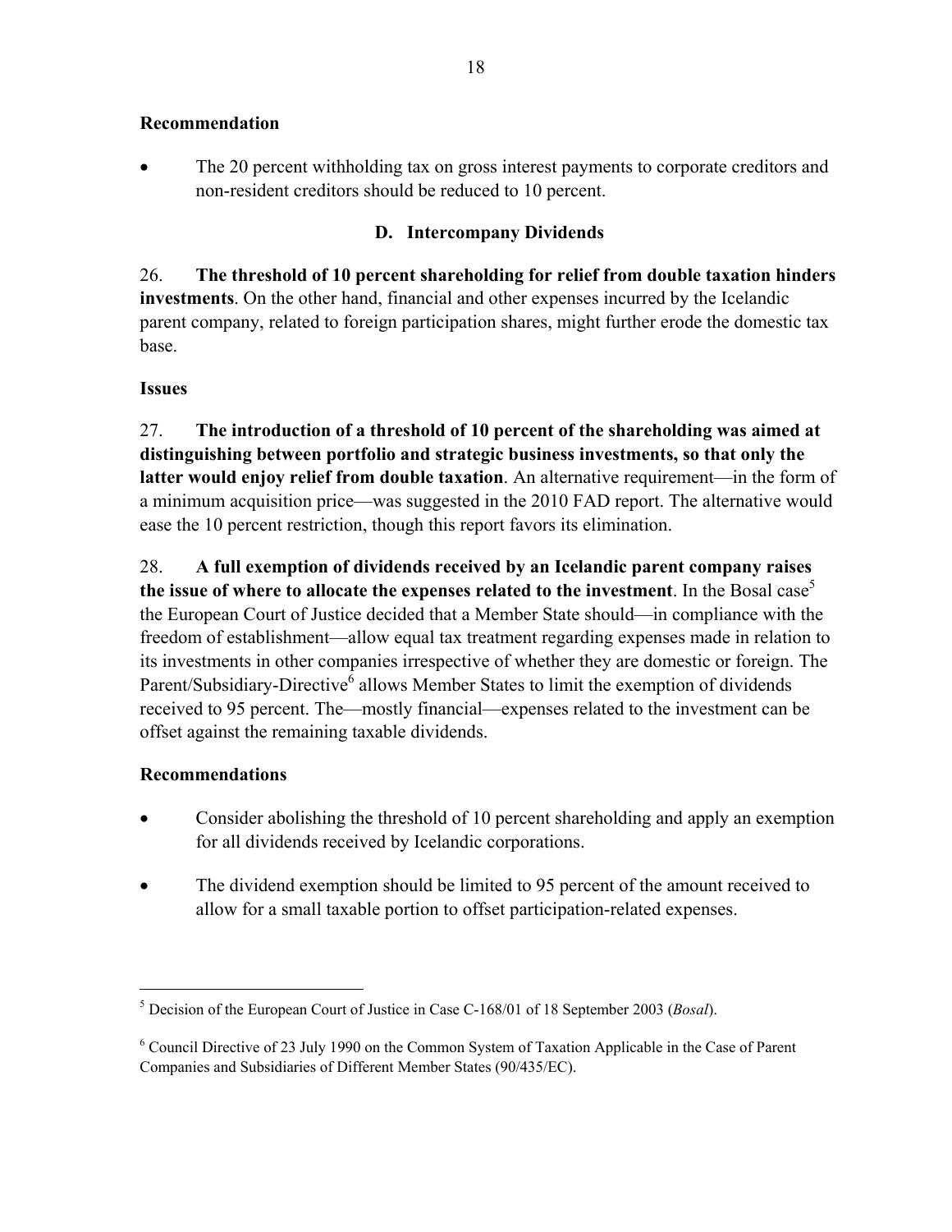### Recommendation

- The 20 percent withholding tax on gross interest payments to corporate creditors and non-resident creditors should be reduced to 10 percent.

## D. Intercompany Dividends

26. **The threshold of 10 percent shareholding for relief from double taxation hinders investments**. On the other hand, financial and other expenses incurred by the Icelandic parent company, related to foreign participation shares, might further erode the domestic tax base.

### Issues

27. **The introduction of a threshold of 10 percent of the shareholding was aimed at distinguishing between portfolio and strategic business investments, so that only the latter would enjoy relief from double taxation**. An alternative requirement—in the form of a minimum acquisition price—was suggested in the 2010 FAD report. The alternative would ease the 10 percent restriction, though this report favors its elimination.

28. **A full exemption of dividends received by an Icelandic parent company raises the issue of where to allocate the expenses related to the investment**. In the Bosal case[5] the European Court of Justice decided that a Member State should—in compliance with the freedom of establishment—allow equal tax treatment regarding expenses made in relation to its investments in other companies irrespective of whether they are domestic or foreign. The Parent/Subsidiary-Directive[6] allows Member States to limit the exemption of dividends received to 95 percent. The—mostly financial—expenses related to the investment can be offset against the remaining taxable dividends.

### Recommendations

- Consider abolishing the threshold of 10 percent shareholding and apply an exemption for all dividends received by Icelandic corporations.
- The dividend exemption should be limited to 95 percent of the amount received to allow for a small taxable portion to offset participation-related expenses.

---

[5] Decision of the European Court of Justice in Case C-168/01 of 18 September 2003 (*Bosal*).

[6] Council Directive of 23 July 1990 on the Common System of Taxation Applicable in the Case of Parent Companies and Subsidiaries of Different Member States (90/435/EC).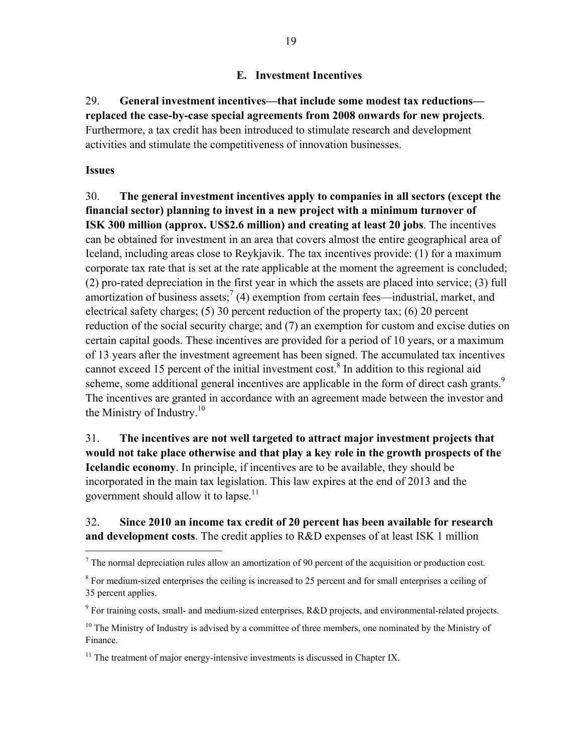## E. Investment Incentives

29. **General investment incentives—that include some modest tax reductions—replaced the case-by-case special agreements from 2008 onwards for new projects**. Furthermore, a tax credit has been introduced to stimulate research and development activities and stimulate the competitiveness of innovation businesses.

**Issues**

30. **The general investment incentives apply to companies in all sectors (except the financial sector) planning to invest in a new project with a minimum turnover of ISK 300 million (approx. US$2.6 million) and creating at least 20 jobs**. The incentives can be obtained for investment in an area that covers almost the entire geographical area of Iceland, including areas close to Reykjavik. The tax incentives provide: (1) for a maximum corporate tax rate that is set at the rate applicable at the moment the agreement is concluded; (2) pro-rated depreciation in the first year in which the assets are placed into service; (3) full amortization of business assets;[7] (4) exemption from certain fees—industrial, market, and electrical safety charges; (5) 30 percent reduction of the property tax; (6) 20 percent reduction of the social security charge; and (7) an exemption for custom and excise duties on certain capital goods. These incentives are provided for a period of 10 years, or a maximum of 13 years after the investment agreement has been signed. The accumulated tax incentives cannot exceed 15 percent of the initial investment cost.[8] In addition to this regional aid scheme, some additional general incentives are applicable in the form of direct cash grants.[9] The incentives are granted in accordance with an agreement made between the investor and the Ministry of Industry.[10]

31. **The incentives are not well targeted to attract major investment projects that would not take place otherwise and that play a key role in the growth prospects of the Icelandic economy**. In principle, if incentives are to be available, they should be incorporated in the main tax legislation. This law expires at the end of 2013 and the government should allow it to lapse.[11]

32. **Since 2010 an income tax credit of 20 percent has been available for research and development costs**. The credit applies to R&D expenses of at least ISK 1 million

---

[7] The normal depreciation rules allow an amortization of 90 percent of the acquisition or production cost.

[8] For medium-sized enterprises the ceiling is increased to 25 percent and for small enterprises a ceiling of 35 percent applies.

[9] For training costs, small- and medium-sized enterprises, R&D projects, and environmental-related projects.

[10] The Ministry of Industry is advised by a committee of three members, one nominated by the Ministry of Finance.

[11] The treatment of major energy-intensive investments is discussed in Chapter IX.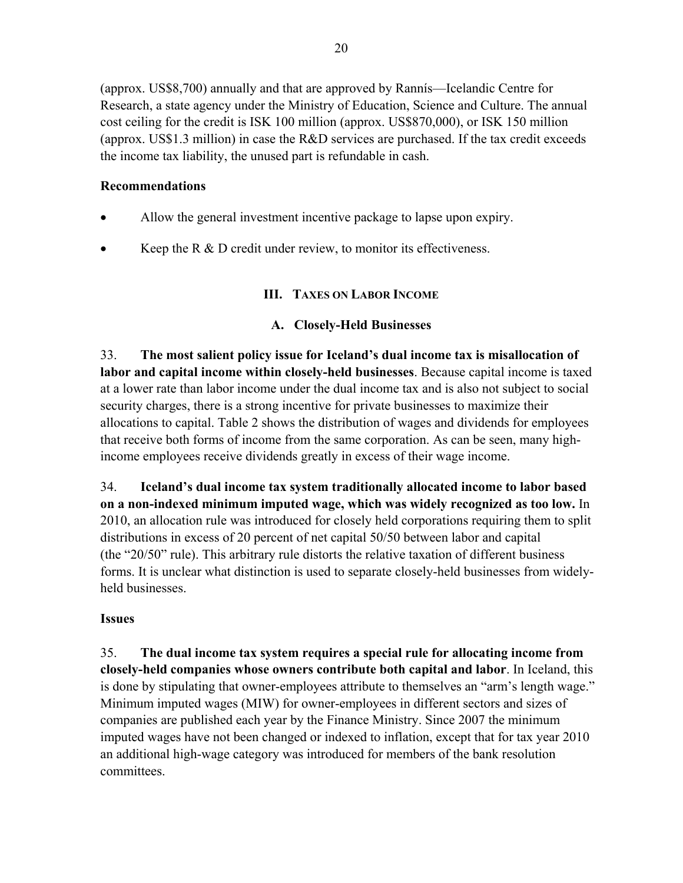(approx. US$8,700) annually and that are approved by Rannís—Icelandic Centre for Research, a state agency under the Ministry of Education, Science and Culture. The annual cost ceiling for the credit is ISK 100 million (approx. US$870,000), or ISK 150 million (approx. US$1.3 million) in case the R&D services are purchased. If the tax credit exceeds the income tax liability, the unused part is refundable in cash.

**Recommendations**

- Allow the general investment incentive package to lapse upon expiry.
- Keep the R & D credit under review, to monitor its effectiveness.

## III. Taxes on Labor Income

### A. Closely-Held Businesses

33. **The most salient policy issue for Iceland's dual income tax is misallocation of labor and capital income within closely-held businesses**. Because capital income is taxed at a lower rate than labor income under the dual income tax and is also not subject to social security charges, there is a strong incentive for private businesses to maximize their allocations to capital. Table 2 shows the distribution of wages and dividends for employees that receive both forms of income from the same corporation. As can be seen, many high-income employees receive dividends greatly in excess of their wage income.

34. **Iceland's dual income tax system traditionally allocated income to labor based on a non-indexed minimum imputed wage, which was widely recognized as too low.** In 2010, an allocation rule was introduced for closely held corporations requiring them to split distributions in excess of 20 percent of net capital 50/50 between labor and capital (the "20/50" rule). This arbitrary rule distorts the relative taxation of different business forms. It is unclear what distinction is used to separate closely-held businesses from widely-held businesses.

**Issues**

35. **The dual income tax system requires a special rule for allocating income from closely-held companies whose owners contribute both capital and labor**. In Iceland, this is done by stipulating that owner-employees attribute to themselves an "arm's length wage." Minimum imputed wages (MIW) for owner-employees in different sectors and sizes of companies are published each year by the Finance Ministry. Since 2007 the minimum imputed wages have not been changed or indexed to inflation, except that for tax year 2010 an additional high-wage category was introduced for members of the bank resolution committees.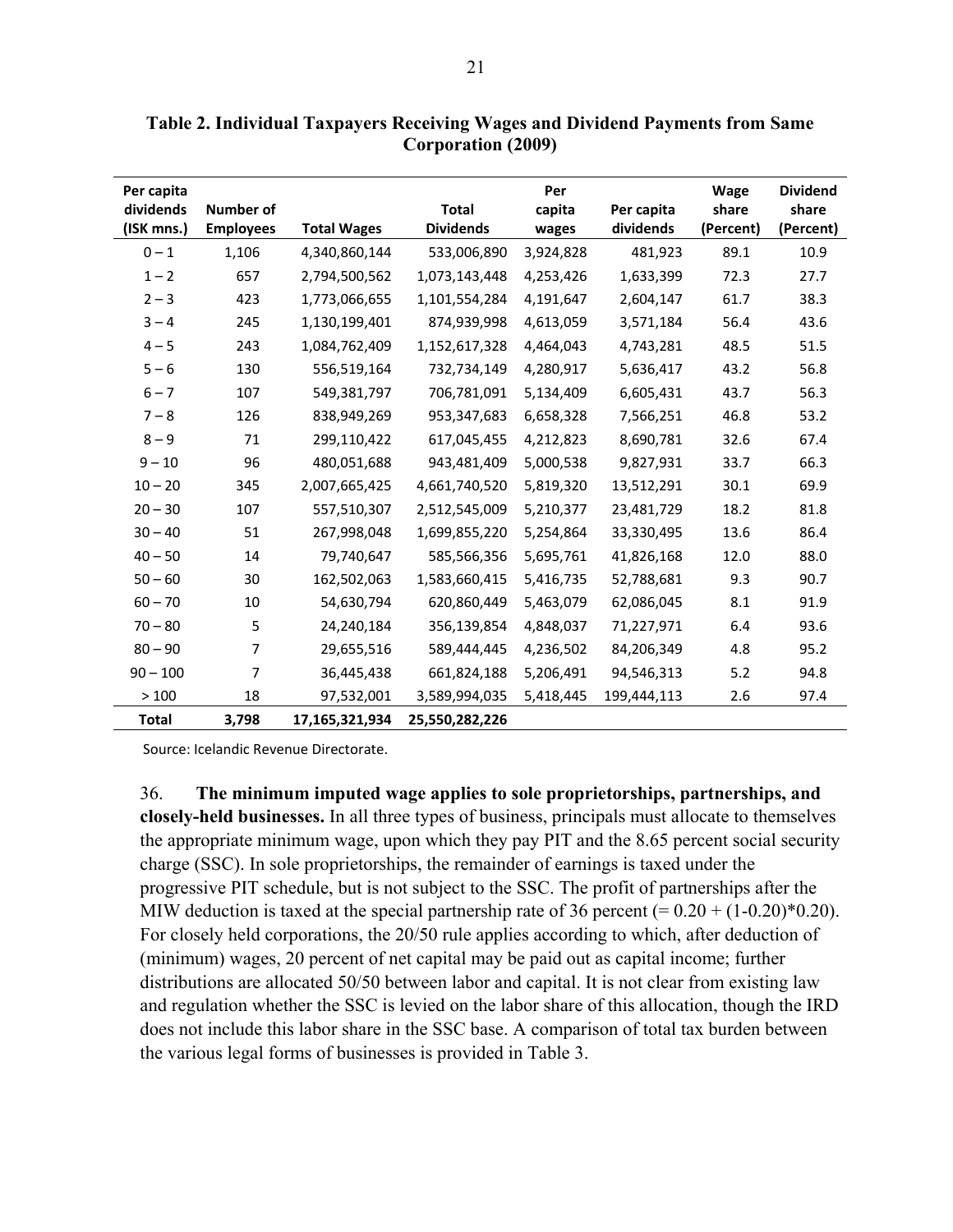**Table 2. Individual Taxpayers Receiving Wages and Dividend Payments from Same Corporation (2009)**

| Per capita dividends (ISK mns.) | Number of Employees | Total Wages | Total Dividends | Per capita wages | Per capita dividends | Wage share (Percent) | Dividend share (Percent) |
|---|---|---|---|---|---|---|---|
| 0 – 1 | 1,106 | 4,340,860,144 | 533,006,890 | 3,924,828 | 481,923 | 89.1 | 10.9 |
| 1 – 2 | 657 | 2,794,500,562 | 1,073,143,448 | 4,253,426 | 1,633,399 | 72.3 | 27.7 |
| 2 – 3 | 423 | 1,773,066,655 | 1,101,554,284 | 4,191,647 | 2,604,147 | 61.7 | 38.3 |
| 3 – 4 | 245 | 1,130,199,401 | 874,939,998 | 4,613,059 | 3,571,184 | 56.4 | 43.6 |
| 4 – 5 | 243 | 1,084,762,409 | 1,152,617,328 | 4,464,043 | 4,743,281 | 48.5 | 51.5 |
| 5 – 6 | 130 | 556,519,164 | 732,734,149 | 4,280,917 | 5,636,417 | 43.2 | 56.8 |
| 6 – 7 | 107 | 549,381,797 | 706,781,091 | 5,134,409 | 6,605,431 | 43.7 | 56.3 |
| 7 – 8 | 126 | 838,949,269 | 953,347,683 | 6,658,328 | 7,566,251 | 46.8 | 53.2 |
| 8 – 9 | 71 | 299,110,422 | 617,045,455 | 4,212,823 | 8,690,781 | 32.6 | 67.4 |
| 9 – 10 | 96 | 480,051,688 | 943,481,409 | 5,000,538 | 9,827,931 | 33.7 | 66.3 |
| 10 – 20 | 345 | 2,007,665,425 | 4,661,740,520 | 5,819,320 | 13,512,291 | 30.1 | 69.9 |
| 20 – 30 | 107 | 557,510,307 | 2,512,545,009 | 5,210,377 | 23,481,729 | 18.2 | 81.8 |
| 30 – 40 | 51 | 267,998,048 | 1,699,855,220 | 5,254,864 | 33,330,495 | 13.6 | 86.4 |
| 40 – 50 | 14 | 79,740,647 | 585,566,356 | 5,695,761 | 41,826,168 | 12.0 | 88.0 |
| 50 – 60 | 30 | 162,502,063 | 1,583,660,415 | 5,416,735 | 52,788,681 | 9.3 | 90.7 |
| 60 – 70 | 10 | 54,630,794 | 620,860,449 | 5,463,079 | 62,086,045 | 8.1 | 91.9 |
| 70 – 80 | 5 | 24,240,184 | 356,139,854 | 4,848,037 | 71,227,971 | 6.4 | 93.6 |
| 80 – 90 | 7 | 29,655,516 | 589,444,445 | 4,236,502 | 84,206,349 | 4.8 | 95.2 |
| 90 – 100 | 7 | 36,445,438 | 661,824,188 | 5,206,491 | 94,546,313 | 5.2 | 94.8 |
| > 100 | 18 | 97,532,001 | 3,589,994,035 | 5,418,445 | 199,444,113 | 2.6 | 97.4 |
| **Total** | **3,798** | **17,165,321,934** | **25,550,282,226** | | | | |

Source: Icelandic Revenue Directorate.

36. **The minimum imputed wage applies to sole proprietorships, partnerships, and closely-held businesses.** In all three types of business, principals must allocate to themselves the appropriate minimum wage, upon which they pay PIT and the 8.65 percent social security charge (SSC). In sole proprietorships, the remainder of earnings is taxed under the progressive PIT schedule, but is not subject to the SSC. The profit of partnerships after the MIW deduction is taxed at the special partnership rate of 36 percent ($= 0.20 + (1\text{-}0.20)*0.20$). For closely held corporations, the 20/50 rule applies according to which, after deduction of (minimum) wages, 20 percent of net capital may be paid out as capital income; further distributions are allocated 50/50 between labor and capital. It is not clear from existing law and regulation whether the SSC is levied on the labor share of this allocation, though the IRD does not include this labor share in the SSC base. A comparison of total tax burden between the various legal forms of businesses is provided in Table 3.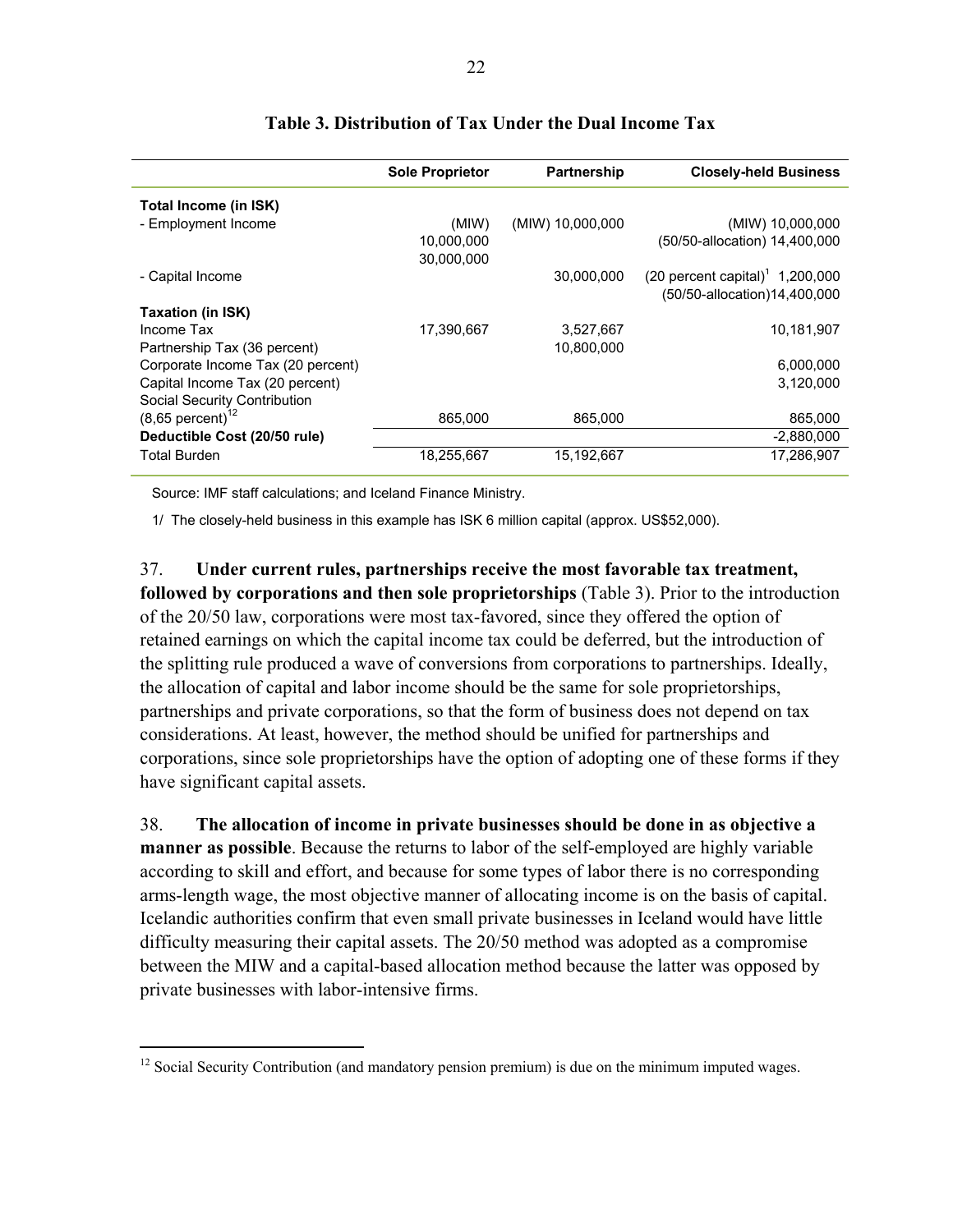**Table 3. Distribution of Tax Under the Dual Income Tax**

| | Sole Proprietor | Partnership | Closely-held Business |
|---|---|---|---|
| **Total Income (in ISK)** | | | |
| - Employment Income | (MIW) 10,000,000 30,000,000 | (MIW) 10,000,000 | (MIW) 10,000,000 (50/50-allocation) 14,400,000 |
| - Capital Income | | 30,000,000 | (20 percent capital)[1] 1,200,000 (50/50-allocation)14,400,000 |
| **Taxation (in ISK)** | | | |
| Income Tax | 17,390,667 | 3,527,667 | 10,181,907 |
| Partnership Tax (36 percent) | | 10,800,000 | |
| Corporate Income Tax (20 percent) | | | 6,000,000 |
| Capital Income Tax (20 percent) | | | 3,120,000 |
| Social Security Contribution (8,65 percent)[12] | 865,000 | 865,000 | 865,000 |
| **Deductible Cost (20/50 rule)** | | | -2,880,000 |
| Total Burden | 18,255,667 | 15,192,667 | 17,286,907 |

Source: IMF staff calculations; and Iceland Finance Ministry.

1/ The closely-held business in this example has ISK 6 million capital (approx. US$52,000).

37. **Under current rules, partnerships receive the most favorable tax treatment, followed by corporations and then sole proprietorships** (Table 3). Prior to the introduction of the 20/50 law, corporations were most tax-favored, since they offered the option of retained earnings on which the capital income tax could be deferred, but the introduction of the splitting rule produced a wave of conversions from corporations to partnerships. Ideally, the allocation of capital and labor income should be the same for sole proprietorships, partnerships and private corporations, so that the form of business does not depend on tax considerations. At least, however, the method should be unified for partnerships and corporations, since sole proprietorships have the option of adopting one of these forms if they have significant capital assets.

38. **The allocation of income in private businesses should be done in as objective a manner as possible**. Because the returns to labor of the self-employed are highly variable according to skill and effort, and because for some types of labor there is no corresponding arms-length wage, the most objective manner of allocating income is on the basis of capital. Icelandic authorities confirm that even small private businesses in Iceland would have little difficulty measuring their capital assets. The 20/50 method was adopted as a compromise between the MIW and a capital-based allocation method because the latter was opposed by private businesses with labor-intensive firms.

[12] Social Security Contribution (and mandatory pension premium) is due on the minimum imputed wages.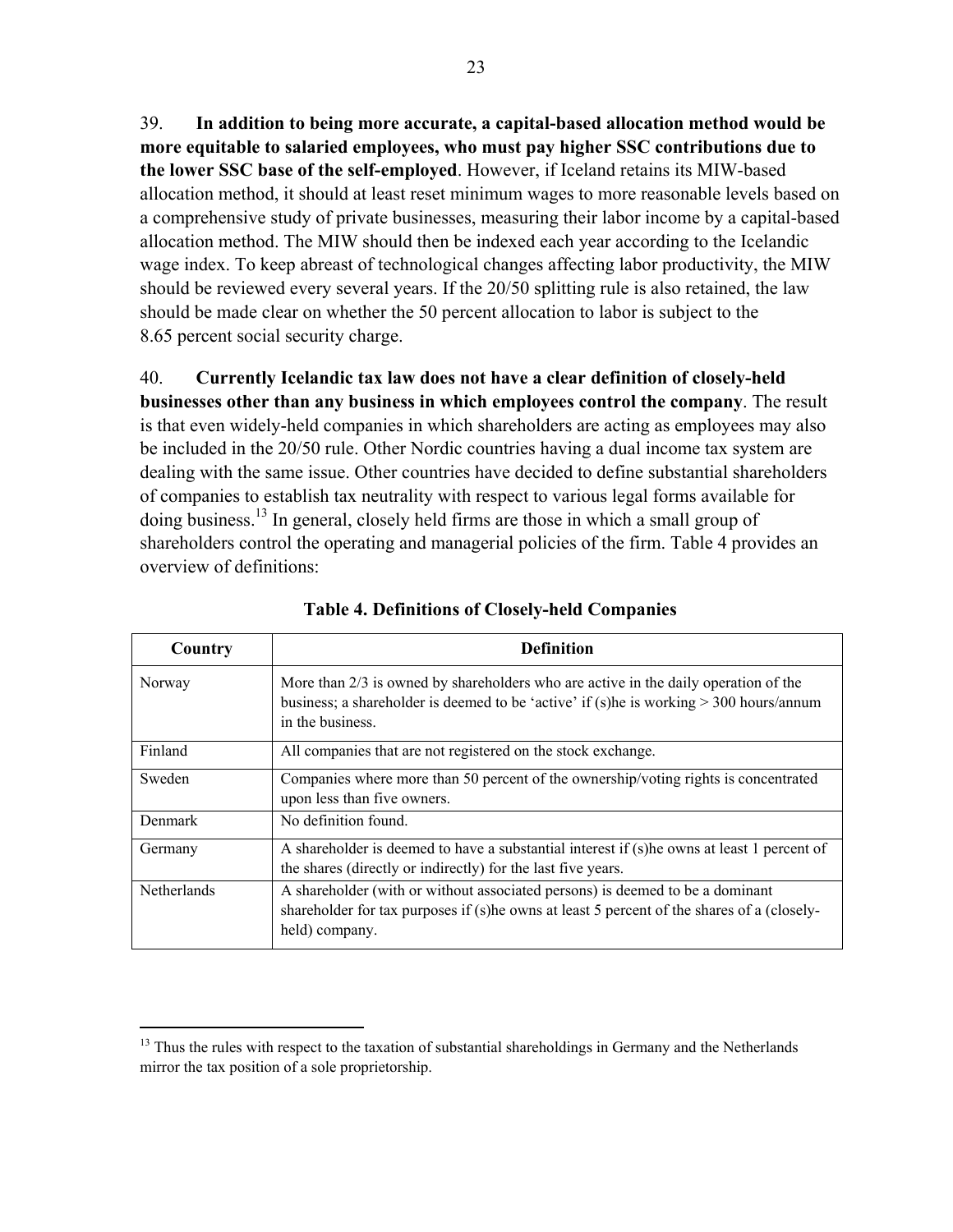39. **In addition to being more accurate, a capital-based allocation method would be more equitable to salaried employees, who must pay higher SSC contributions due to the lower SSC base of the self-employed**. However, if Iceland retains its MIW-based allocation method, it should at least reset minimum wages to more reasonable levels based on a comprehensive study of private businesses, measuring their labor income by a capital-based allocation method. The MIW should then be indexed each year according to the Icelandic wage index. To keep abreast of technological changes affecting labor productivity, the MIW should be reviewed every several years. If the 20/50 splitting rule is also retained, the law should be made clear on whether the 50 percent allocation to labor is subject to the 8.65 percent social security charge.

40. **Currently Icelandic tax law does not have a clear definition of closely-held businesses other than any business in which employees control the company**. The result is that even widely-held companies in which shareholders are acting as employees may also be included in the 20/50 rule. Other Nordic countries having a dual income tax system are dealing with the same issue. Other countries have decided to define substantial shareholders of companies to establish tax neutrality with respect to various legal forms available for doing business.[13] In general, closely held firms are those in which a small group of shareholders control the operating and managerial policies of the firm. Table 4 provides an overview of definitions:

**Table 4. Definitions of Closely-held Companies**

| Country | Definition |
|---|---|
| Norway | More than 2/3 is owned by shareholders who are active in the daily operation of the business; a shareholder is deemed to be 'active' if (s)he is working > 300 hours/annum in the business. |
| Finland | All companies that are not registered on the stock exchange. |
| Sweden | Companies where more than 50 percent of the ownership/voting rights is concentrated upon less than five owners. |
| Denmark | No definition found. |
| Germany | A shareholder is deemed to have a substantial interest if (s)he owns at least 1 percent of the shares (directly or indirectly) for the last five years. |
| Netherlands | A shareholder (with or without associated persons) is deemed to be a dominant shareholder for tax purposes if (s)he owns at least 5 percent of the shares of a (closely-held) company. |

[13] Thus the rules with respect to the taxation of substantial shareholdings in Germany and the Netherlands mirror the tax position of a sole proprietorship.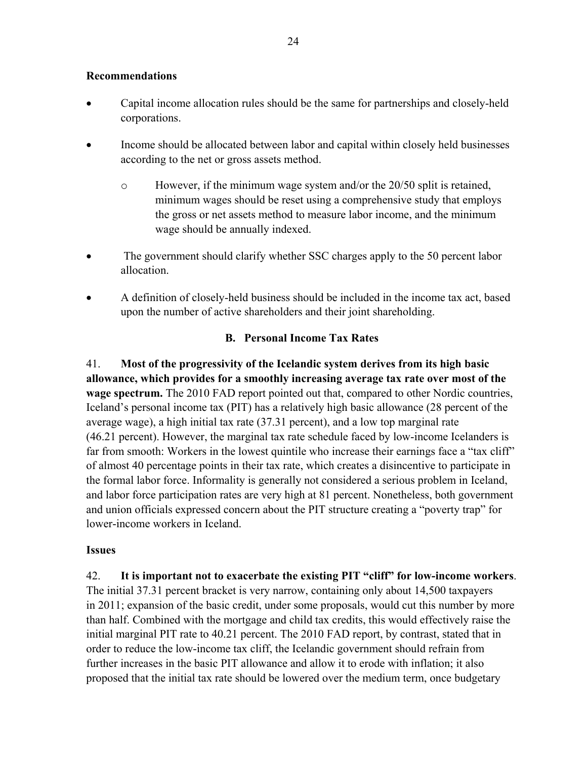**Recommendations**

- Capital income allocation rules should be the same for partnerships and closely-held corporations.
- Income should be allocated between labor and capital within closely held businesses according to the net or gross assets method.
    - However, if the minimum wage system and/or the 20/50 split is retained, minimum wages should be reset using a comprehensive study that employs the gross or net assets method to measure labor income, and the minimum wage should be annually indexed.
- The government should clarify whether SSC charges apply to the 50 percent labor allocation.
- A definition of closely-held business should be included in the income tax act, based upon the number of active shareholders and their joint shareholding.

### B. Personal Income Tax Rates

41. **Most of the progressivity of the Icelandic system derives from its high basic allowance, which provides for a smoothly increasing average tax rate over most of the wage spectrum.** The 2010 FAD report pointed out that, compared to other Nordic countries, Iceland's personal income tax (PIT) has a relatively high basic allowance (28 percent of the average wage), a high initial tax rate (37.31 percent), and a low top marginal rate (46.21 percent). However, the marginal tax rate schedule faced by low-income Icelanders is far from smooth: Workers in the lowest quintile who increase their earnings face a "tax cliff" of almost 40 percentage points in their tax rate, which creates a disincentive to participate in the formal labor force. Informality is generally not considered a serious problem in Iceland, and labor force participation rates are very high at 81 percent. Nonetheless, both government and union officials expressed concern about the PIT structure creating a "poverty trap" for lower-income workers in Iceland.

**Issues**

42. **It is important not to exacerbate the existing PIT "cliff" for low-income workers**. The initial 37.31 percent bracket is very narrow, containing only about 14,500 taxpayers in 2011; expansion of the basic credit, under some proposals, would cut this number by more than half. Combined with the mortgage and child tax credits, this would effectively raise the initial marginal PIT rate to 40.21 percent. The 2010 FAD report, by contrast, stated that in order to reduce the low-income tax cliff, the Icelandic government should refrain from further increases in the basic PIT allowance and allow it to erode with inflation; it also proposed that the initial tax rate should be lowered over the medium term, once budgetary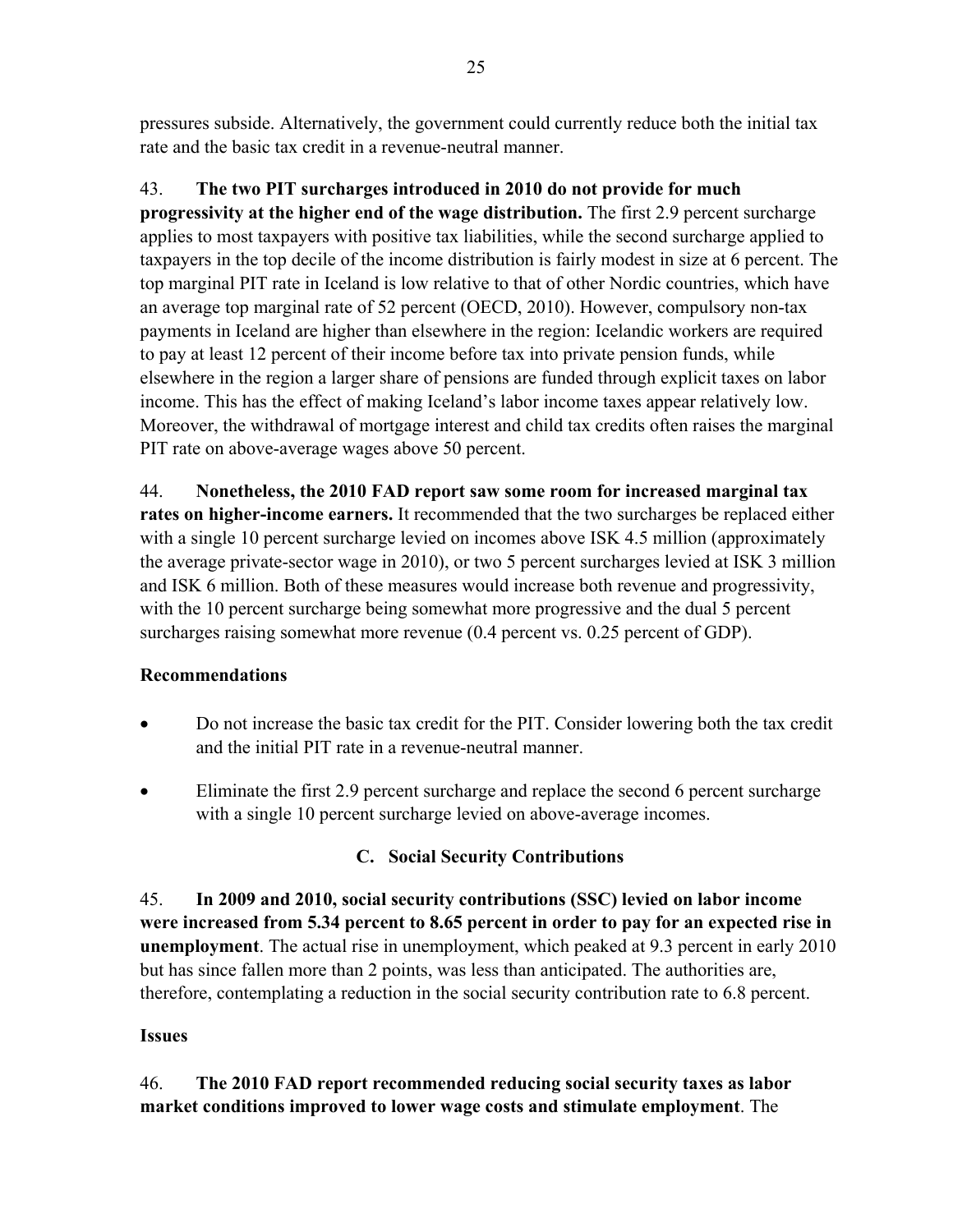pressures subside. Alternatively, the government could currently reduce both the initial tax rate and the basic tax credit in a revenue-neutral manner.

43. **The two PIT surcharges introduced in 2010 do not provide for much progressivity at the higher end of the wage distribution.** The first 2.9 percent surcharge applies to most taxpayers with positive tax liabilities, while the second surcharge applied to taxpayers in the top decile of the income distribution is fairly modest in size at 6 percent. The top marginal PIT rate in Iceland is low relative to that of other Nordic countries, which have an average top marginal rate of 52 percent (OECD, 2010). However, compulsory non-tax payments in Iceland are higher than elsewhere in the region: Icelandic workers are required to pay at least 12 percent of their income before tax into private pension funds, while elsewhere in the region a larger share of pensions are funded through explicit taxes on labor income. This has the effect of making Iceland's labor income taxes appear relatively low. Moreover, the withdrawal of mortgage interest and child tax credits often raises the marginal PIT rate on above-average wages above 50 percent.

44. **Nonetheless, the 2010 FAD report saw some room for increased marginal tax rates on higher-income earners.** It recommended that the two surcharges be replaced either with a single 10 percent surcharge levied on incomes above ISK 4.5 million (approximately the average private-sector wage in 2010), or two 5 percent surcharges levied at ISK 3 million and ISK 6 million. Both of these measures would increase both revenue and progressivity, with the 10 percent surcharge being somewhat more progressive and the dual 5 percent surcharges raising somewhat more revenue (0.4 percent vs. 0.25 percent of GDP).

**Recommendations**

- Do not increase the basic tax credit for the PIT. Consider lowering both the tax credit and the initial PIT rate in a revenue-neutral manner.
- Eliminate the first 2.9 percent surcharge and replace the second 6 percent surcharge with a single 10 percent surcharge levied on above-average incomes.

## C. Social Security Contributions

45. **In 2009 and 2010, social security contributions (SSC) levied on labor income were increased from 5.34 percent to 8.65 percent in order to pay for an expected rise in unemployment**. The actual rise in unemployment, which peaked at 9.3 percent in early 2010 but has since fallen more than 2 points, was less than anticipated. The authorities are, therefore, contemplating a reduction in the social security contribution rate to 6.8 percent.

**Issues**

46. **The 2010 FAD report recommended reducing social security taxes as labor market conditions improved to lower wage costs and stimulate employment**. The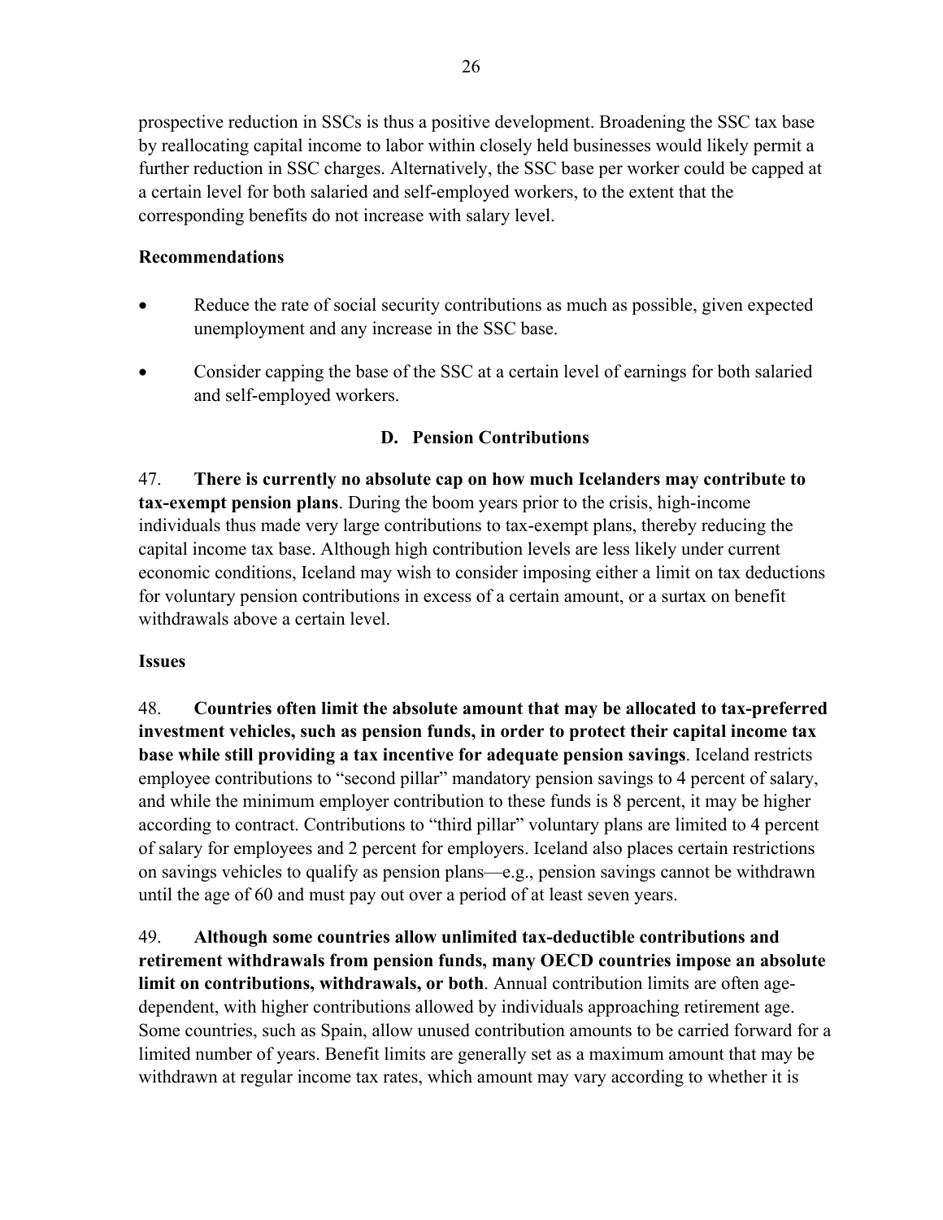prospective reduction in SSCs is thus a positive development. Broadening the SSC tax base by reallocating capital income to labor within closely held businesses would likely permit a further reduction in SSC charges. Alternatively, the SSC base per worker could be capped at a certain level for both salaried and self-employed workers, to the extent that the corresponding benefits do not increase with salary level.

**Recommendations**

- Reduce the rate of social security contributions as much as possible, given expected unemployment and any increase in the SSC base.
- Consider capping the base of the SSC at a certain level of earnings for both salaried and self-employed workers.

### D. Pension Contributions

47. **There is currently no absolute cap on how much Icelanders may contribute to tax-exempt pension plans**. During the boom years prior to the crisis, high-income individuals thus made very large contributions to tax-exempt plans, thereby reducing the capital income tax base. Although high contribution levels are less likely under current economic conditions, Iceland may wish to consider imposing either a limit on tax deductions for voluntary pension contributions in excess of a certain amount, or a surtax on benefit withdrawals above a certain level.

**Issues**

48. **Countries often limit the absolute amount that may be allocated to tax-preferred investment vehicles, such as pension funds, in order to protect their capital income tax base while still providing a tax incentive for adequate pension savings**. Iceland restricts employee contributions to "second pillar" mandatory pension savings to 4 percent of salary, and while the minimum employer contribution to these funds is 8 percent, it may be higher according to contract. Contributions to "third pillar" voluntary plans are limited to 4 percent of salary for employees and 2 percent for employers. Iceland also places certain restrictions on savings vehicles to qualify as pension plans—e.g., pension savings cannot be withdrawn until the age of 60 and must pay out over a period of at least seven years.

49. **Although some countries allow unlimited tax-deductible contributions and retirement withdrawals from pension funds, many OECD countries impose an absolute limit on contributions, withdrawals, or both**. Annual contribution limits are often age-dependent, with higher contributions allowed by individuals approaching retirement age. Some countries, such as Spain, allow unused contribution amounts to be carried forward for a limited number of years. Benefit limits are generally set as a maximum amount that may be withdrawn at regular income tax rates, which amount may vary according to whether it is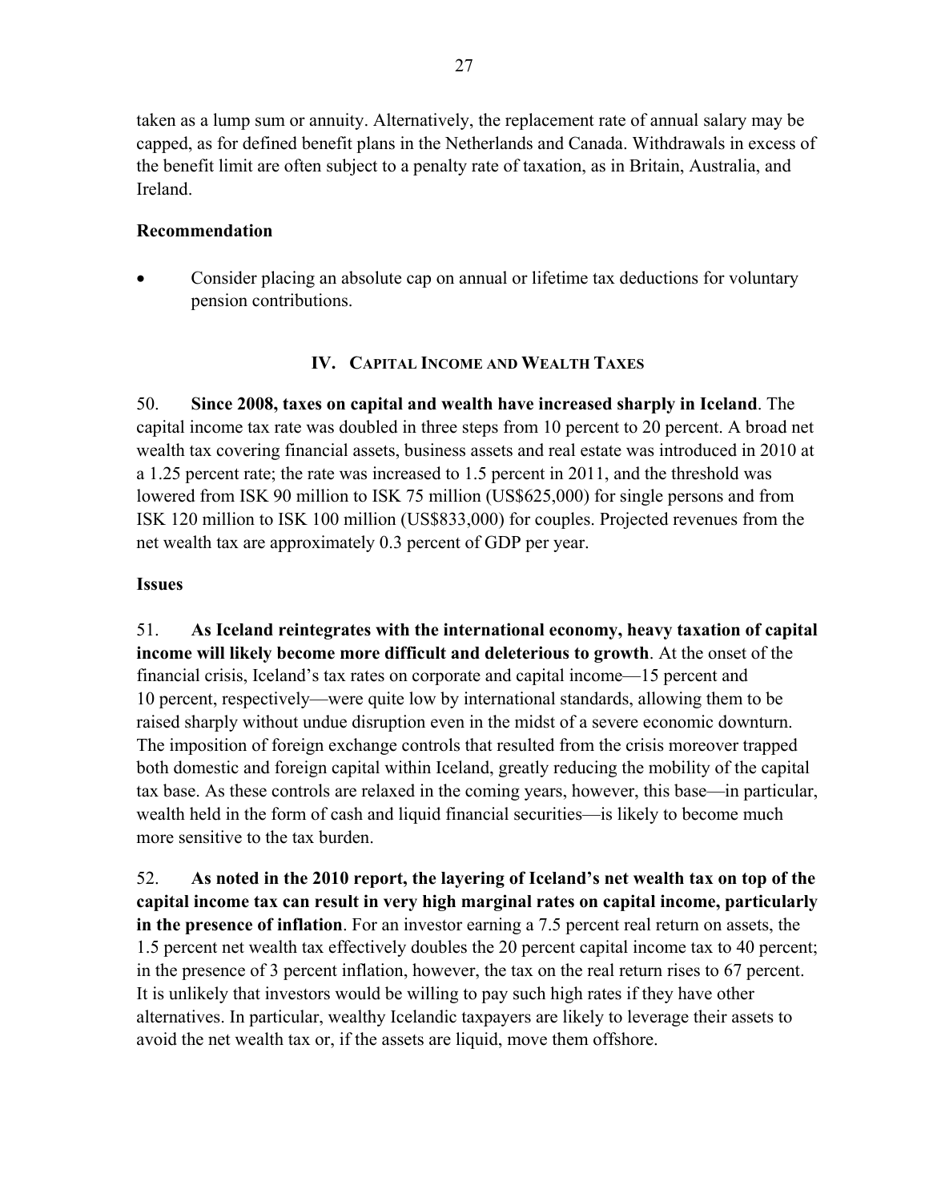taken as a lump sum or annuity. Alternatively, the replacement rate of annual salary may be capped, as for defined benefit plans in the Netherlands and Canada. Withdrawals in excess of the benefit limit are often subject to a penalty rate of taxation, as in Britain, Australia, and Ireland.

**Recommendation**

- Consider placing an absolute cap on annual or lifetime tax deductions for voluntary pension contributions.

## IV. Capital Income and Wealth Taxes

50. **Since 2008, taxes on capital and wealth have increased sharply in Iceland**. The capital income tax rate was doubled in three steps from 10 percent to 20 percent. A broad net wealth tax covering financial assets, business assets and real estate was introduced in 2010 at a 1.25 percent rate; the rate was increased to 1.5 percent in 2011, and the threshold was lowered from ISK 90 million to ISK 75 million (US$625,000) for single persons and from ISK 120 million to ISK 100 million (US$833,000) for couples. Projected revenues from the net wealth tax are approximately 0.3 percent of GDP per year.

**Issues**

51. **As Iceland reintegrates with the international economy, heavy taxation of capital income will likely become more difficult and deleterious to growth**. At the onset of the financial crisis, Iceland's tax rates on corporate and capital income—15 percent and 10 percent, respectively—were quite low by international standards, allowing them to be raised sharply without undue disruption even in the midst of a severe economic downturn. The imposition of foreign exchange controls that resulted from the crisis moreover trapped both domestic and foreign capital within Iceland, greatly reducing the mobility of the capital tax base. As these controls are relaxed in the coming years, however, this base—in particular, wealth held in the form of cash and liquid financial securities—is likely to become much more sensitive to the tax burden.

52. **As noted in the 2010 report, the layering of Iceland's net wealth tax on top of the capital income tax can result in very high marginal rates on capital income, particularly in the presence of inflation**. For an investor earning a 7.5 percent real return on assets, the 1.5 percent net wealth tax effectively doubles the 20 percent capital income tax to 40 percent; in the presence of 3 percent inflation, however, the tax on the real return rises to 67 percent. It is unlikely that investors would be willing to pay such high rates if they have other alternatives. In particular, wealthy Icelandic taxpayers are likely to leverage their assets to avoid the net wealth tax or, if the assets are liquid, move them offshore.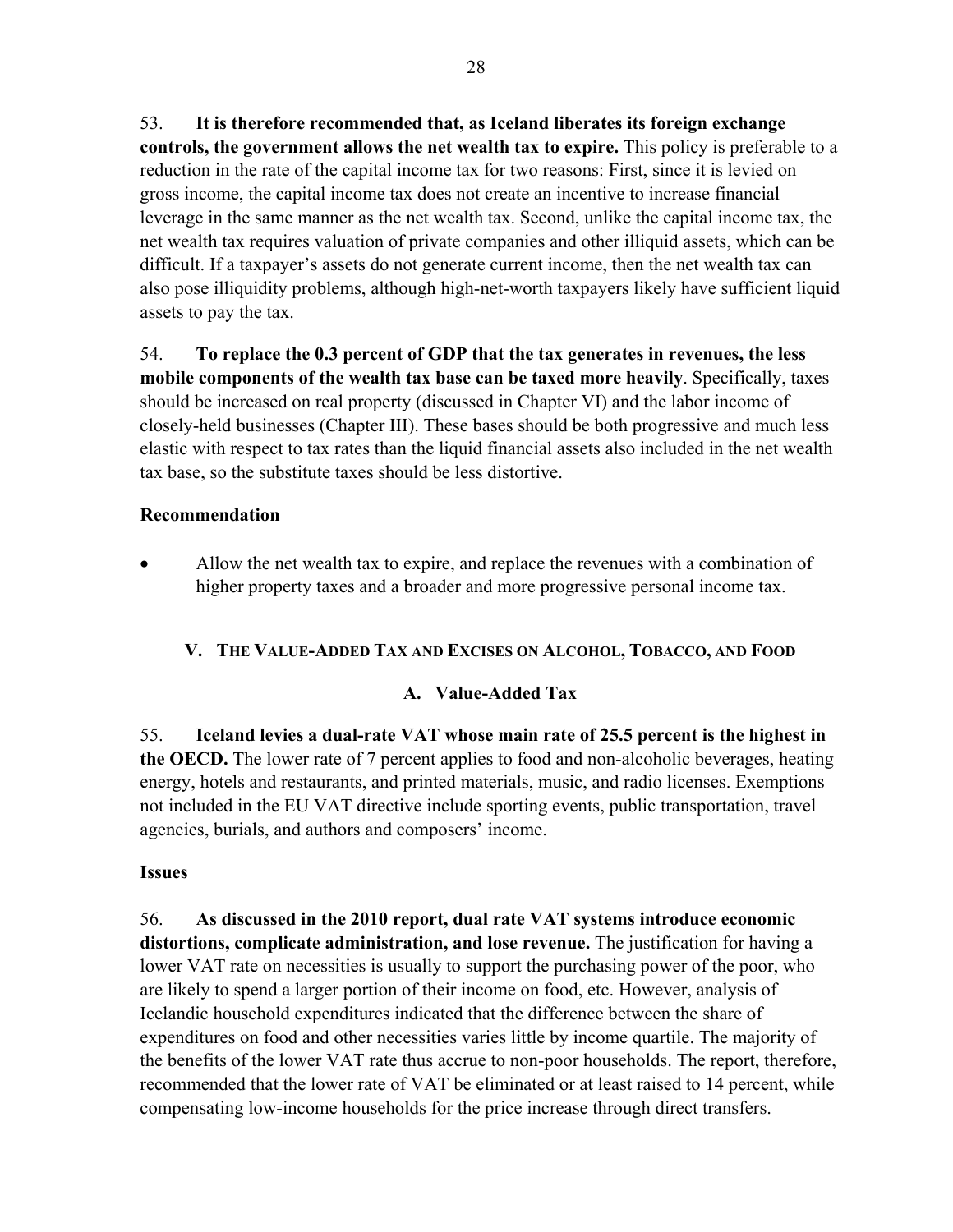53. **It is therefore recommended that, as Iceland liberates its foreign exchange controls, the government allows the net wealth tax to expire.** This policy is preferable to a reduction in the rate of the capital income tax for two reasons: First, since it is levied on gross income, the capital income tax does not create an incentive to increase financial leverage in the same manner as the net wealth tax. Second, unlike the capital income tax, the net wealth tax requires valuation of private companies and other illiquid assets, which can be difficult. If a taxpayer's assets do not generate current income, then the net wealth tax can also pose illiquidity problems, although high-net-worth taxpayers likely have sufficient liquid assets to pay the tax.

54. **To replace the 0.3 percent of GDP that the tax generates in revenues, the less mobile components of the wealth tax base can be taxed more heavily**. Specifically, taxes should be increased on real property (discussed in Chapter VI) and the labor income of closely-held businesses (Chapter III). These bases should be both progressive and much less elastic with respect to tax rates than the liquid financial assets also included in the net wealth tax base, so the substitute taxes should be less distortive.

**Recommendation**

- Allow the net wealth tax to expire, and replace the revenues with a combination of higher property taxes and a broader and more progressive personal income tax.

## V. The Value-Added Tax and Excises on Alcohol, Tobacco, and Food

### A. Value-Added Tax

55. **Iceland levies a dual-rate VAT whose main rate of 25.5 percent is the highest in the OECD.** The lower rate of 7 percent applies to food and non-alcoholic beverages, heating energy, hotels and restaurants, and printed materials, music, and radio licenses. Exemptions not included in the EU VAT directive include sporting events, public transportation, travel agencies, burials, and authors and composers' income.

**Issues**

56. **As discussed in the 2010 report, dual rate VAT systems introduce economic distortions, complicate administration, and lose revenue.** The justification for having a lower VAT rate on necessities is usually to support the purchasing power of the poor, who are likely to spend a larger portion of their income on food, etc. However, analysis of Icelandic household expenditures indicated that the difference between the share of expenditures on food and other necessities varies little by income quartile. The majority of the benefits of the lower VAT rate thus accrue to non-poor households. The report, therefore, recommended that the lower rate of VAT be eliminated or at least raised to 14 percent, while compensating low-income households for the price increase through direct transfers.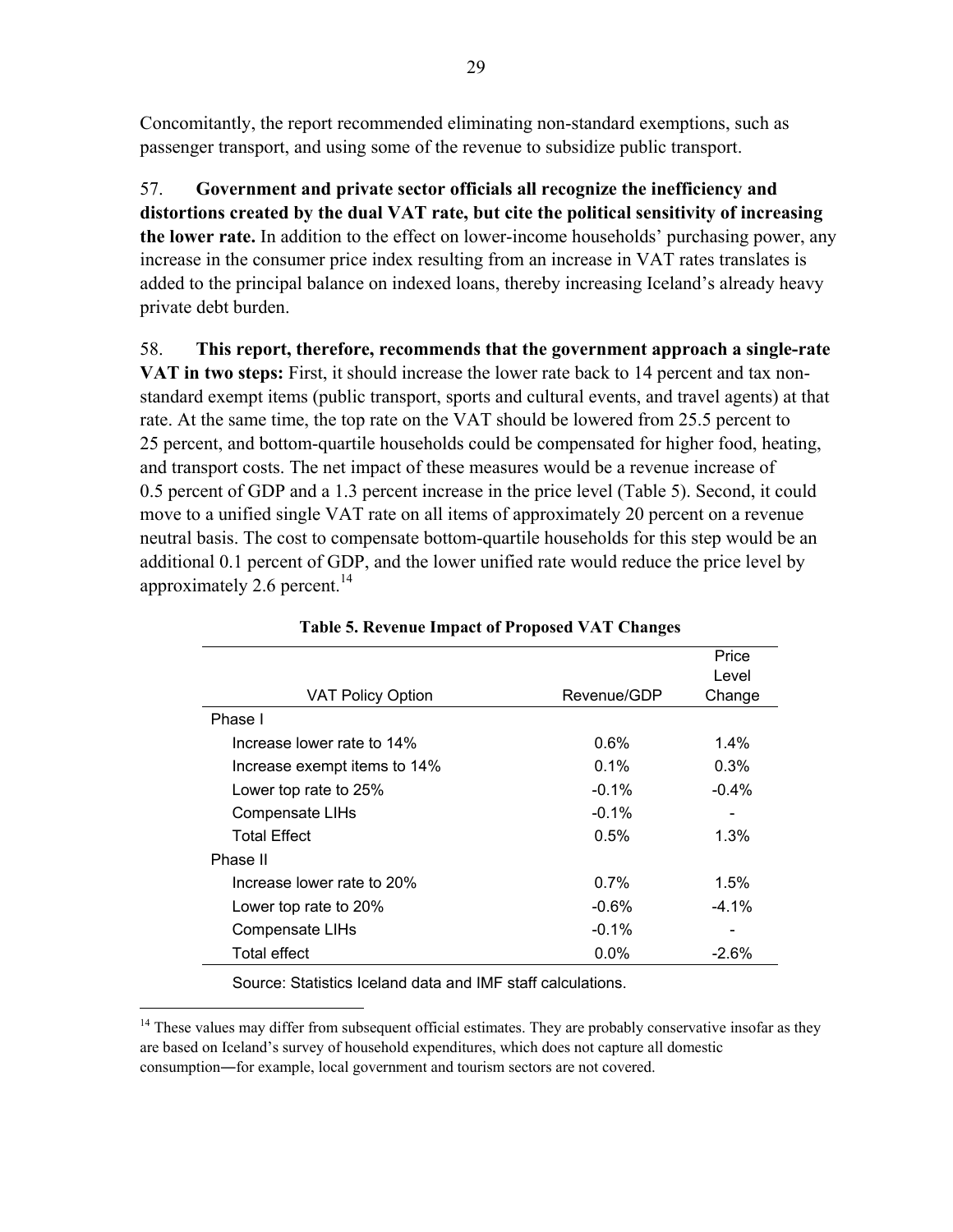Concomitantly, the report recommended eliminating non-standard exemptions, such as passenger transport, and using some of the revenue to subsidize public transport.

57. **Government and private sector officials all recognize the inefficiency and distortions created by the dual VAT rate, but cite the political sensitivity of increasing the lower rate.** In addition to the effect on lower-income households' purchasing power, any increase in the consumer price index resulting from an increase in VAT rates translates is added to the principal balance on indexed loans, thereby increasing Iceland's already heavy private debt burden.

58. **This report, therefore, recommends that the government approach a single-rate VAT in two steps:** First, it should increase the lower rate back to 14 percent and tax non-standard exempt items (public transport, sports and cultural events, and travel agents) at that rate. At the same time, the top rate on the VAT should be lowered from 25.5 percent to 25 percent, and bottom-quartile households could be compensated for higher food, heating, and transport costs. The net impact of these measures would be a revenue increase of 0.5 percent of GDP and a 1.3 percent increase in the price level (Table 5). Second, it could move to a unified single VAT rate on all items of approximately 20 percent on a revenue neutral basis. The cost to compensate bottom-quartile households for this step would be an additional 0.1 percent of GDP, and the lower unified rate would reduce the price level by approximately 2.6 percent.[14]

**Table 5. Revenue Impact of Proposed VAT Changes**

| VAT Policy Option | Revenue/GDP | Price Level Change |
|---|---|---|
| Phase I | | |
| Increase lower rate to 14% | 0.6% | 1.4% |
| Increase exempt items to 14% | 0.1% | 0.3% |
| Lower top rate to 25% | -0.1% | -0.4% |
| Compensate LIHs | -0.1% | - |
| Total Effect | 0.5% | 1.3% |
| Phase II | | |
| Increase lower rate to 20% | 0.7% | 1.5% |
| Lower top rate to 20% | -0.6% | -4.1% |
| Compensate LIHs | -0.1% | - |
| Total effect | 0.0% | -2.6% |

Source: Statistics Iceland data and IMF staff calculations.

[14] These values may differ from subsequent official estimates. They are probably conservative insofar as they are based on Iceland's survey of household expenditures, which does not capture all domestic consumption―for example, local government and tourism sectors are not covered.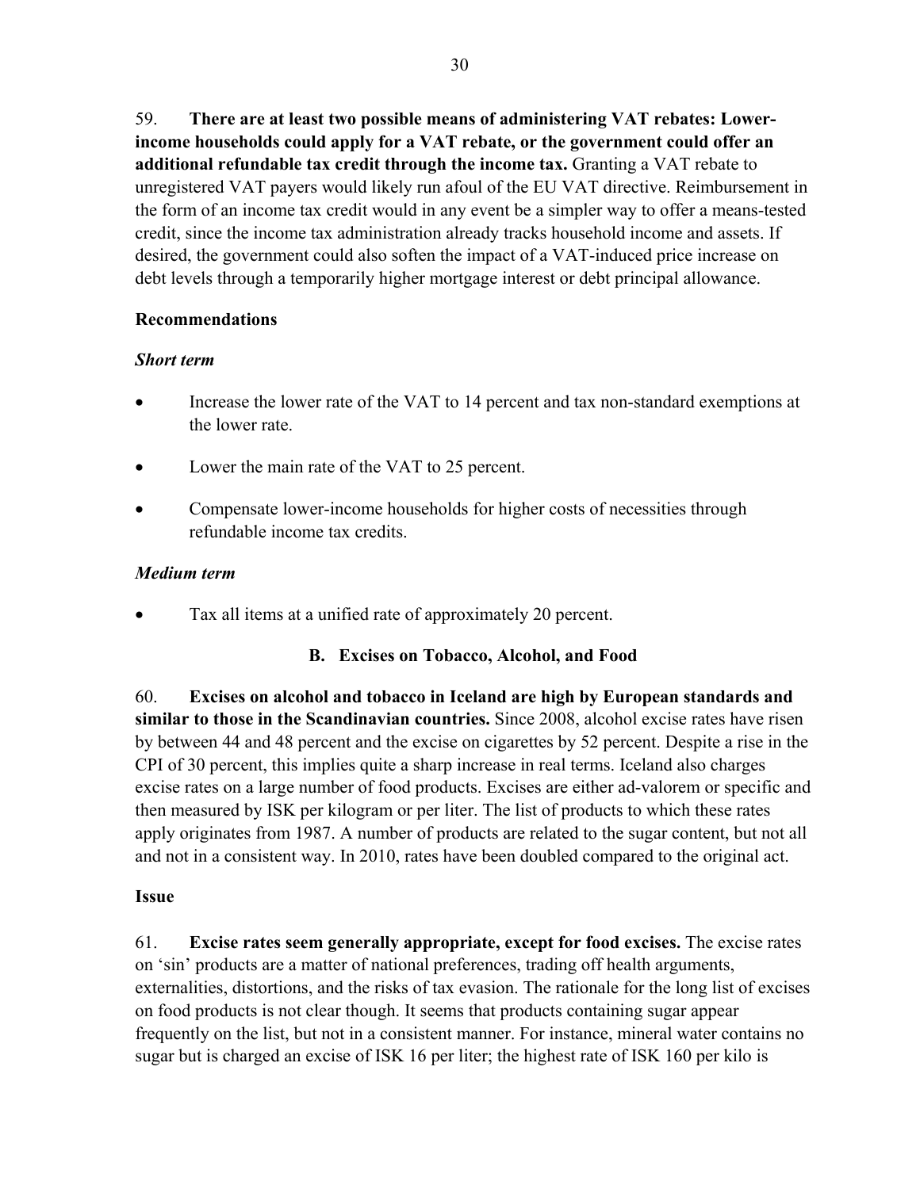59. **There are at least two possible means of administering VAT rebates: Lower-income households could apply for a VAT rebate, or the government could offer an additional refundable tax credit through the income tax.** Granting a VAT rebate to unregistered VAT payers would likely run afoul of the EU VAT directive. Reimbursement in the form of an income tax credit would in any event be a simpler way to offer a means-tested credit, since the income tax administration already tracks household income and assets. If desired, the government could also soften the impact of a VAT-induced price increase on debt levels through a temporarily higher mortgage interest or debt principal allowance.

**Recommendations**

***Short term***

- Increase the lower rate of the VAT to 14 percent and tax non-standard exemptions at the lower rate.
- Lower the main rate of the VAT to 25 percent.
- Compensate lower-income households for higher costs of necessities through refundable income tax credits.

***Medium term***

- Tax all items at a unified rate of approximately 20 percent.

### B. Excises on Tobacco, Alcohol, and Food

60. **Excises on alcohol and tobacco in Iceland are high by European standards and similar to those in the Scandinavian countries.** Since 2008, alcohol excise rates have risen by between 44 and 48 percent and the excise on cigarettes by 52 percent. Despite a rise in the CPI of 30 percent, this implies quite a sharp increase in real terms. Iceland also charges excise rates on a large number of food products. Excises are either ad-valorem or specific and then measured by ISK per kilogram or per liter. The list of products to which these rates apply originates from 1987. A number of products are related to the sugar content, but not all and not in a consistent way. In 2010, rates have been doubled compared to the original act.

**Issue**

61. **Excise rates seem generally appropriate, except for food excises.** The excise rates on 'sin' products are a matter of national preferences, trading off health arguments, externalities, distortions, and the risks of tax evasion. The rationale for the long list of excises on food products is not clear though. It seems that products containing sugar appear frequently on the list, but not in a consistent manner. For instance, mineral water contains no sugar but is charged an excise of ISK 16 per liter; the highest rate of ISK 160 per kilo is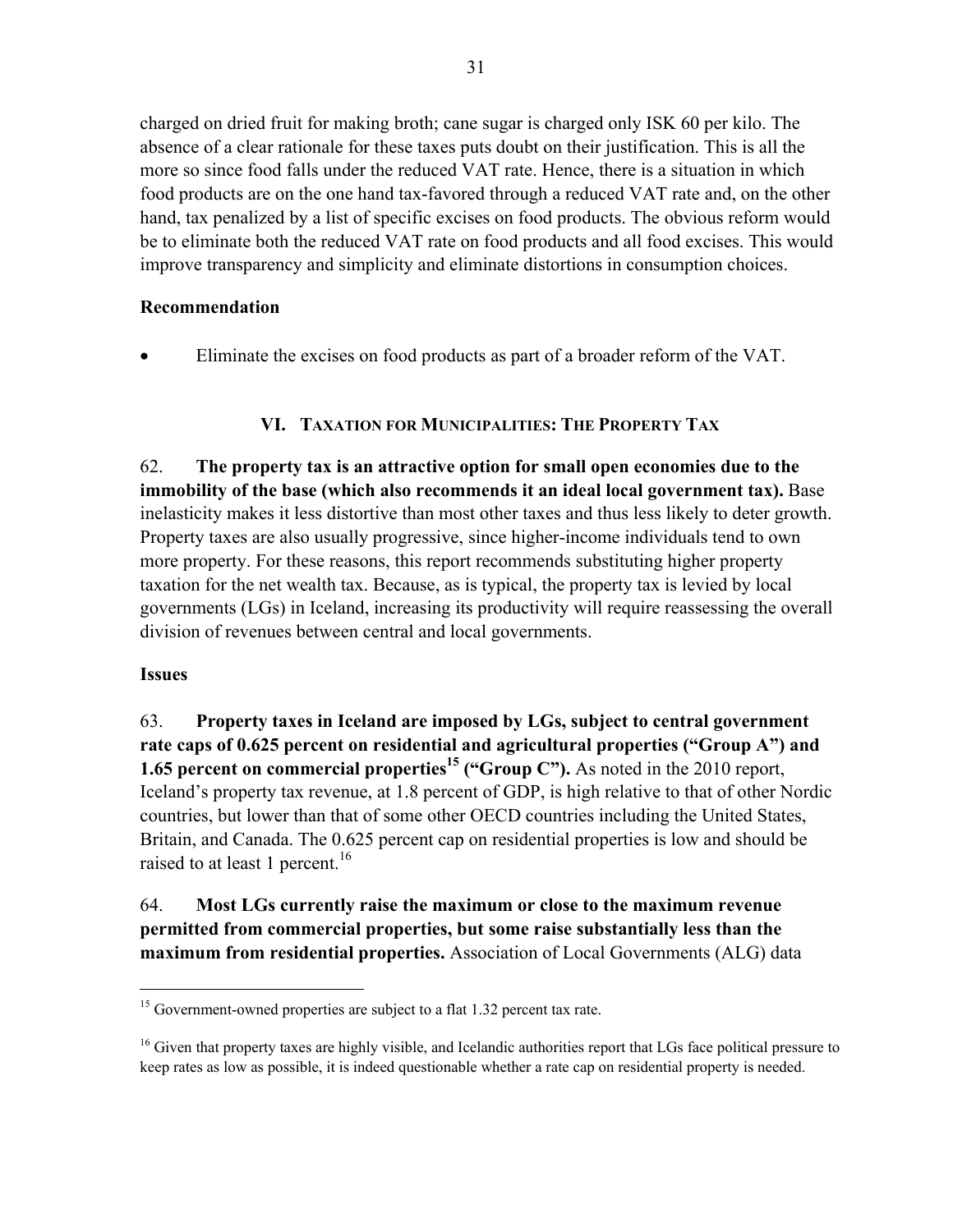charged on dried fruit for making broth; cane sugar is charged only ISK 60 per kilo. The absence of a clear rationale for these taxes puts doubt on their justification. This is all the more so since food falls under the reduced VAT rate. Hence, there is a situation in which food products are on the one hand tax-favored through a reduced VAT rate and, on the other hand, tax penalized by a list of specific excises on food products. The obvious reform would be to eliminate both the reduced VAT rate on food products and all food excises. This would improve transparency and simplicity and eliminate distortions in consumption choices.

**Recommendation**

- Eliminate the excises on food products as part of a broader reform of the VAT.

## VI. Taxation for Municipalities: The Property Tax

62. **The property tax is an attractive option for small open economies due to the immobility of the base (which also recommends it an ideal local government tax).** Base inelasticity makes it less distortive than most other taxes and thus less likely to deter growth. Property taxes are also usually progressive, since higher-income individuals tend to own more property. For these reasons, this report recommends substituting higher property taxation for the net wealth tax. Because, as is typical, the property tax is levied by local governments (LGs) in Iceland, increasing its productivity will require reassessing the overall division of revenues between central and local governments.

**Issues**

63. **Property taxes in Iceland are imposed by LGs, subject to central government rate caps of 0.625 percent on residential and agricultural properties ("Group A") and 1.65 percent on commercial properties[15] ("Group C").** As noted in the 2010 report, Iceland's property tax revenue, at 1.8 percent of GDP, is high relative to that of other Nordic countries, but lower than that of some other OECD countries including the United States, Britain, and Canada. The 0.625 percent cap on residential properties is low and should be raised to at least 1 percent.[16]

64. **Most LGs currently raise the maximum or close to the maximum revenue permitted from commercial properties, but some raise substantially less than the maximum from residential properties.** Association of Local Governments (ALG) data

[15] Government-owned properties are subject to a flat 1.32 percent tax rate.

[16] Given that property taxes are highly visible, and Icelandic authorities report that LGs face political pressure to keep rates as low as possible, it is indeed questionable whether a rate cap on residential property is needed.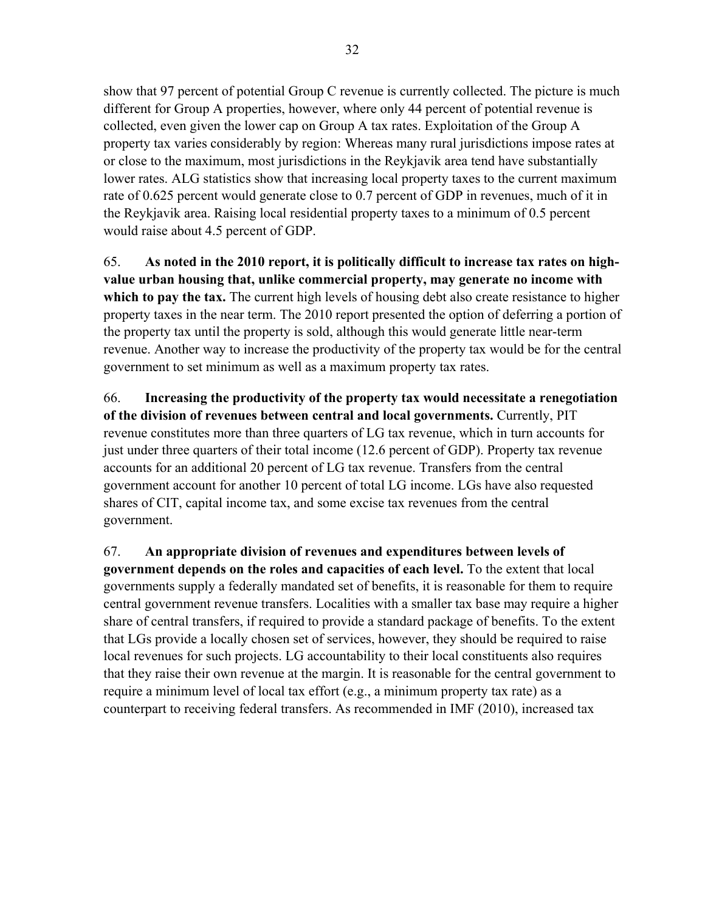show that 97 percent of potential Group C revenue is currently collected. The picture is much different for Group A properties, however, where only 44 percent of potential revenue is collected, even given the lower cap on Group A tax rates. Exploitation of the Group A property tax varies considerably by region: Whereas many rural jurisdictions impose rates at or close to the maximum, most jurisdictions in the Reykjavik area tend have substantially lower rates. ALG statistics show that increasing local property taxes to the current maximum rate of 0.625 percent would generate close to 0.7 percent of GDP in revenues, much of it in the Reykjavik area. Raising local residential property taxes to a minimum of 0.5 percent would raise about 4.5 percent of GDP.

65. **As noted in the 2010 report, it is politically difficult to increase tax rates on high-value urban housing that, unlike commercial property, may generate no income with which to pay the tax.** The current high levels of housing debt also create resistance to higher property taxes in the near term. The 2010 report presented the option of deferring a portion of the property tax until the property is sold, although this would generate little near-term revenue. Another way to increase the productivity of the property tax would be for the central government to set minimum as well as a maximum property tax rates.

66. **Increasing the productivity of the property tax would necessitate a renegotiation of the division of revenues between central and local governments.** Currently, PIT revenue constitutes more than three quarters of LG tax revenue, which in turn accounts for just under three quarters of their total income (12.6 percent of GDP). Property tax revenue accounts for an additional 20 percent of LG tax revenue. Transfers from the central government account for another 10 percent of total LG income. LGs have also requested shares of CIT, capital income tax, and some excise tax revenues from the central government.

67. **An appropriate division of revenues and expenditures between levels of government depends on the roles and capacities of each level.** To the extent that local governments supply a federally mandated set of benefits, it is reasonable for them to require central government revenue transfers. Localities with a smaller tax base may require a higher share of central transfers, if required to provide a standard package of benefits. To the extent that LGs provide a locally chosen set of services, however, they should be required to raise local revenues for such projects. LG accountability to their local constituents also requires that they raise their own revenue at the margin. It is reasonable for the central government to require a minimum level of local tax effort (e.g., a minimum property tax rate) as a counterpart to receiving federal transfers. As recommended in IMF (2010), increased tax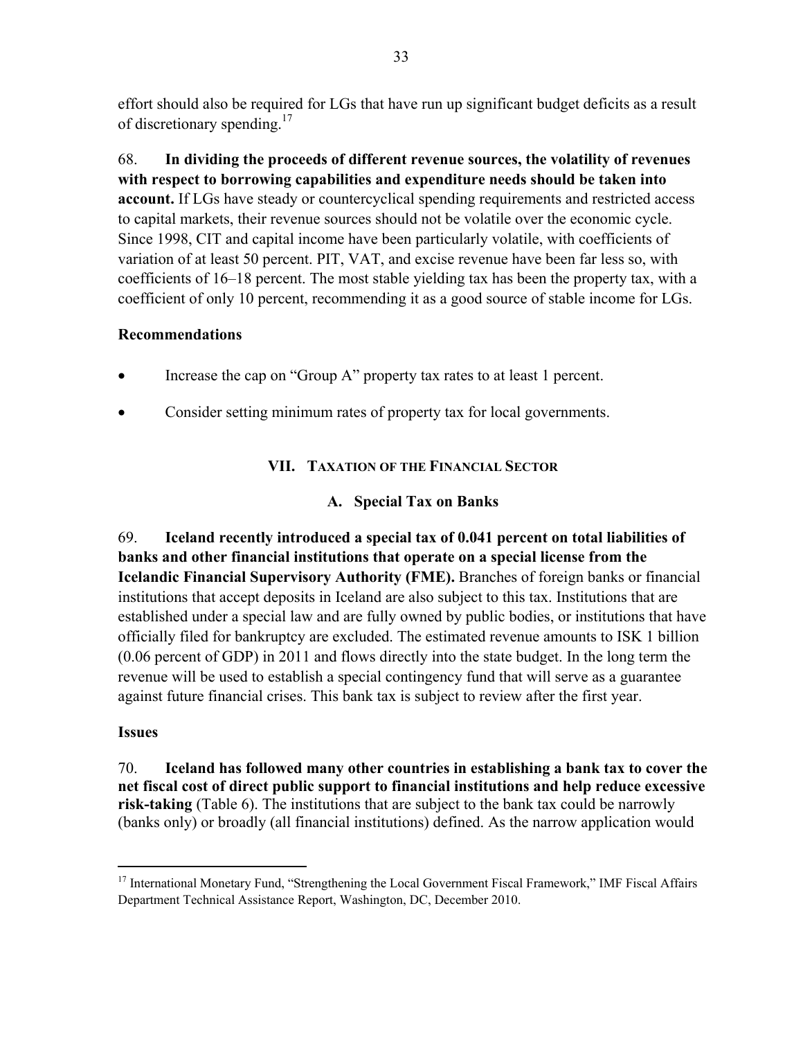effort should also be required for LGs that have run up significant budget deficits as a result of discretionary spending.[17]

68. **In dividing the proceeds of different revenue sources, the volatility of revenues with respect to borrowing capabilities and expenditure needs should be taken into account.** If LGs have steady or countercyclical spending requirements and restricted access to capital markets, their revenue sources should not be volatile over the economic cycle. Since 1998, CIT and capital income have been particularly volatile, with coefficients of variation of at least 50 percent. PIT, VAT, and excise revenue have been far less so, with coefficients of 16–18 percent. The most stable yielding tax has been the property tax, with a coefficient of only 10 percent, recommending it as a good source of stable income for LGs.

**Recommendations**

- Increase the cap on "Group A" property tax rates to at least 1 percent.
- Consider setting minimum rates of property tax for local governments.

## VII. Taxation of the Financial Sector

### A. Special Tax on Banks

69. **Iceland recently introduced a special tax of 0.041 percent on total liabilities of banks and other financial institutions that operate on a special license from the Icelandic Financial Supervisory Authority (FME).** Branches of foreign banks or financial institutions that accept deposits in Iceland are also subject to this tax. Institutions that are established under a special law and are fully owned by public bodies, or institutions that have officially filed for bankruptcy are excluded. The estimated revenue amounts to ISK 1 billion (0.06 percent of GDP) in 2011 and flows directly into the state budget. In the long term the revenue will be used to establish a special contingency fund that will serve as a guarantee against future financial crises. This bank tax is subject to review after the first year.

**Issues**

70. **Iceland has followed many other countries in establishing a bank tax to cover the net fiscal cost of direct public support to financial institutions and help reduce excessive risk-taking** (Table 6). The institutions that are subject to the bank tax could be narrowly (banks only) or broadly (all financial institutions) defined. As the narrow application would

---

[17] International Monetary Fund, "Strengthening the Local Government Fiscal Framework," IMF Fiscal Affairs Department Technical Assistance Report, Washington, DC, December 2010.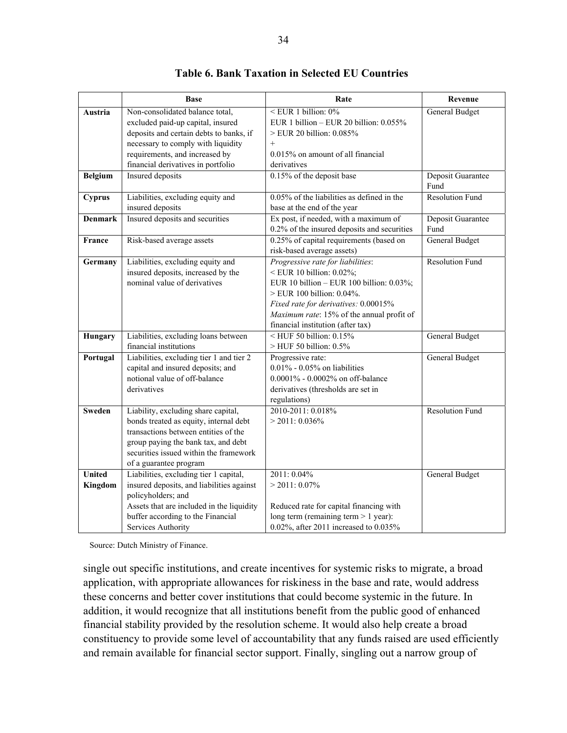**Table 6. Bank Taxation in Selected EU Countries**

| | Base | Rate | Revenue |
|---|---|---|---|
| **Austria** | Non-consolidated balance total, excluded paid-up capital, insured deposits and certain debts to banks, if necessary to comply with liquidity requirements, and increased by financial derivatives in portfolio | < EUR 1 billion: 0%<br>EUR 1 billion – EUR 20 billion: 0.055%<br>> EUR 20 billion: 0.085%<br>+<br>0.015% on amount of all financial derivatives | General Budget |
| **Belgium** | Insured deposits | 0.15% of the deposit base | Deposit Guarantee Fund |
| **Cyprus** | Liabilities, excluding equity and insured deposits | 0.05% of the liabilities as defined in the base at the end of the year | Resolution Fund |
| **Denmark** | Insured deposits and securities | Ex post, if needed, with a maximum of 0.2% of the insured deposits and securities | Deposit Guarantee Fund |
| **France** | Risk-based average assets | 0.25% of capital requirements (based on risk-based average assets) | General Budget |
| **Germany** | Liabilities, excluding equity and insured deposits, increased by the nominal value of derivatives | *Progressive rate for liabilities*:<br>< EUR 10 billion: 0.02%;<br>EUR 10 billion – EUR 100 billion: 0.03%;<br>> EUR 100 billion: 0.04%.<br>*Fixed rate for derivatives:* 0.00015%<br>*Maximum rate*: 15% of the annual profit of financial institution (after tax) | Resolution Fund |
| **Hungary** | Liabilities, excluding loans between financial institutions | < HUF 50 billion: 0.15%<br>> HUF 50 billion: 0.5% | General Budget |
| **Portugal** | Liabilities, excluding tier 1 and tier 2 capital and insured deposits; and notional value of off-balance derivatives | Progressive rate:<br>0.01% - 0.05% on liabilities<br>0.0001% - 0.0002% on off-balance derivatives (thresholds are set in regulations) | General Budget |
| **Sweden** | Liability, excluding share capital, bonds treated as equity, internal debt transactions between entities of the group paying the bank tax, and debt securities issued within the framework of a guarantee program | 2010-2011: 0.018%<br>> 2011: 0.036% | Resolution Fund |
| **United Kingdom** | Liabilities, excluding tier 1 capital, insured deposits, and liabilities against policyholders; and<br>Assets that are included in the liquidity buffer according to the Financial Services Authority | 2011: 0.04%<br>> 2011: 0.07%<br><br>Reduced rate for capital financing with long term (remaining term > 1 year): 0.02%, after 2011 increased to 0.035% | General Budget |

Source: Dutch Ministry of Finance.

single out specific institutions, and create incentives for systemic risks to migrate, a broad application, with appropriate allowances for riskiness in the base and rate, would address these concerns and better cover institutions that could become systemic in the future. In addition, it would recognize that all institutions benefit from the public good of enhanced financial stability provided by the resolution scheme. It would also help create a broad constituency to provide some level of accountability that any funds raised are used efficiently and remain available for financial sector support. Finally, singling out a narrow group of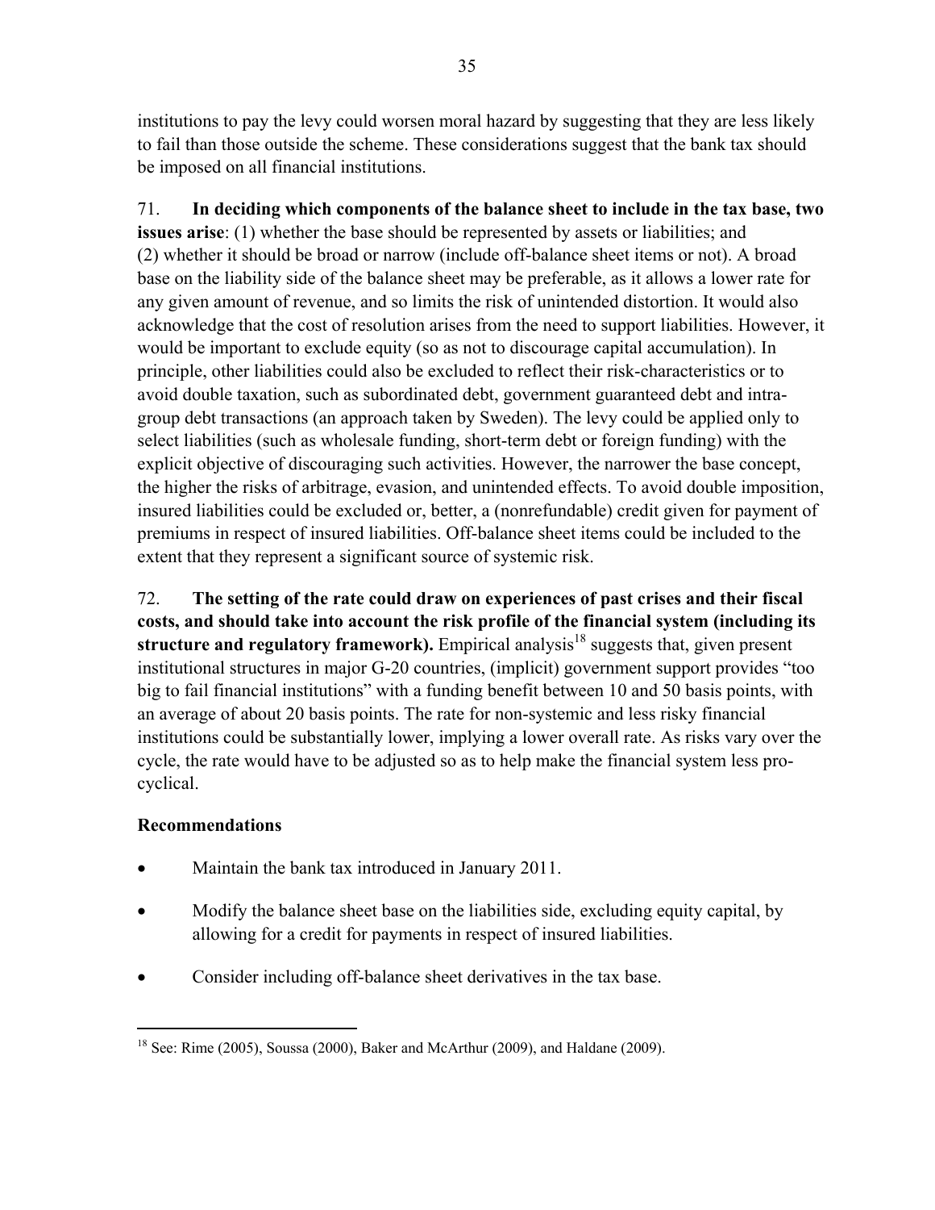institutions to pay the levy could worsen moral hazard by suggesting that they are less likely to fail than those outside the scheme. These considerations suggest that the bank tax should be imposed on all financial institutions.

71. **In deciding which components of the balance sheet to include in the tax base, two issues arise**: (1) whether the base should be represented by assets or liabilities; and (2) whether it should be broad or narrow (include off-balance sheet items or not). A broad base on the liability side of the balance sheet may be preferable, as it allows a lower rate for any given amount of revenue, and so limits the risk of unintended distortion. It would also acknowledge that the cost of resolution arises from the need to support liabilities. However, it would be important to exclude equity (so as not to discourage capital accumulation). In principle, other liabilities could also be excluded to reflect their risk-characteristics or to avoid double taxation, such as subordinated debt, government guaranteed debt and intra-group debt transactions (an approach taken by Sweden). The levy could be applied only to select liabilities (such as wholesale funding, short-term debt or foreign funding) with the explicit objective of discouraging such activities. However, the narrower the base concept, the higher the risks of arbitrage, evasion, and unintended effects. To avoid double imposition, insured liabilities could be excluded or, better, a (nonrefundable) credit given for payment of premiums in respect of insured liabilities. Off-balance sheet items could be included to the extent that they represent a significant source of systemic risk.

72. **The setting of the rate could draw on experiences of past crises and their fiscal costs, and should take into account the risk profile of the financial system (including its structure and regulatory framework).** Empirical analysis[18] suggests that, given present institutional structures in major G-20 countries, (implicit) government support provides "too big to fail financial institutions" with a funding benefit between 10 and 50 basis points, with an average of about 20 basis points. The rate for non-systemic and less risky financial institutions could be substantially lower, implying a lower overall rate. As risks vary over the cycle, the rate would have to be adjusted so as to help make the financial system less pro-cyclical.

### Recommendations

- Maintain the bank tax introduced in January 2011.
- Modify the balance sheet base on the liabilities side, excluding equity capital, by allowing for a credit for payments in respect of insured liabilities.
- Consider including off-balance sheet derivatives in the tax base.

---

[18] See: Rime (2005), Soussa (2000), Baker and McArthur (2009), and Haldane (2009).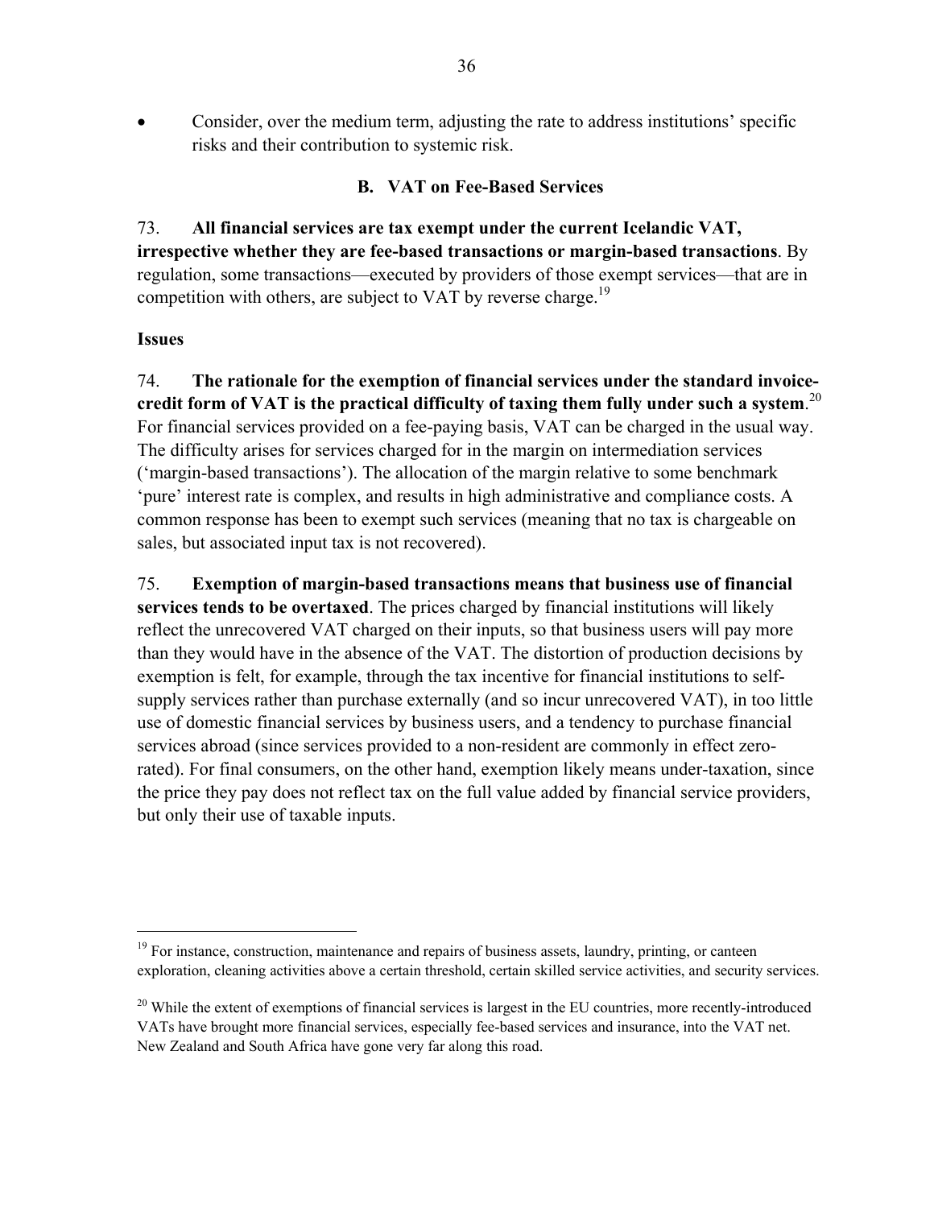- Consider, over the medium term, adjusting the rate to address institutions' specific risks and their contribution to systemic risk.

### B. VAT on Fee-Based Services

73. **All financial services are tax exempt under the current Icelandic VAT, irrespective whether they are fee-based transactions or margin-based transactions**. By regulation, some transactions—executed by providers of those exempt services—that are in competition with others, are subject to VAT by reverse charge.[19]

**Issues**

74. **The rationale for the exemption of financial services under the standard invoice-credit form of VAT is the practical difficulty of taxing them fully under such a system**.[20] For financial services provided on a fee-paying basis, VAT can be charged in the usual way. The difficulty arises for services charged for in the margin on intermediation services ('margin-based transactions'). The allocation of the margin relative to some benchmark 'pure' interest rate is complex, and results in high administrative and compliance costs. A common response has been to exempt such services (meaning that no tax is chargeable on sales, but associated input tax is not recovered).

75. **Exemption of margin-based transactions means that business use of financial services tends to be overtaxed**. The prices charged by financial institutions will likely reflect the unrecovered VAT charged on their inputs, so that business users will pay more than they would have in the absence of the VAT. The distortion of production decisions by exemption is felt, for example, through the tax incentive for financial institutions to self-supply services rather than purchase externally (and so incur unrecovered VAT), in too little use of domestic financial services by business users, and a tendency to purchase financial services abroad (since services provided to a non-resident are commonly in effect zero-rated). For final consumers, on the other hand, exemption likely means under-taxation, since the price they pay does not reflect tax on the full value added by financial service providers, but only their use of taxable inputs.

---

[19] For instance, construction, maintenance and repairs of business assets, laundry, printing, or canteen exploration, cleaning activities above a certain threshold, certain skilled service activities, and security services.

[20] While the extent of exemptions of financial services is largest in the EU countries, more recently-introduced VATs have brought more financial services, especially fee-based services and insurance, into the VAT net. New Zealand and South Africa have gone very far along this road.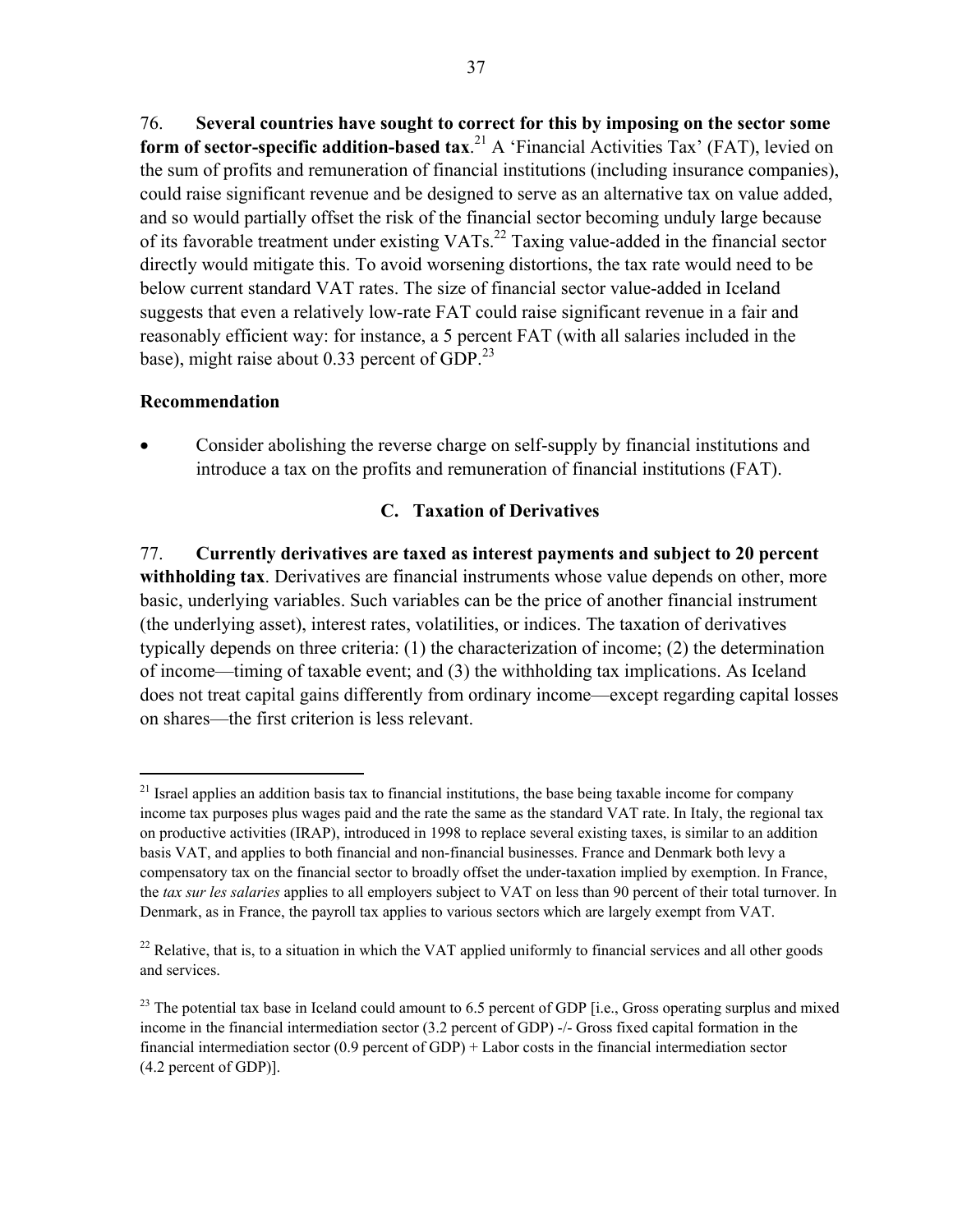76. **Several countries have sought to correct for this by imposing on the sector some form of sector-specific addition-based tax**.[21] A 'Financial Activities Tax' (FAT), levied on the sum of profits and remuneration of financial institutions (including insurance companies), could raise significant revenue and be designed to serve as an alternative tax on value added, and so would partially offset the risk of the financial sector becoming unduly large because of its favorable treatment under existing VATs.[22] Taxing value-added in the financial sector directly would mitigate this. To avoid worsening distortions, the tax rate would need to be below current standard VAT rates. The size of financial sector value-added in Iceland suggests that even a relatively low-rate FAT could raise significant revenue in a fair and reasonably efficient way: for instance, a 5 percent FAT (with all salaries included in the base), might raise about 0.33 percent of GDP.[23]

### Recommendation

- Consider abolishing the reverse charge on self-supply by financial institutions and introduce a tax on the profits and remuneration of financial institutions (FAT).

## C. Taxation of Derivatives

77. **Currently derivatives are taxed as interest payments and subject to 20 percent withholding tax**. Derivatives are financial instruments whose value depends on other, more basic, underlying variables. Such variables can be the price of another financial instrument (the underlying asset), interest rates, volatilities, or indices. The taxation of derivatives typically depends on three criteria: (1) the characterization of income; (2) the determination of income—timing of taxable event; and (3) the withholding tax implications. As Iceland does not treat capital gains differently from ordinary income—except regarding capital losses on shares—the first criterion is less relevant.

---

[21] Israel applies an addition basis tax to financial institutions, the base being taxable income for company income tax purposes plus wages paid and the rate the same as the standard VAT rate. In Italy, the regional tax on productive activities (IRAP), introduced in 1998 to replace several existing taxes, is similar to an addition basis VAT, and applies to both financial and non-financial businesses. France and Denmark both levy a compensatory tax on the financial sector to broadly offset the under-taxation implied by exemption. In France, the *tax sur les salaries* applies to all employers subject to VAT on less than 90 percent of their total turnover. In Denmark, as in France, the payroll tax applies to various sectors which are largely exempt from VAT.

[22] Relative, that is, to a situation in which the VAT applied uniformly to financial services and all other goods and services.

[23] The potential tax base in Iceland could amount to 6.5 percent of GDP [i.e., Gross operating surplus and mixed income in the financial intermediation sector (3.2 percent of GDP) -/- Gross fixed capital formation in the financial intermediation sector (0.9 percent of GDP) + Labor costs in the financial intermediation sector (4.2 percent of GDP)].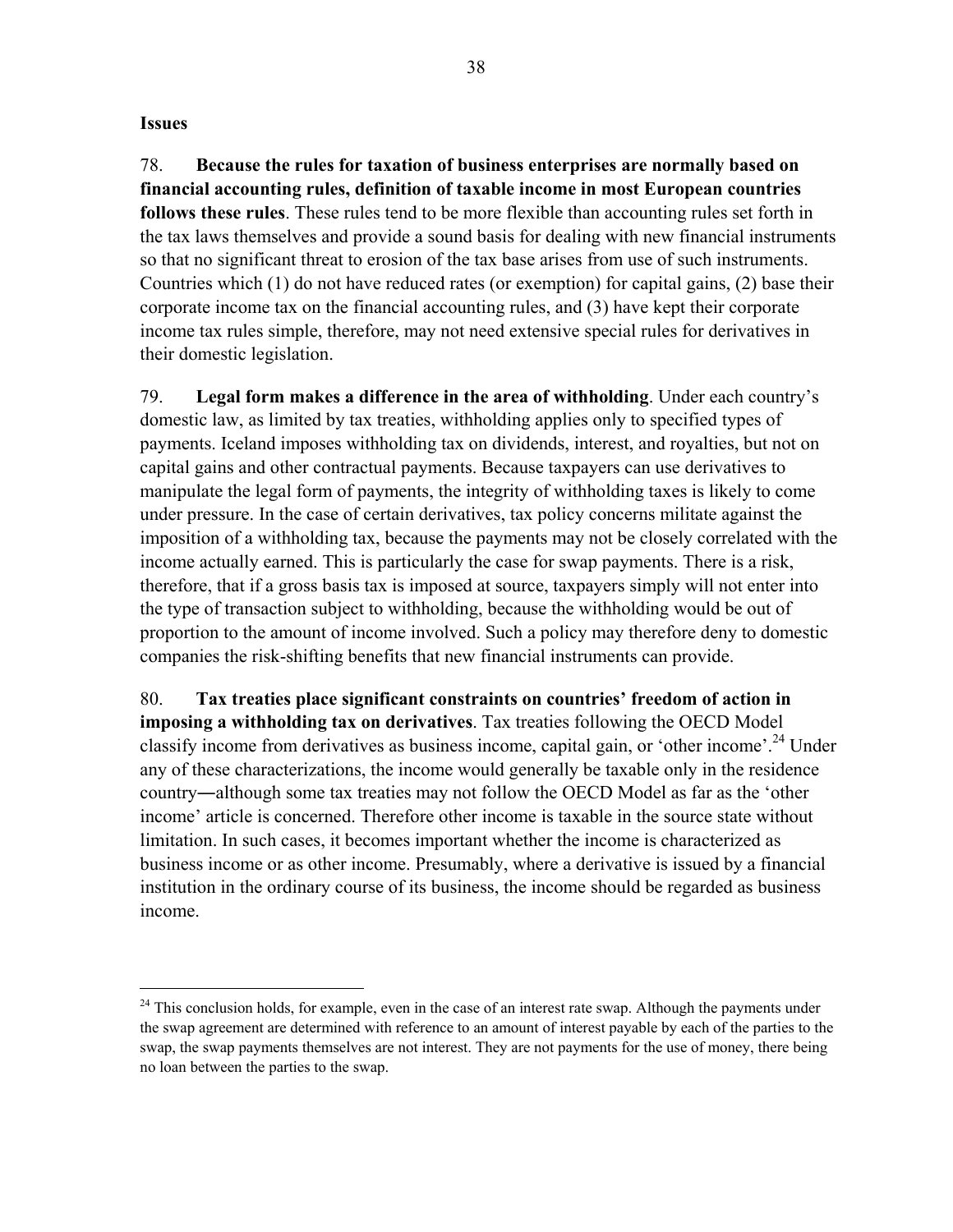**Issues**

78. **Because the rules for taxation of business enterprises are normally based on financial accounting rules, definition of taxable income in most European countries follows these rules**. These rules tend to be more flexible than accounting rules set forth in the tax laws themselves and provide a sound basis for dealing with new financial instruments so that no significant threat to erosion of the tax base arises from use of such instruments. Countries which (1) do not have reduced rates (or exemption) for capital gains, (2) base their corporate income tax on the financial accounting rules, and (3) have kept their corporate income tax rules simple, therefore, may not need extensive special rules for derivatives in their domestic legislation.

79. **Legal form makes a difference in the area of withholding**. Under each country's domestic law, as limited by tax treaties, withholding applies only to specified types of payments. Iceland imposes withholding tax on dividends, interest, and royalties, but not on capital gains and other contractual payments. Because taxpayers can use derivatives to manipulate the legal form of payments, the integrity of withholding taxes is likely to come under pressure. In the case of certain derivatives, tax policy concerns militate against the imposition of a withholding tax, because the payments may not be closely correlated with the income actually earned. This is particularly the case for swap payments. There is a risk, therefore, that if a gross basis tax is imposed at source, taxpayers simply will not enter into the type of transaction subject to withholding, because the withholding would be out of proportion to the amount of income involved. Such a policy may therefore deny to domestic companies the risk-shifting benefits that new financial instruments can provide.

80. **Tax treaties place significant constraints on countries' freedom of action in imposing a withholding tax on derivatives**. Tax treaties following the OECD Model classify income from derivatives as business income, capital gain, or 'other income'.[24] Under any of these characterizations, the income would generally be taxable only in the residence country―although some tax treaties may not follow the OECD Model as far as the 'other income' article is concerned. Therefore other income is taxable in the source state without limitation. In such cases, it becomes important whether the income is characterized as business income or as other income. Presumably, where a derivative is issued by a financial institution in the ordinary course of its business, the income should be regarded as business income.

[24] This conclusion holds, for example, even in the case of an interest rate swap. Although the payments under the swap agreement are determined with reference to an amount of interest payable by each of the parties to the swap, the swap payments themselves are not interest. They are not payments for the use of money, there being no loan between the parties to the swap.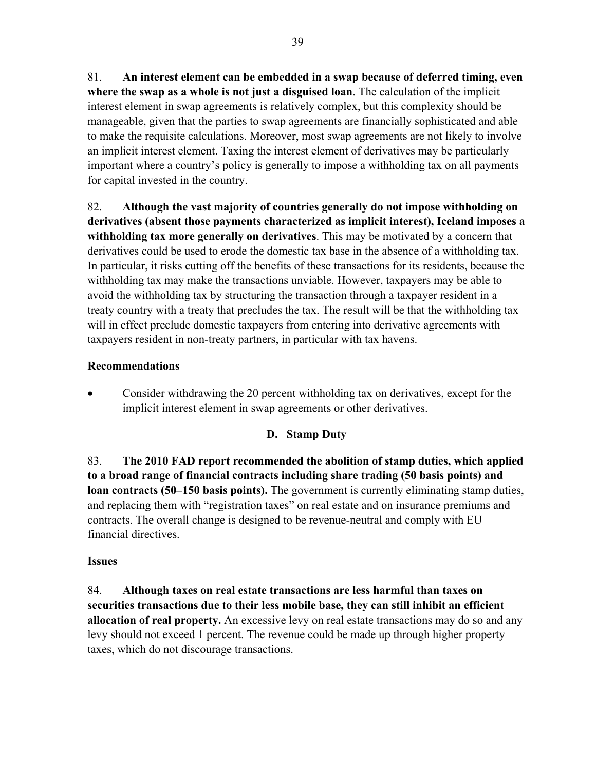81. **An interest element can be embedded in a swap because of deferred timing, even where the swap as a whole is not just a disguised loan**. The calculation of the implicit interest element in swap agreements is relatively complex, but this complexity should be manageable, given that the parties to swap agreements are financially sophisticated and able to make the requisite calculations. Moreover, most swap agreements are not likely to involve an implicit interest element. Taxing the interest element of derivatives may be particularly important where a country's policy is generally to impose a withholding tax on all payments for capital invested in the country.

82. **Although the vast majority of countries generally do not impose withholding on derivatives (absent those payments characterized as implicit interest), Iceland imposes a withholding tax more generally on derivatives**. This may be motivated by a concern that derivatives could be used to erode the domestic tax base in the absence of a withholding tax. In particular, it risks cutting off the benefits of these transactions for its residents, because the withholding tax may make the transactions unviable. However, taxpayers may be able to avoid the withholding tax by structuring the transaction through a taxpayer resident in a treaty country with a treaty that precludes the tax. The result will be that the withholding tax will in effect preclude domestic taxpayers from entering into derivative agreements with taxpayers resident in non-treaty partners, in particular with tax havens.

**Recommendations**

- Consider withdrawing the 20 percent withholding tax on derivatives, except for the implicit interest element in swap agreements or other derivatives.

## D. Stamp Duty

83. **The 2010 FAD report recommended the abolition of stamp duties, which applied to a broad range of financial contracts including share trading (50 basis points) and loan contracts (50–150 basis points).** The government is currently eliminating stamp duties, and replacing them with "registration taxes" on real estate and on insurance premiums and contracts. The overall change is designed to be revenue-neutral and comply with EU financial directives.

**Issues**

84. **Although taxes on real estate transactions are less harmful than taxes on securities transactions due to their less mobile base, they can still inhibit an efficient allocation of real property.** An excessive levy on real estate transactions may do so and any levy should not exceed 1 percent. The revenue could be made up through higher property taxes, which do not discourage transactions.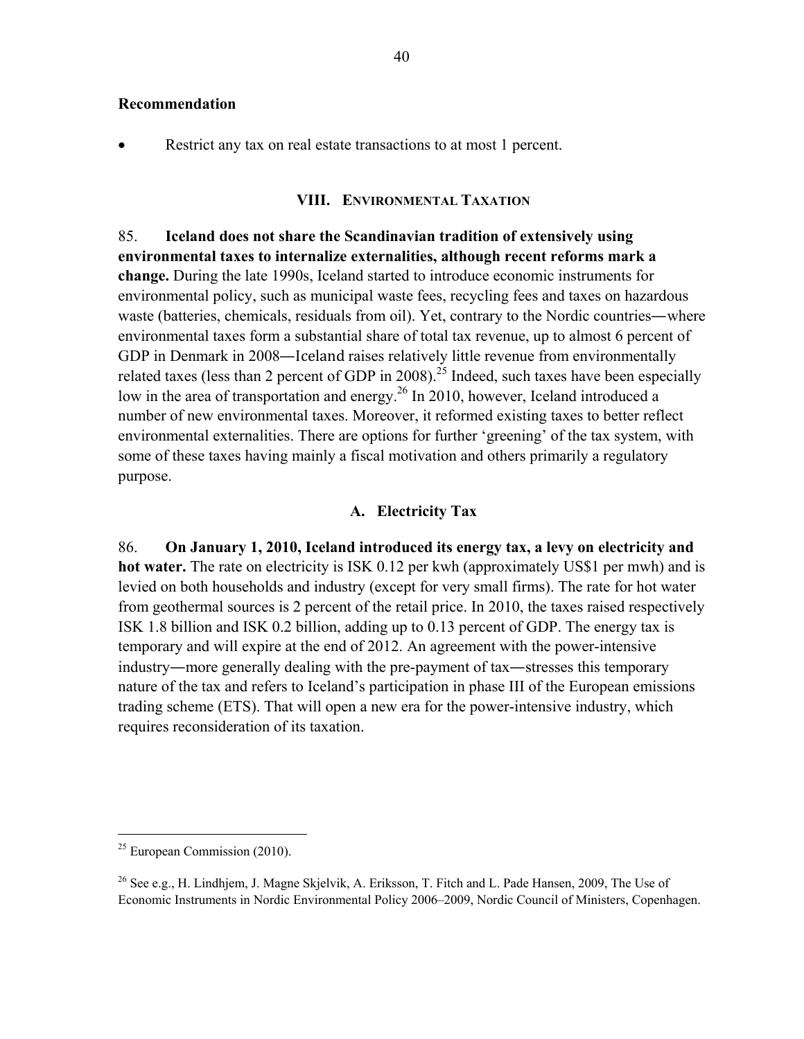**Recommendation**

- Restrict any tax on real estate transactions to at most 1 percent.

## VIII. ENVIRONMENTAL TAXATION

85. **Iceland does not share the Scandinavian tradition of extensively using environmental taxes to internalize externalities, although recent reforms mark a change.** During the late 1990s, Iceland started to introduce economic instruments for environmental policy, such as municipal waste fees, recycling fees and taxes on hazardous waste (batteries, chemicals, residuals from oil). Yet, contrary to the Nordic countries―where environmental taxes form a substantial share of total tax revenue, up to almost 6 percent of GDP in Denmark in 2008―Iceland raises relatively little revenue from environmentally related taxes (less than 2 percent of GDP in 2008).[25] Indeed, such taxes have been especially low in the area of transportation and energy.[26] In 2010, however, Iceland introduced a number of new environmental taxes. Moreover, it reformed existing taxes to better reflect environmental externalities. There are options for further 'greening' of the tax system, with some of these taxes having mainly a fiscal motivation and others primarily a regulatory purpose.

### A. Electricity Tax

86. **On January 1, 2010, Iceland introduced its energy tax, a levy on electricity and hot water.** The rate on electricity is ISK 0.12 per kwh (approximately US$1 per mwh) and is levied on both households and industry (except for very small firms). The rate for hot water from geothermal sources is 2 percent of the retail price. In 2010, the taxes raised respectively ISK 1.8 billion and ISK 0.2 billion, adding up to 0.13 percent of GDP. The energy tax is temporary and will expire at the end of 2012. An agreement with the power-intensive industry―more generally dealing with the pre-payment of tax―stresses this temporary nature of the tax and refers to Iceland's participation in phase III of the European emissions trading scheme (ETS). That will open a new era for the power-intensive industry, which requires reconsideration of its taxation.

---

[25] European Commission (2010).

[26] See e.g., H. Lindhjem, J. Magne Skjelvik, A. Eriksson, T. Fitch and L. Pade Hansen, 2009, The Use of Economic Instruments in Nordic Environmental Policy 2006–2009, Nordic Council of Ministers, Copenhagen.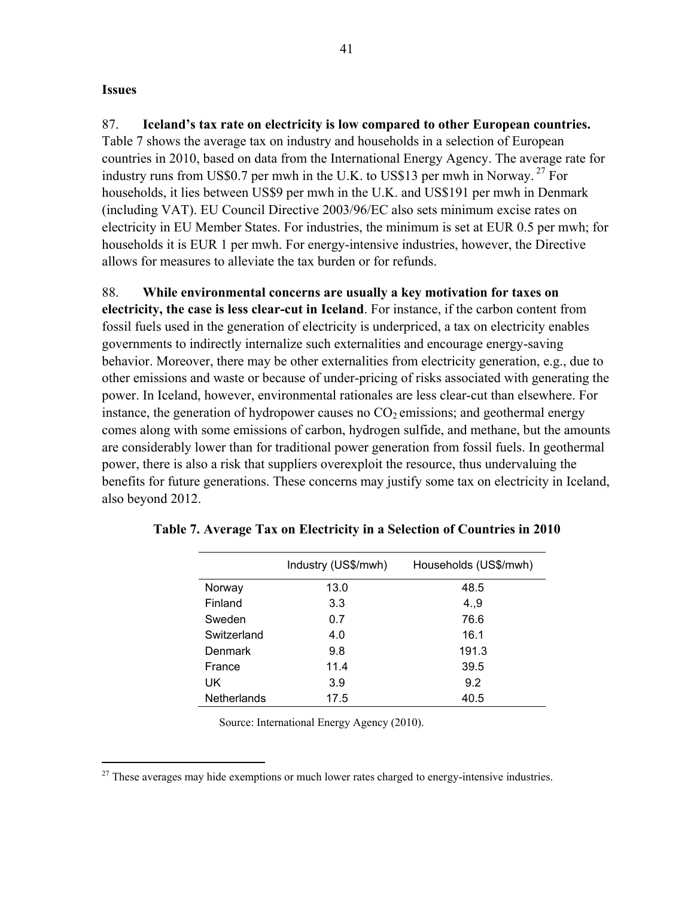**Issues**

87. **Iceland's tax rate on electricity is low compared to other European countries.** Table 7 shows the average tax on industry and households in a selection of European countries in 2010, based on data from the International Energy Agency. The average rate for industry runs from US$0.7 per mwh in the U.K. to US$13 per mwh in Norway.[27] For households, it lies between US$9 per mwh in the U.K. and US$191 per mwh in Denmark (including VAT). EU Council Directive 2003/96/EC also sets minimum excise rates on electricity in EU Member States. For industries, the minimum is set at EUR 0.5 per mwh; for households it is EUR 1 per mwh. For energy-intensive industries, however, the Directive allows for measures to alleviate the tax burden or for refunds.

88. **While environmental concerns are usually a key motivation for taxes on electricity, the case is less clear-cut in Iceland**. For instance, if the carbon content from fossil fuels used in the generation of electricity is underpriced, a tax on electricity enables governments to indirectly internalize such externalities and encourage energy-saving behavior. Moreover, there may be other externalities from electricity generation, e.g., due to other emissions and waste or because of under-pricing of risks associated with generating the power. In Iceland, however, environmental rationales are less clear-cut than elsewhere. For instance, the generation of hydropower causes no $CO_2$ emissions; and geothermal energy comes along with some emissions of carbon, hydrogen sulfide, and methane, but the amounts are considerably lower than for traditional power generation from fossil fuels. In geothermal power, there is also a risk that suppliers overexploit the resource, thus undervaluing the benefits for future generations. These concerns may justify some tax on electricity in Iceland, also beyond 2012.

**Table 7. Average Tax on Electricity in a Selection of Countries in 2010**

| | Industry (US$/mwh) | Households (US$/mwh) |
|---|---|---|
| Norway | 13.0 | 48.5 |
| Finland | 3.3 | 4.,9 |
| Sweden | 0.7 | 76.6 |
| Switzerland | 4.0 | 16.1 |
| Denmark | 9.8 | 191.3 |
| France | 11.4 | 39.5 |
| UK | 3.9 | 9.2 |
| Netherlands | 17.5 | 40.5 |

Source: International Energy Agency (2010).

[27] These averages may hide exemptions or much lower rates charged to energy-intensive industries.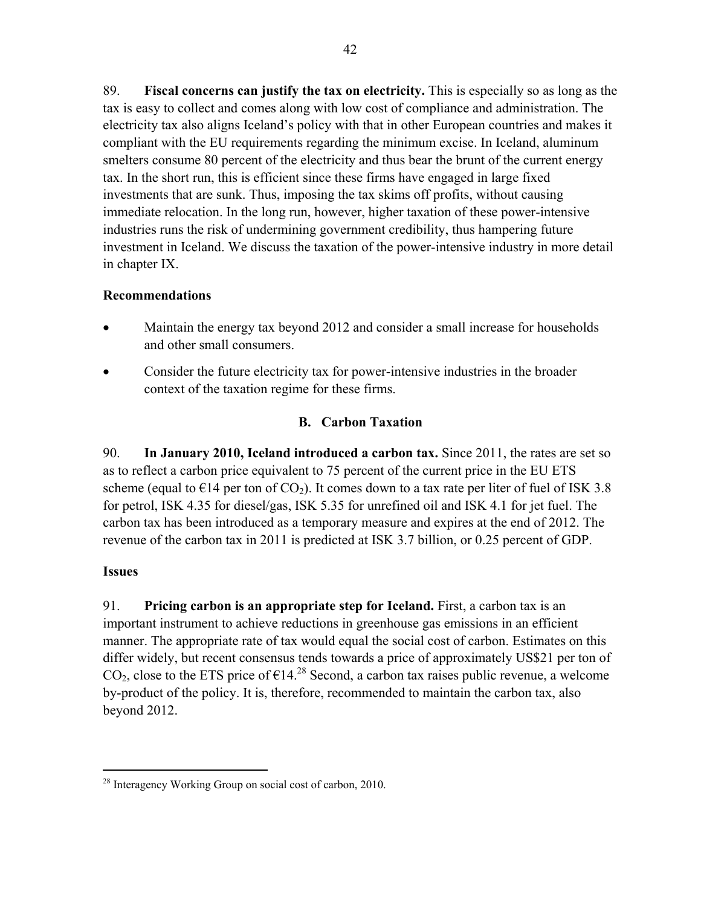89. **Fiscal concerns can justify the tax on electricity.** This is especially so as long as the tax is easy to collect and comes along with low cost of compliance and administration. The electricity tax also aligns Iceland's policy with that in other European countries and makes it compliant with the EU requirements regarding the minimum excise. In Iceland, aluminum smelters consume 80 percent of the electricity and thus bear the brunt of the current energy tax. In the short run, this is efficient since these firms have engaged in large fixed investments that are sunk. Thus, imposing the tax skims off profits, without causing immediate relocation. In the long run, however, higher taxation of these power-intensive industries runs the risk of undermining government credibility, thus hampering future investment in Iceland. We discuss the taxation of the power-intensive industry in more detail in chapter IX.

### Recommendations

- Maintain the energy tax beyond 2012 and consider a small increase for households and other small consumers.
- Consider the future electricity tax for power-intensive industries in the broader context of the taxation regime for these firms.

## B. Carbon Taxation

90. **In January 2010, Iceland introduced a carbon tax.** Since 2011, the rates are set so as to reflect a carbon price equivalent to 75 percent of the current price in the EU ETS scheme (equal to €14 per ton of $CO_2$). It comes down to a tax rate per liter of fuel of ISK 3.8 for petrol, ISK 4.35 for diesel/gas, ISK 5.35 for unrefined oil and ISK 4.1 for jet fuel. The carbon tax has been introduced as a temporary measure and expires at the end of 2012. The revenue of the carbon tax in 2011 is predicted at ISK 3.7 billion, or 0.25 percent of GDP.

### Issues

91. **Pricing carbon is an appropriate step for Iceland.** First, a carbon tax is an important instrument to achieve reductions in greenhouse gas emissions in an efficient manner. The appropriate rate of tax would equal the social cost of carbon. Estimates on this differ widely, but recent consensus tends towards a price of approximately US$21 per ton of $CO_2$, close to the ETS price of €14.[28] Second, a carbon tax raises public revenue, a welcome by-product of the policy. It is, therefore, recommended to maintain the carbon tax, also beyond 2012.

[28] Interagency Working Group on social cost of carbon, 2010.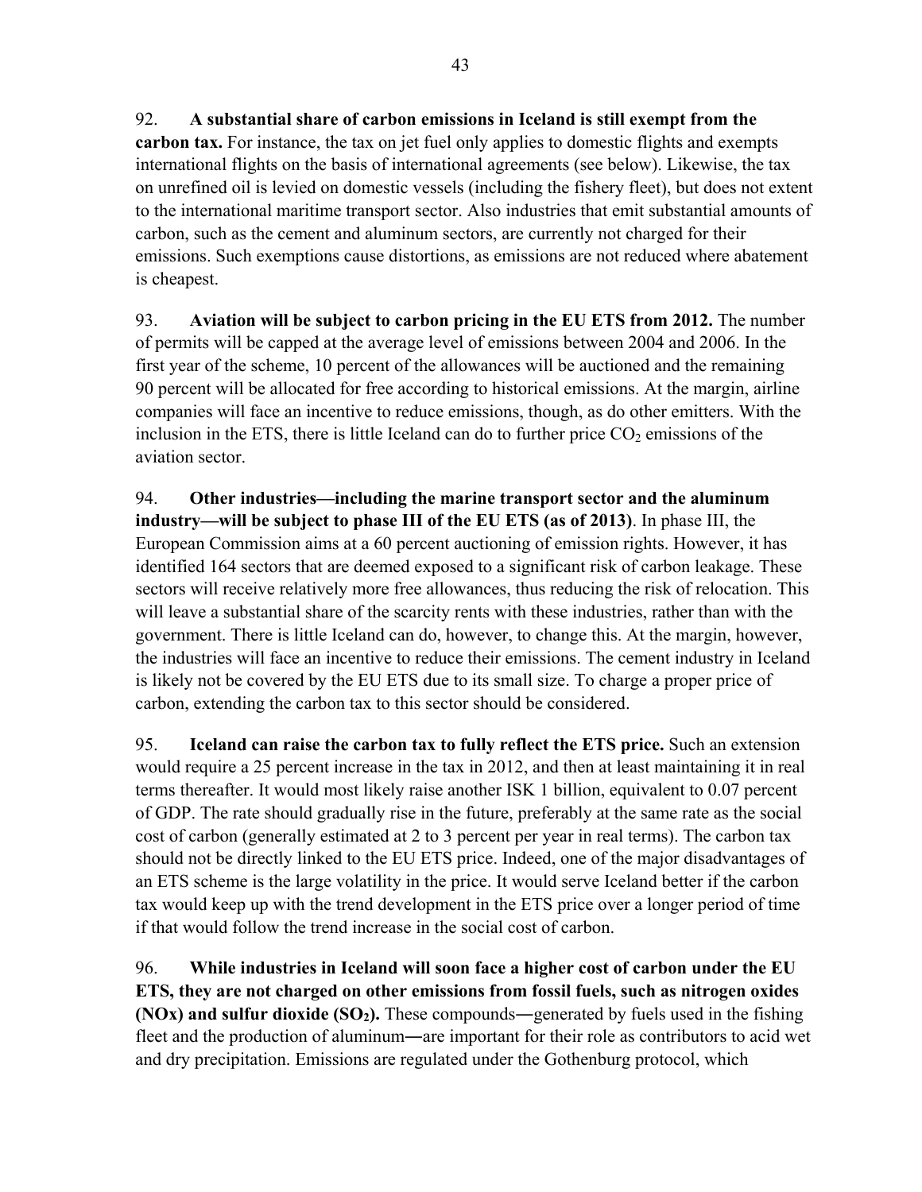92. **A substantial share of carbon emissions in Iceland is still exempt from the carbon tax.** For instance, the tax on jet fuel only applies to domestic flights and exempts international flights on the basis of international agreements (see below). Likewise, the tax on unrefined oil is levied on domestic vessels (including the fishery fleet), but does not extent to the international maritime transport sector. Also industries that emit substantial amounts of carbon, such as the cement and aluminum sectors, are currently not charged for their emissions. Such exemptions cause distortions, as emissions are not reduced where abatement is cheapest.

93. **Aviation will be subject to carbon pricing in the EU ETS from 2012.** The number of permits will be capped at the average level of emissions between 2004 and 2006. In the first year of the scheme, 10 percent of the allowances will be auctioned and the remaining 90 percent will be allocated for free according to historical emissions. At the margin, airline companies will face an incentive to reduce emissions, though, as do other emitters. With the inclusion in the ETS, there is little Iceland can do to further price $CO_2$ emissions of the aviation sector.

94. **Other industries—including the marine transport sector and the aluminum industry—will be subject to phase III of the EU ETS (as of 2013)**. In phase III, the European Commission aims at a 60 percent auctioning of emission rights. However, it has identified 164 sectors that are deemed exposed to a significant risk of carbon leakage. These sectors will receive relatively more free allowances, thus reducing the risk of relocation. This will leave a substantial share of the scarcity rents with these industries, rather than with the government. There is little Iceland can do, however, to change this. At the margin, however, the industries will face an incentive to reduce their emissions. The cement industry in Iceland is likely not be covered by the EU ETS due to its small size. To charge a proper price of carbon, extending the carbon tax to this sector should be considered.

95. **Iceland can raise the carbon tax to fully reflect the ETS price.** Such an extension would require a 25 percent increase in the tax in 2012, and then at least maintaining it in real terms thereafter. It would most likely raise another ISK 1 billion, equivalent to 0.07 percent of GDP. The rate should gradually rise in the future, preferably at the same rate as the social cost of carbon (generally estimated at 2 to 3 percent per year in real terms). The carbon tax should not be directly linked to the EU ETS price. Indeed, one of the major disadvantages of an ETS scheme is the large volatility in the price. It would serve Iceland better if the carbon tax would keep up with the trend development in the ETS price over a longer period of time if that would follow the trend increase in the social cost of carbon.

96. **While industries in Iceland will soon face a higher cost of carbon under the EU ETS, they are not charged on other emissions from fossil fuels, such as nitrogen oxides (NOx) and sulfur dioxide ($SO_2$).** These compounds―generated by fuels used in the fishing fleet and the production of aluminum―are important for their role as contributors to acid wet and dry precipitation. Emissions are regulated under the Gothenburg protocol, which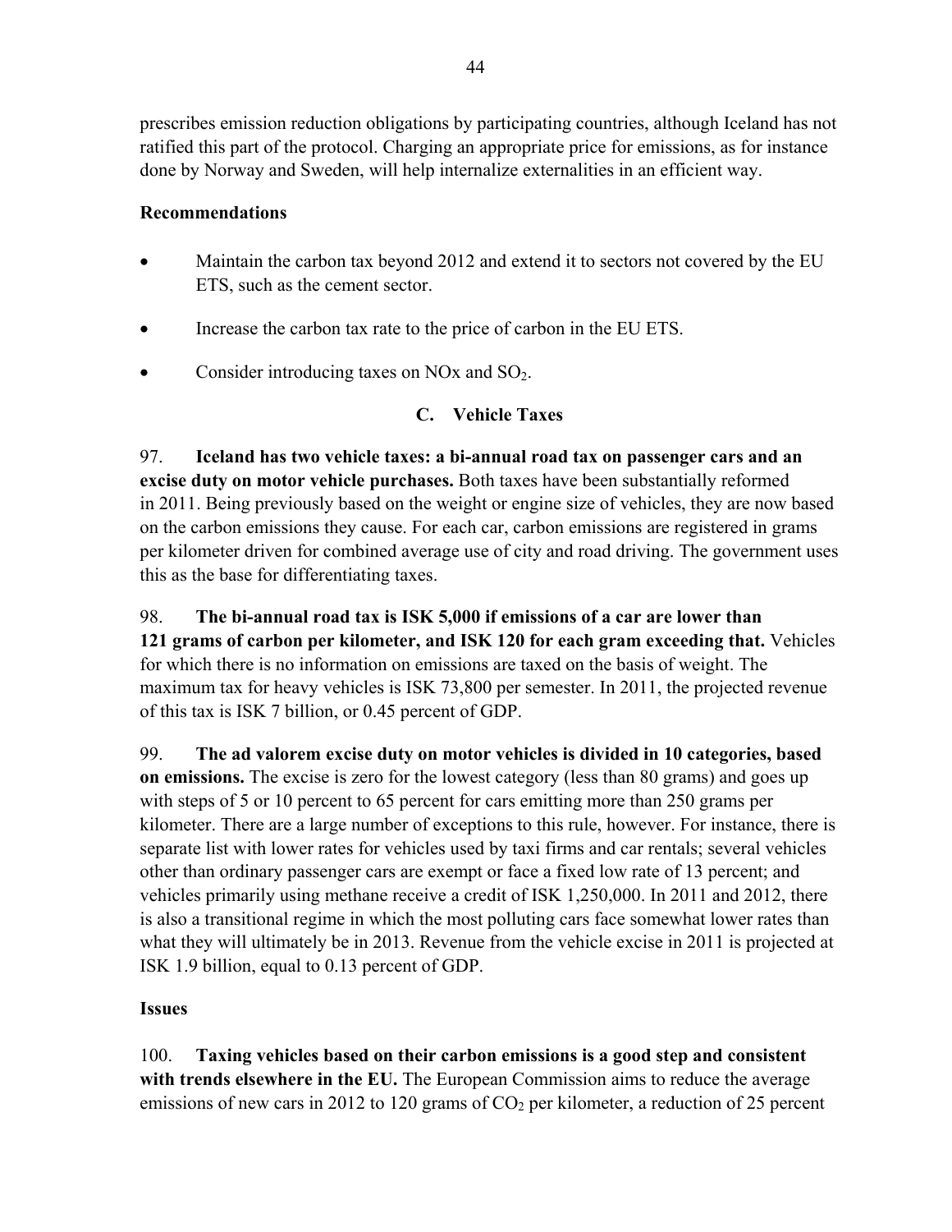prescribes emission reduction obligations by participating countries, although Iceland has not ratified this part of the protocol. Charging an appropriate price for emissions, as for instance done by Norway and Sweden, will help internalize externalities in an efficient way.

**Recommendations**

- Maintain the carbon tax beyond 2012 and extend it to sectors not covered by the EU ETS, such as the cement sector.
- Increase the carbon tax rate to the price of carbon in the EU ETS.
- Consider introducing taxes on NOx and $SO_2$.

## C. Vehicle Taxes

97. **Iceland has two vehicle taxes: a bi-annual road tax on passenger cars and an excise duty on motor vehicle purchases.** Both taxes have been substantially reformed in 2011. Being previously based on the weight or engine size of vehicles, they are now based on the carbon emissions they cause. For each car, carbon emissions are registered in grams per kilometer driven for combined average use of city and road driving. The government uses this as the base for differentiating taxes.

98. **The bi-annual road tax is ISK 5,000 if emissions of a car are lower than 121 grams of carbon per kilometer, and ISK 120 for each gram exceeding that.** Vehicles for which there is no information on emissions are taxed on the basis of weight. The maximum tax for heavy vehicles is ISK 73,800 per semester. In 2011, the projected revenue of this tax is ISK 7 billion, or 0.45 percent of GDP.

99. **The ad valorem excise duty on motor vehicles is divided in 10 categories, based on emissions.** The excise is zero for the lowest category (less than 80 grams) and goes up with steps of 5 or 10 percent to 65 percent for cars emitting more than 250 grams per kilometer. There are a large number of exceptions to this rule, however. For instance, there is separate list with lower rates for vehicles used by taxi firms and car rentals; several vehicles other than ordinary passenger cars are exempt or face a fixed low rate of 13 percent; and vehicles primarily using methane receive a credit of ISK 1,250,000. In 2011 and 2012, there is also a transitional regime in which the most polluting cars face somewhat lower rates than what they will ultimately be in 2013. Revenue from the vehicle excise in 2011 is projected at ISK 1.9 billion, equal to 0.13 percent of GDP.

**Issues**

100. **Taxing vehicles based on their carbon emissions is a good step and consistent with trends elsewhere in the EU.** The European Commission aims to reduce the average emissions of new cars in 2012 to 120 grams of $CO_2$ per kilometer, a reduction of 25 percent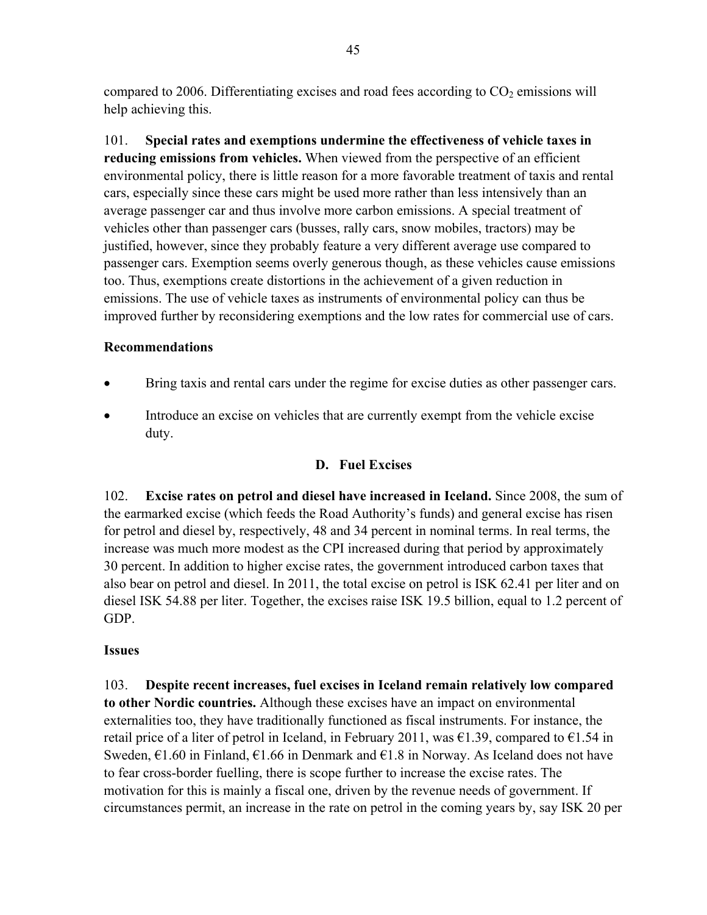compared to 2006. Differentiating excises and road fees according to $CO_2$ emissions will help achieving this.

101. **Special rates and exemptions undermine the effectiveness of vehicle taxes in reducing emissions from vehicles.** When viewed from the perspective of an efficient environmental policy, there is little reason for a more favorable treatment of taxis and rental cars, especially since these cars might be used more rather than less intensively than an average passenger car and thus involve more carbon emissions. A special treatment of vehicles other than passenger cars (busses, rally cars, snow mobiles, tractors) may be justified, however, since they probably feature a very different average use compared to passenger cars. Exemption seems overly generous though, as these vehicles cause emissions too. Thus, exemptions create distortions in the achievement of a given reduction in emissions. The use of vehicle taxes as instruments of environmental policy can thus be improved further by reconsidering exemptions and the low rates for commercial use of cars.

**Recommendations**

- Bring taxis and rental cars under the regime for excise duties as other passenger cars.
- Introduce an excise on vehicles that are currently exempt from the vehicle excise duty.

### D. Fuel Excises

102. **Excise rates on petrol and diesel have increased in Iceland.** Since 2008, the sum of the earmarked excise (which feeds the Road Authority's funds) and general excise has risen for petrol and diesel by, respectively, 48 and 34 percent in nominal terms. In real terms, the increase was much more modest as the CPI increased during that period by approximately 30 percent. In addition to higher excise rates, the government introduced carbon taxes that also bear on petrol and diesel. In 2011, the total excise on petrol is ISK 62.41 per liter and on diesel ISK 54.88 per liter. Together, the excises raise ISK 19.5 billion, equal to 1.2 percent of GDP.

**Issues**

103. **Despite recent increases, fuel excises in Iceland remain relatively low compared to other Nordic countries.** Although these excises have an impact on environmental externalities too, they have traditionally functioned as fiscal instruments. For instance, the retail price of a liter of petrol in Iceland, in February 2011, was €1.39, compared to €1.54 in Sweden, €1.60 in Finland, €1.66 in Denmark and €1.8 in Norway. As Iceland does not have to fear cross-border fuelling, there is scope further to increase the excise rates. The motivation for this is mainly a fiscal one, driven by the revenue needs of government. If circumstances permit, an increase in the rate on petrol in the coming years by, say ISK 20 per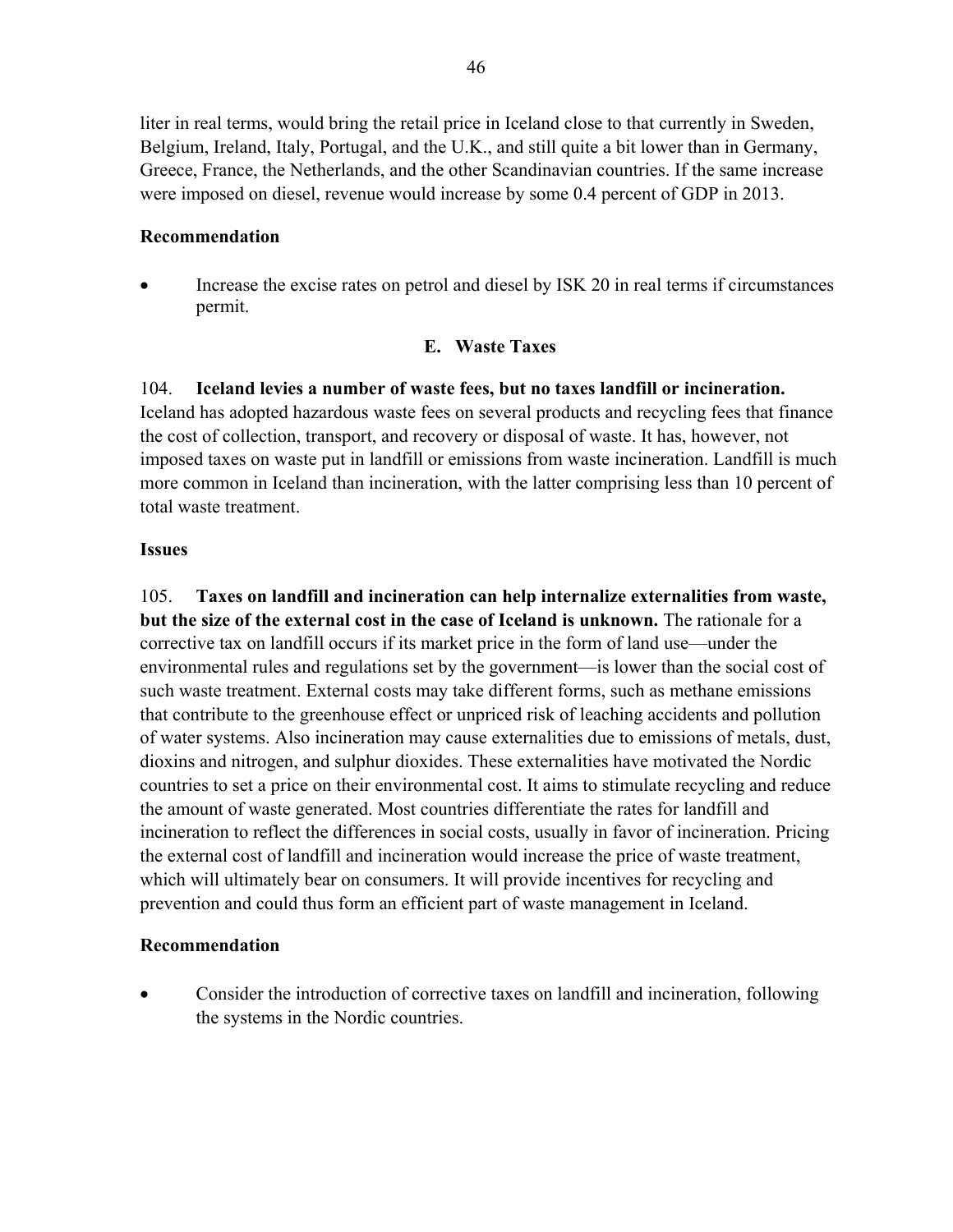liter in real terms, would bring the retail price in Iceland close to that currently in Sweden, Belgium, Ireland, Italy, Portugal, and the U.K., and still quite a bit lower than in Germany, Greece, France, the Netherlands, and the other Scandinavian countries. If the same increase were imposed on diesel, revenue would increase by some 0.4 percent of GDP in 2013.

**Recommendation**

- Increase the excise rates on petrol and diesel by ISK 20 in real terms if circumstances permit.

### E. Waste Taxes

104. **Iceland levies a number of waste fees, but no taxes landfill or incineration.** Iceland has adopted hazardous waste fees on several products and recycling fees that finance the cost of collection, transport, and recovery or disposal of waste. It has, however, not imposed taxes on waste put in landfill or emissions from waste incineration. Landfill is much more common in Iceland than incineration, with the latter comprising less than 10 percent of total waste treatment.

**Issues**

105. **Taxes on landfill and incineration can help internalize externalities from waste, but the size of the external cost in the case of Iceland is unknown.** The rationale for a corrective tax on landfill occurs if its market price in the form of land use—under the environmental rules and regulations set by the government—is lower than the social cost of such waste treatment. External costs may take different forms, such as methane emissions that contribute to the greenhouse effect or unpriced risk of leaching accidents and pollution of water systems. Also incineration may cause externalities due to emissions of metals, dust, dioxins and nitrogen, and sulphur dioxides. These externalities have motivated the Nordic countries to set a price on their environmental cost. It aims to stimulate recycling and reduce the amount of waste generated. Most countries differentiate the rates for landfill and incineration to reflect the differences in social costs, usually in favor of incineration. Pricing the external cost of landfill and incineration would increase the price of waste treatment, which will ultimately bear on consumers. It will provide incentives for recycling and prevention and could thus form an efficient part of waste management in Iceland.

**Recommendation**

- Consider the introduction of corrective taxes on landfill and incineration, following the systems in the Nordic countries.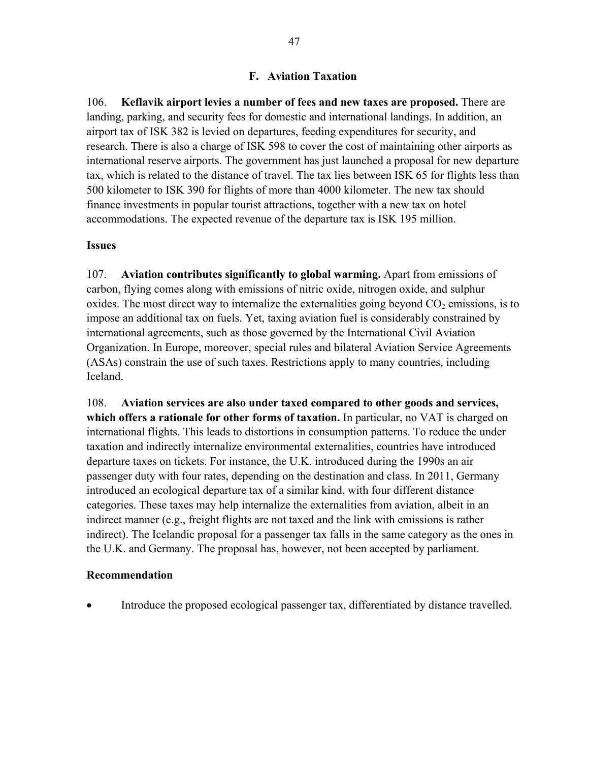## F. Aviation Taxation

106. **Keflavik airport levies a number of fees and new taxes are proposed.** There are landing, parking, and security fees for domestic and international landings. In addition, an airport tax of ISK 382 is levied on departures, feeding expenditures for security, and research. There is also a charge of ISK 598 to cover the cost of maintaining other airports as international reserve airports. The government has just launched a proposal for new departure tax, which is related to the distance of travel. The tax lies between ISK 65 for flights less than 500 kilometer to ISK 390 for flights of more than 4000 kilometer. The new tax should finance investments in popular tourist attractions, together with a new tax on hotel accommodations. The expected revenue of the departure tax is ISK 195 million.

**Issues**

107. **Aviation contributes significantly to global warming.** Apart from emissions of carbon, flying comes along with emissions of nitric oxide, nitrogen oxide, and sulphur oxides. The most direct way to internalize the externalities going beyond $CO_2$ emissions, is to impose an additional tax on fuels. Yet, taxing aviation fuel is considerably constrained by international agreements, such as those governed by the International Civil Aviation Organization. In Europe, moreover, special rules and bilateral Aviation Service Agreements (ASAs) constrain the use of such taxes. Restrictions apply to many countries, including Iceland.

108. **Aviation services are also under taxed compared to other goods and services, which offers a rationale for other forms of taxation.** In particular, no VAT is charged on international flights. This leads to distortions in consumption patterns. To reduce the under taxation and indirectly internalize environmental externalities, countries have introduced departure taxes on tickets. For instance, the U.K. introduced during the 1990s an air passenger duty with four rates, depending on the destination and class. In 2011, Germany introduced an ecological departure tax of a similar kind, with four different distance categories. These taxes may help internalize the externalities from aviation, albeit in an indirect manner (e.g., freight flights are not taxed and the link with emissions is rather indirect). The Icelandic proposal for a passenger tax falls in the same category as the ones in the U.K. and Germany. The proposal has, however, not been accepted by parliament.

**Recommendation**

- Introduce the proposed ecological passenger tax, differentiated by distance travelled.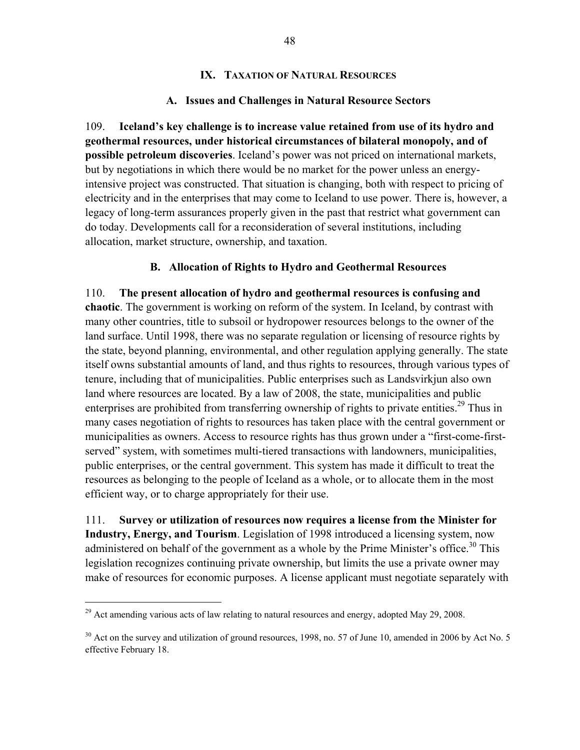## IX. Taxation of Natural Resources

### A. Issues and Challenges in Natural Resource Sectors

109. **Iceland's key challenge is to increase value retained from use of its hydro and geothermal resources, under historical circumstances of bilateral monopoly, and of possible petroleum discoveries**. Iceland's power was not priced on international markets, but by negotiations in which there would be no market for the power unless an energy-intensive project was constructed. That situation is changing, both with respect to pricing of electricity and in the enterprises that may come to Iceland to use power. There is, however, a legacy of long-term assurances properly given in the past that restrict what government can do today. Developments call for a reconsideration of several institutions, including allocation, market structure, ownership, and taxation.

### B. Allocation of Rights to Hydro and Geothermal Resources

110. **The present allocation of hydro and geothermal resources is confusing and chaotic**. The government is working on reform of the system. In Iceland, by contrast with many other countries, title to subsoil or hydropower resources belongs to the owner of the land surface. Until 1998, there was no separate regulation or licensing of resource rights by the state, beyond planning, environmental, and other regulation applying generally. The state itself owns substantial amounts of land, and thus rights to resources, through various types of tenure, including that of municipalities. Public enterprises such as Landsvirkjun also own land where resources are located. By a law of 2008, the state, municipalities and public enterprises are prohibited from transferring ownership of rights to private entities.[29] Thus in many cases negotiation of rights to resources has taken place with the central government or municipalities as owners. Access to resource rights has thus grown under a "first-come-first-served" system, with sometimes multi-tiered transactions with landowners, municipalities, public enterprises, or the central government. This system has made it difficult to treat the resources as belonging to the people of Iceland as a whole, or to allocate them in the most efficient way, or to charge appropriately for their use.

111. **Survey or utilization of resources now requires a license from the Minister for Industry, Energy, and Tourism**. Legislation of 1998 introduced a licensing system, now administered on behalf of the government as a whole by the Prime Minister's office.[30] This legislation recognizes continuing private ownership, but limits the use a private owner may make of resources for economic purposes. A license applicant must negotiate separately with

---

[29] Act amending various acts of law relating to natural resources and energy, adopted May 29, 2008.

[30] Act on the survey and utilization of ground resources, 1998, no. 57 of June 10, amended in 2006 by Act No. 5 effective February 18.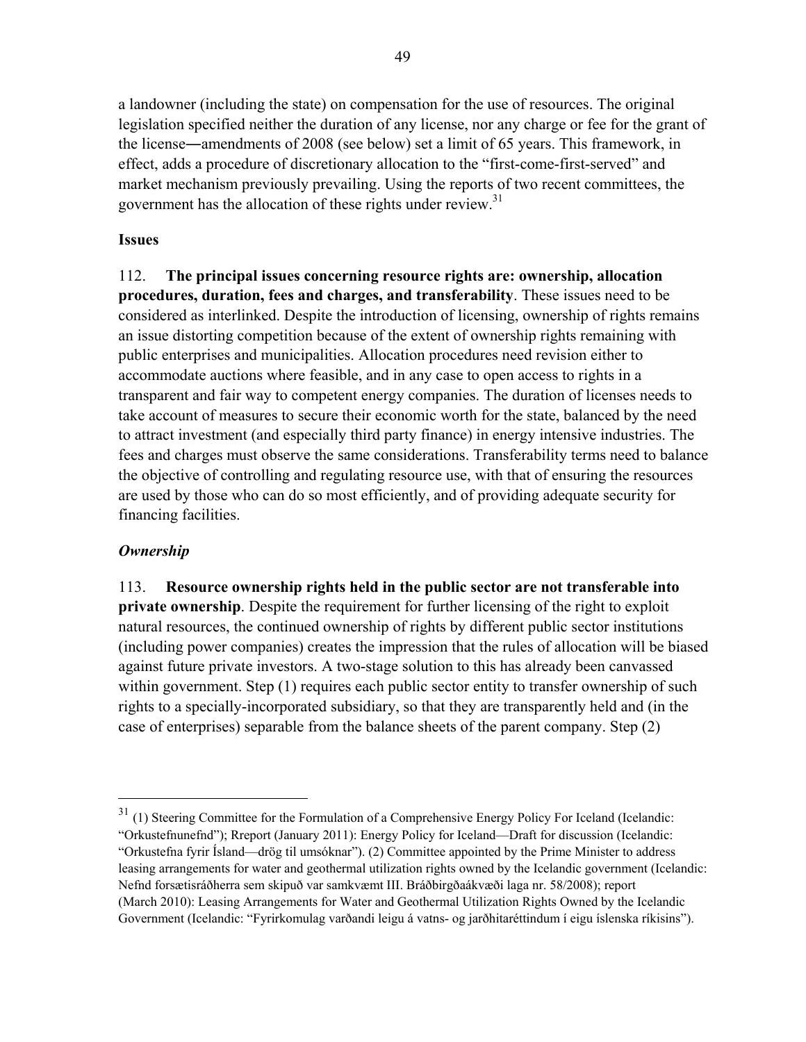a landowner (including the state) on compensation for the use of resources. The original legislation specified neither the duration of any license, nor any charge or fee for the grant of the license―amendments of 2008 (see below) set a limit of 65 years. This framework, in effect, adds a procedure of discretionary allocation to the "first-come-first-served" and market mechanism previously prevailing. Using the reports of two recent committees, the government has the allocation of these rights under review.[31]

### Issues

112. **The principal issues concerning resource rights are: ownership, allocation procedures, duration, fees and charges, and transferability**. These issues need to be considered as interlinked. Despite the introduction of licensing, ownership of rights remains an issue distorting competition because of the extent of ownership rights remaining with public enterprises and municipalities. Allocation procedures need revision either to accommodate auctions where feasible, and in any case to open access to rights in a transparent and fair way to competent energy companies. The duration of licenses needs to take account of measures to secure their economic worth for the state, balanced by the need to attract investment (and especially third party finance) in energy intensive industries. The fees and charges must observe the same considerations. Transferability terms need to balance the objective of controlling and regulating resource use, with that of ensuring the resources are used by those who can do so most efficiently, and of providing adequate security for financing facilities.

#### *Ownership*

113. **Resource ownership rights held in the public sector are not transferable into private ownership**. Despite the requirement for further licensing of the right to exploit natural resources, the continued ownership of rights by different public sector institutions (including power companies) creates the impression that the rules of allocation will be biased against future private investors. A two-stage solution to this has already been canvassed within government. Step (1) requires each public sector entity to transfer ownership of such rights to a specially-incorporated subsidiary, so that they are transparently held and (in the case of enterprises) separable from the balance sheets of the parent company. Step (2)

---

[31] (1) Steering Committee for the Formulation of a Comprehensive Energy Policy For Iceland (Icelandic: "Orkustefnunefnd"); Rreport (January 2011): Energy Policy for Iceland—Draft for discussion (Icelandic: "Orkustefna fyrir Ísland—drög til umsóknar"). (2) Committee appointed by the Prime Minister to address leasing arrangements for water and geothermal utilization rights owned by the Icelandic government (Icelandic: Nefnd forsætisráðherra sem skipuð var samkvæmt III. Bráðbirgðaákvæði laga nr. 58/2008); report (March 2010): Leasing Arrangements for Water and Geothermal Utilization Rights Owned by the Icelandic Government (Icelandic: "Fyrirkomulag varðandi leigu á vatns- og jarðhitaréttindum í eigu íslenska ríkisins").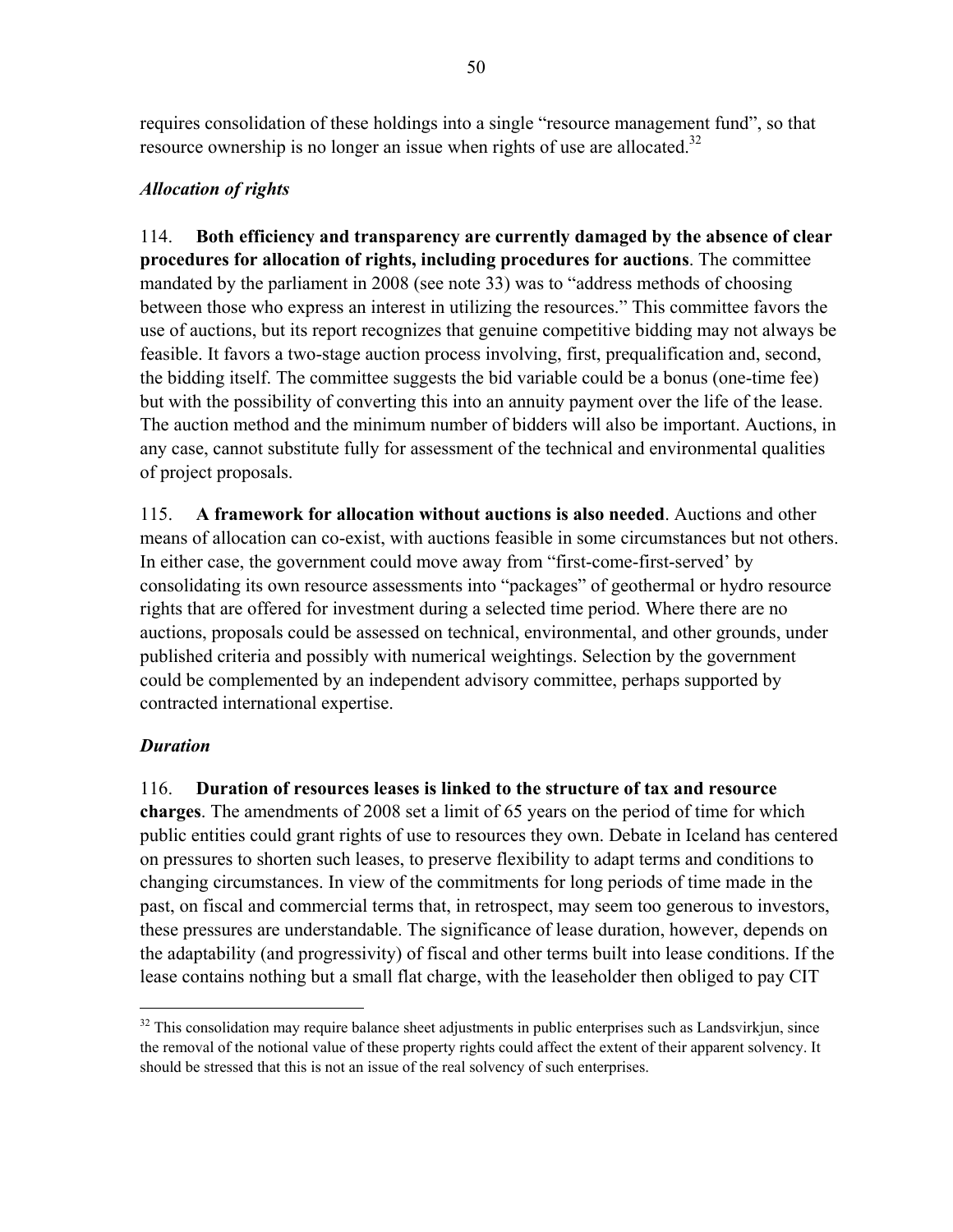requires consolidation of these holdings into a single "resource management fund", so that resource ownership is no longer an issue when rights of use are allocated.[32]

*Allocation of rights*

114. **Both efficiency and transparency are currently damaged by the absence of clear procedures for allocation of rights, including procedures for auctions**. The committee mandated by the parliament in 2008 (see note 33) was to "address methods of choosing between those who express an interest in utilizing the resources." This committee favors the use of auctions, but its report recognizes that genuine competitive bidding may not always be feasible. It favors a two-stage auction process involving, first, prequalification and, second, the bidding itself. The committee suggests the bid variable could be a bonus (one-time fee) but with the possibility of converting this into an annuity payment over the life of the lease. The auction method and the minimum number of bidders will also be important. Auctions, in any case, cannot substitute fully for assessment of the technical and environmental qualities of project proposals.

115. **A framework for allocation without auctions is also needed**. Auctions and other means of allocation can co-exist, with auctions feasible in some circumstances but not others. In either case, the government could move away from "first-come-first-served' by consolidating its own resource assessments into "packages" of geothermal or hydro resource rights that are offered for investment during a selected time period. Where there are no auctions, proposals could be assessed on technical, environmental, and other grounds, under published criteria and possibly with numerical weightings. Selection by the government could be complemented by an independent advisory committee, perhaps supported by contracted international expertise.

*Duration*

116. **Duration of resources leases is linked to the structure of tax and resource charges**. The amendments of 2008 set a limit of 65 years on the period of time for which public entities could grant rights of use to resources they own. Debate in Iceland has centered on pressures to shorten such leases, to preserve flexibility to adapt terms and conditions to changing circumstances. In view of the commitments for long periods of time made in the past, on fiscal and commercial terms that, in retrospect, may seem too generous to investors, these pressures are understandable. The significance of lease duration, however, depends on the adaptability (and progressivity) of fiscal and other terms built into lease conditions. If the lease contains nothing but a small flat charge, with the leaseholder then obliged to pay CIT

[32] This consolidation may require balance sheet adjustments in public enterprises such as Landsvirkjun, since the removal of the notional value of these property rights could affect the extent of their apparent solvency. It should be stressed that this is not an issue of the real solvency of such enterprises.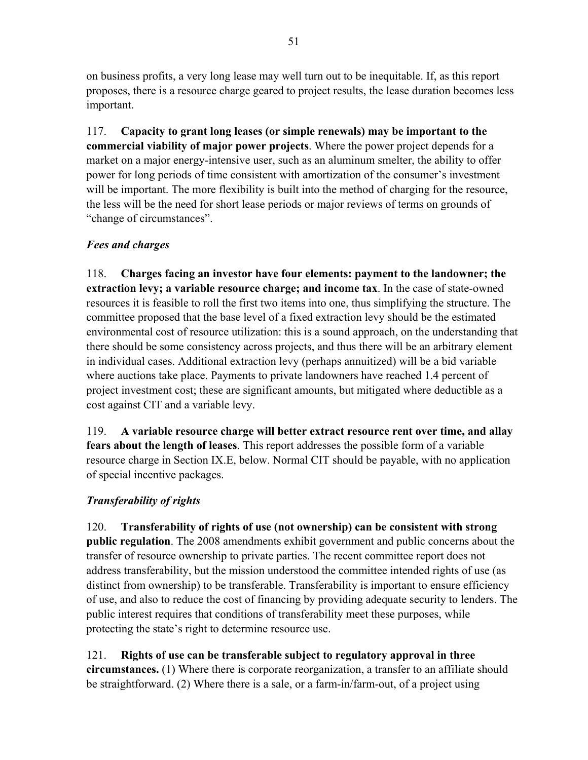on business profits, a very long lease may well turn out to be inequitable. If, as this report proposes, there is a resource charge geared to project results, the lease duration becomes less important.

117. **Capacity to grant long leases (or simple renewals) may be important to the commercial viability of major power projects**. Where the power project depends for a market on a major energy-intensive user, such as an aluminum smelter, the ability to offer power for long periods of time consistent with amortization of the consumer's investment will be important. The more flexibility is built into the method of charging for the resource, the less will be the need for short lease periods or major reviews of terms on grounds of "change of circumstances".

### *Fees and charges*

118. **Charges facing an investor have four elements: payment to the landowner; the extraction levy; a variable resource charge; and income tax**. In the case of state-owned resources it is feasible to roll the first two items into one, thus simplifying the structure. The committee proposed that the base level of a fixed extraction levy should be the estimated environmental cost of resource utilization: this is a sound approach, on the understanding that there should be some consistency across projects, and thus there will be an arbitrary element in individual cases. Additional extraction levy (perhaps annuitized) will be a bid variable where auctions take place. Payments to private landowners have reached 1.4 percent of project investment cost; these are significant amounts, but mitigated where deductible as a cost against CIT and a variable levy.

119. **A variable resource charge will better extract resource rent over time, and allay fears about the length of leases**. This report addresses the possible form of a variable resource charge in Section IX.E, below. Normal CIT should be payable, with no application of special incentive packages.

### *Transferability of rights*

120. **Transferability of rights of use (not ownership) can be consistent with strong public regulation**. The 2008 amendments exhibit government and public concerns about the transfer of resource ownership to private parties. The recent committee report does not address transferability, but the mission understood the committee intended rights of use (as distinct from ownership) to be transferable. Transferability is important to ensure efficiency of use, and also to reduce the cost of financing by providing adequate security to lenders. The public interest requires that conditions of transferability meet these purposes, while protecting the state's right to determine resource use.

121. **Rights of use can be transferable subject to regulatory approval in three circumstances.** (1) Where there is corporate reorganization, a transfer to an affiliate should be straightforward. (2) Where there is a sale, or a farm-in/farm-out, of a project using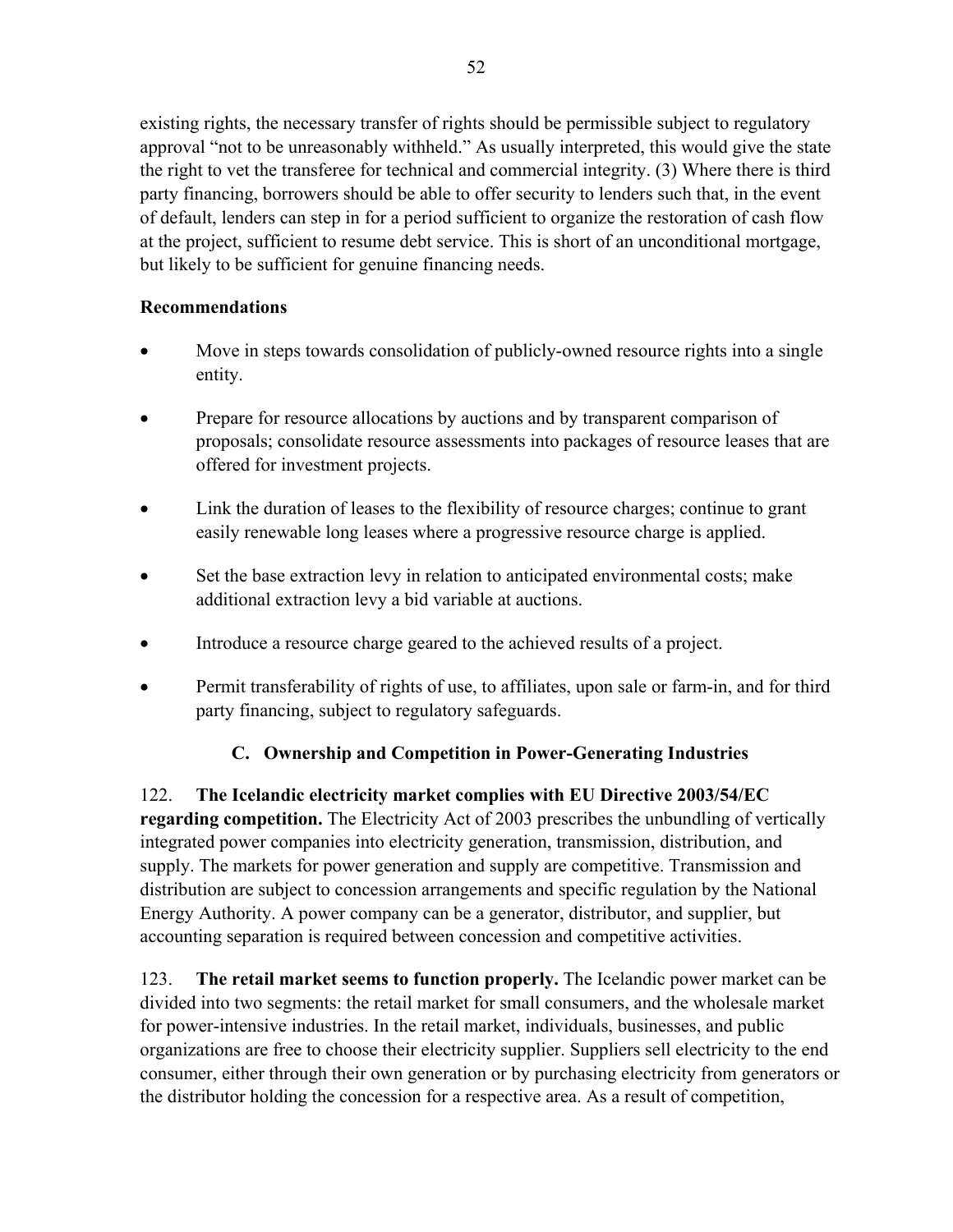existing rights, the necessary transfer of rights should be permissible subject to regulatory approval "not to be unreasonably withheld." As usually interpreted, this would give the state the right to vet the transferee for technical and commercial integrity. (3) Where there is third party financing, borrowers should be able to offer security to lenders such that, in the event of default, lenders can step in for a period sufficient to organize the restoration of cash flow at the project, sufficient to resume debt service. This is short of an unconditional mortgage, but likely to be sufficient for genuine financing needs.

**Recommendations**

- Move in steps towards consolidation of publicly-owned resource rights into a single entity.
- Prepare for resource allocations by auctions and by transparent comparison of proposals; consolidate resource assessments into packages of resource leases that are offered for investment projects.
- Link the duration of leases to the flexibility of resource charges; continue to grant easily renewable long leases where a progressive resource charge is applied.
- Set the base extraction levy in relation to anticipated environmental costs; make additional extraction levy a bid variable at auctions.
- Introduce a resource charge geared to the achieved results of a project.
- Permit transferability of rights of use, to affiliates, upon sale or farm-in, and for third party financing, subject to regulatory safeguards.

## C. Ownership and Competition in Power-Generating Industries

122. **The Icelandic electricity market complies with EU Directive 2003/54/EC regarding competition.** The Electricity Act of 2003 prescribes the unbundling of vertically integrated power companies into electricity generation, transmission, distribution, and supply. The markets for power generation and supply are competitive. Transmission and distribution are subject to concession arrangements and specific regulation by the National Energy Authority. A power company can be a generator, distributor, and supplier, but accounting separation is required between concession and competitive activities.

123. **The retail market seems to function properly.** The Icelandic power market can be divided into two segments: the retail market for small consumers, and the wholesale market for power-intensive industries. In the retail market, individuals, businesses, and public organizations are free to choose their electricity supplier. Suppliers sell electricity to the end consumer, either through their own generation or by purchasing electricity from generators or the distributor holding the concession for a respective area. As a result of competition,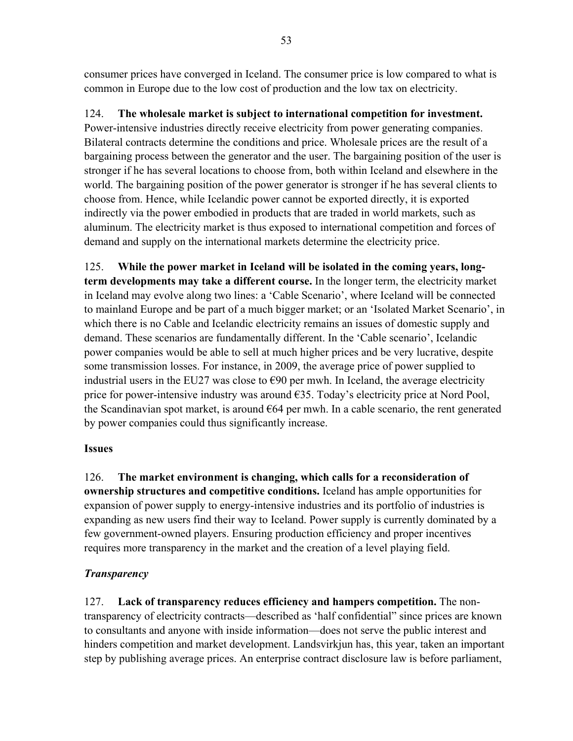consumer prices have converged in Iceland. The consumer price is low compared to what is common in Europe due to the low cost of production and the low tax on electricity.

124. **The wholesale market is subject to international competition for investment.** Power-intensive industries directly receive electricity from power generating companies. Bilateral contracts determine the conditions and price. Wholesale prices are the result of a bargaining process between the generator and the user. The bargaining position of the user is stronger if he has several locations to choose from, both within Iceland and elsewhere in the world. The bargaining position of the power generator is stronger if he has several clients to choose from. Hence, while Icelandic power cannot be exported directly, it is exported indirectly via the power embodied in products that are traded in world markets, such as aluminum. The electricity market is thus exposed to international competition and forces of demand and supply on the international markets determine the electricity price.

125. **While the power market in Iceland will be isolated in the coming years, long-term developments may take a different course.** In the longer term, the electricity market in Iceland may evolve along two lines: a 'Cable Scenario', where Iceland will be connected to mainland Europe and be part of a much bigger market; or an 'Isolated Market Scenario', in which there is no Cable and Icelandic electricity remains an issues of domestic supply and demand. These scenarios are fundamentally different. In the 'Cable scenario', Icelandic power companies would be able to sell at much higher prices and be very lucrative, despite some transmission losses. For instance, in 2009, the average price of power supplied to industrial users in the EU27 was close to €90 per mwh. In Iceland, the average electricity price for power-intensive industry was around €35. Today's electricity price at Nord Pool, the Scandinavian spot market, is around €64 per mwh. In a cable scenario, the rent generated by power companies could thus significantly increase.

**Issues**

126. **The market environment is changing, which calls for a reconsideration of ownership structures and competitive conditions.** Iceland has ample opportunities for expansion of power supply to energy-intensive industries and its portfolio of industries is expanding as new users find their way to Iceland. Power supply is currently dominated by a few government-owned players. Ensuring production efficiency and proper incentives requires more transparency in the market and the creation of a level playing field.

***Transparency***

127. **Lack of transparency reduces efficiency and hampers competition.** The non-transparency of electricity contracts—described as 'half confidential" since prices are known to consultants and anyone with inside information—does not serve the public interest and hinders competition and market development. Landsvirkjun has, this year, taken an important step by publishing average prices. An enterprise contract disclosure law is before parliament,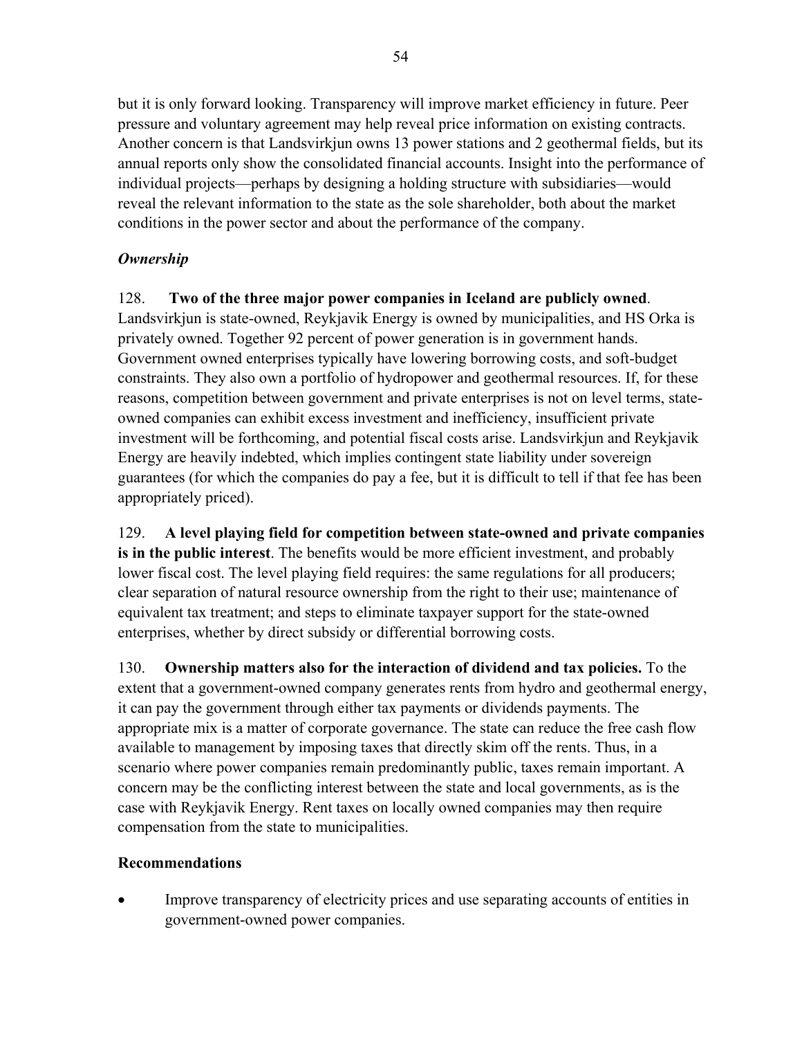but it is only forward looking. Transparency will improve market efficiency in future. Peer pressure and voluntary agreement may help reveal price information on existing contracts. Another concern is that Landsvirkjun owns 13 power stations and 2 geothermal fields, but its annual reports only show the consolidated financial accounts. Insight into the performance of individual projects—perhaps by designing a holding structure with subsidiaries—would reveal the relevant information to the state as the sole shareholder, both about the market conditions in the power sector and about the performance of the company.

### *Ownership*

128. **Two of the three major power companies in Iceland are publicly owned**. Landsvirkjun is state-owned, Reykjavik Energy is owned by municipalities, and HS Orka is privately owned. Together 92 percent of power generation is in government hands. Government owned enterprises typically have lowering borrowing costs, and soft-budget constraints. They also own a portfolio of hydropower and geothermal resources. If, for these reasons, competition between government and private enterprises is not on level terms, state-owned companies can exhibit excess investment and inefficiency, insufficient private investment will be forthcoming, and potential fiscal costs arise. Landsvirkjun and Reykjavik Energy are heavily indebted, which implies contingent state liability under sovereign guarantees (for which the companies do pay a fee, but it is difficult to tell if that fee has been appropriately priced).

129. **A level playing field for competition between state-owned and private companies is in the public interest**. The benefits would be more efficient investment, and probably lower fiscal cost. The level playing field requires: the same regulations for all producers; clear separation of natural resource ownership from the right to their use; maintenance of equivalent tax treatment; and steps to eliminate taxpayer support for the state-owned enterprises, whether by direct subsidy or differential borrowing costs.

130. **Ownership matters also for the interaction of dividend and tax policies.** To the extent that a government-owned company generates rents from hydro and geothermal energy, it can pay the government through either tax payments or dividends payments. The appropriate mix is a matter of corporate governance. The state can reduce the free cash flow available to management by imposing taxes that directly skim off the rents. Thus, in a scenario where power companies remain predominantly public, taxes remain important. A concern may be the conflicting interest between the state and local governments, as is the case with Reykjavik Energy. Rent taxes on locally owned companies may then require compensation from the state to municipalities.

### **Recommendations**

- Improve transparency of electricity prices and use separating accounts of entities in government-owned power companies.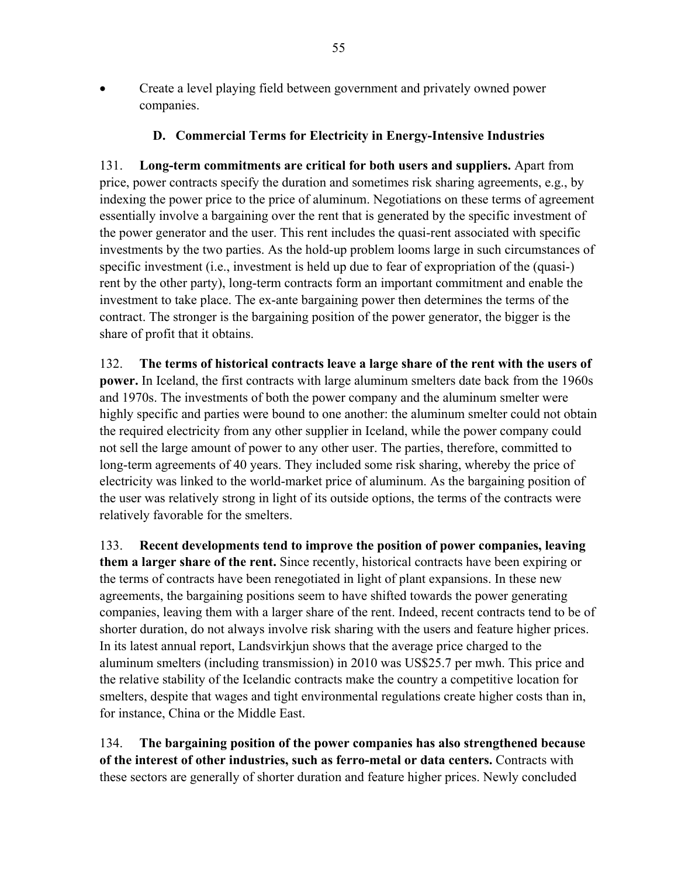- Create a level playing field between government and privately owned power companies.

### D. Commercial Terms for Electricity in Energy-Intensive Industries

131. **Long-term commitments are critical for both users and suppliers.** Apart from price, power contracts specify the duration and sometimes risk sharing agreements, e.g., by indexing the power price to the price of aluminum. Negotiations on these terms of agreement essentially involve a bargaining over the rent that is generated by the specific investment of the power generator and the user. This rent includes the quasi-rent associated with specific investments by the two parties. As the hold-up problem looms large in such circumstances of specific investment (i.e., investment is held up due to fear of expropriation of the (quasi-) rent by the other party), long-term contracts form an important commitment and enable the investment to take place. The ex-ante bargaining power then determines the terms of the contract. The stronger is the bargaining position of the power generator, the bigger is the share of profit that it obtains.

132. **The terms of historical contracts leave a large share of the rent with the users of power.** In Iceland, the first contracts with large aluminum smelters date back from the 1960s and 1970s. The investments of both the power company and the aluminum smelter were highly specific and parties were bound to one another: the aluminum smelter could not obtain the required electricity from any other supplier in Iceland, while the power company could not sell the large amount of power to any other user. The parties, therefore, committed to long-term agreements of 40 years. They included some risk sharing, whereby the price of electricity was linked to the world-market price of aluminum. As the bargaining position of the user was relatively strong in light of its outside options, the terms of the contracts were relatively favorable for the smelters.

133. **Recent developments tend to improve the position of power companies, leaving them a larger share of the rent.** Since recently, historical contracts have been expiring or the terms of contracts have been renegotiated in light of plant expansions. In these new agreements, the bargaining positions seem to have shifted towards the power generating companies, leaving them with a larger share of the rent. Indeed, recent contracts tend to be of shorter duration, do not always involve risk sharing with the users and feature higher prices. In its latest annual report, Landsvirkjun shows that the average price charged to the aluminum smelters (including transmission) in 2010 was US$25.7 per mwh. This price and the relative stability of the Icelandic contracts make the country a competitive location for smelters, despite that wages and tight environmental regulations create higher costs than in, for instance, China or the Middle East.

134. **The bargaining position of the power companies has also strengthened because of the interest of other industries, such as ferro-metal or data centers.** Contracts with these sectors are generally of shorter duration and feature higher prices. Newly concluded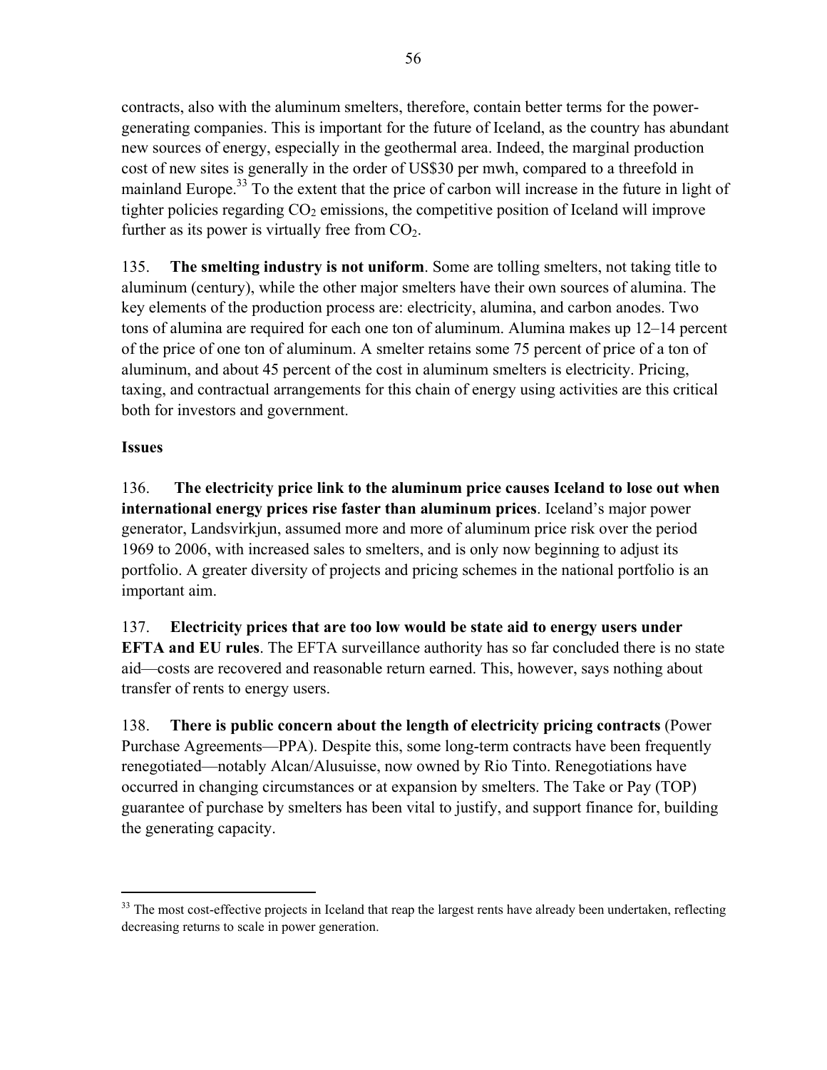contracts, also with the aluminum smelters, therefore, contain better terms for the power-generating companies. This is important for the future of Iceland, as the country has abundant new sources of energy, especially in the geothermal area. Indeed, the marginal production cost of new sites is generally in the order of US$30 per mwh, compared to a threefold in mainland Europe.[33] To the extent that the price of carbon will increase in the future in light of tighter policies regarding $CO_2$ emissions, the competitive position of Iceland will improve further as its power is virtually free from $CO_2$.

135. **The smelting industry is not uniform**. Some are tolling smelters, not taking title to aluminum (century), while the other major smelters have their own sources of alumina. The key elements of the production process are: electricity, alumina, and carbon anodes. Two tons of alumina are required for each one ton of aluminum. Alumina makes up 12–14 percent of the price of one ton of aluminum. A smelter retains some 75 percent of price of a ton of aluminum, and about 45 percent of the cost in aluminum smelters is electricity. Pricing, taxing, and contractual arrangements for this chain of energy using activities are this critical both for investors and government.

**Issues**

136. **The electricity price link to the aluminum price causes Iceland to lose out when international energy prices rise faster than aluminum prices**. Iceland's major power generator, Landsvirkjun, assumed more and more of aluminum price risk over the period 1969 to 2006, with increased sales to smelters, and is only now beginning to adjust its portfolio. A greater diversity of projects and pricing schemes in the national portfolio is an important aim.

137. **Electricity prices that are too low would be state aid to energy users under EFTA and EU rules**. The EFTA surveillance authority has so far concluded there is no state aid—costs are recovered and reasonable return earned. This, however, says nothing about transfer of rents to energy users.

138. **There is public concern about the length of electricity pricing contracts** (Power Purchase Agreements—PPA). Despite this, some long-term contracts have been frequently renegotiated—notably Alcan/Alusuisse, now owned by Rio Tinto. Renegotiations have occurred in changing circumstances or at expansion by smelters. The Take or Pay (TOP) guarantee of purchase by smelters has been vital to justify, and support finance for, building the generating capacity.

[33] The most cost-effective projects in Iceland that reap the largest rents have already been undertaken, reflecting decreasing returns to scale in power generation.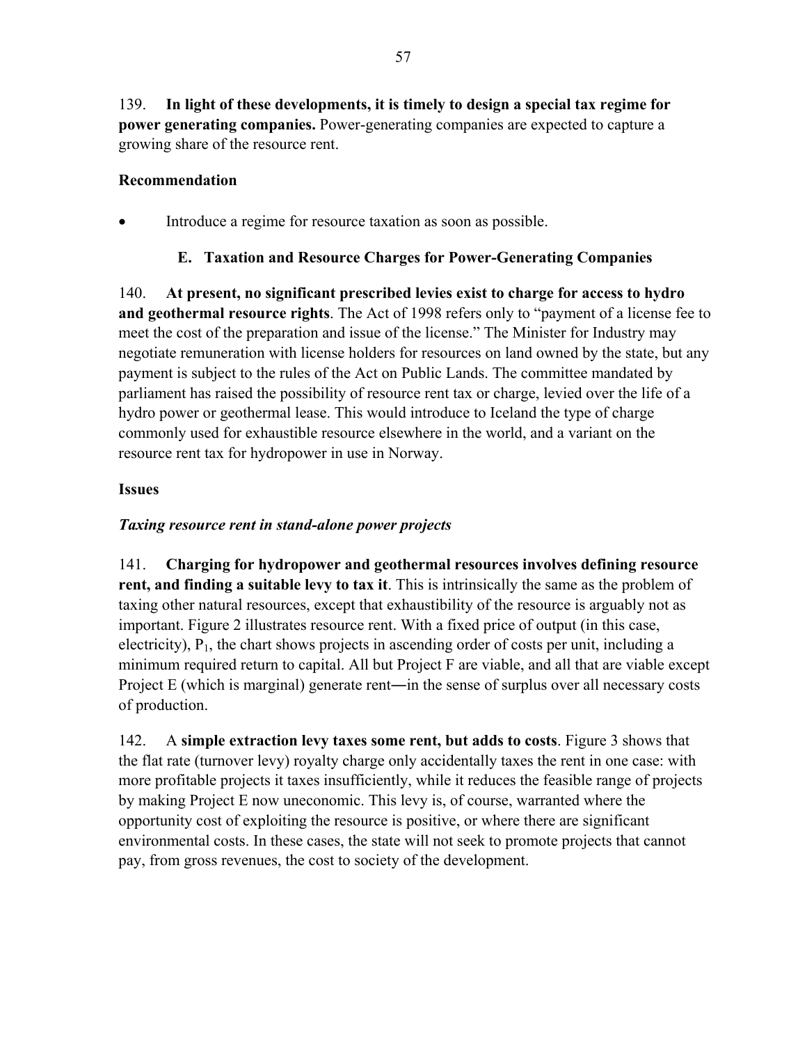139. **In light of these developments, it is timely to design a special tax regime for power generating companies.** Power-generating companies are expected to capture a growing share of the resource rent.

**Recommendation**

- Introduce a regime for resource taxation as soon as possible.

### E. Taxation and Resource Charges for Power-Generating Companies

140. **At present, no significant prescribed levies exist to charge for access to hydro and geothermal resource rights**. The Act of 1998 refers only to "payment of a license fee to meet the cost of the preparation and issue of the license." The Minister for Industry may negotiate remuneration with license holders for resources on land owned by the state, but any payment is subject to the rules of the Act on Public Lands. The committee mandated by parliament has raised the possibility of resource rent tax or charge, levied over the life of a hydro power or geothermal lease. This would introduce to Iceland the type of charge commonly used for exhaustible resource elsewhere in the world, and a variant on the resource rent tax for hydropower in use in Norway.

**Issues**

***Taxing resource rent in stand-alone power projects***

141. **Charging for hydropower and geothermal resources involves defining resource rent, and finding a suitable levy to tax it**. This is intrinsically the same as the problem of taxing other natural resources, except that exhaustibility of the resource is arguably not as important. Figure 2 illustrates resource rent. With a fixed price of output (in this case, electricity), $P_1$, the chart shows projects in ascending order of costs per unit, including a minimum required return to capital. All but Project F are viable, and all that are viable except Project E (which is marginal) generate rent—in the sense of surplus over all necessary costs of production.

142. A **simple extraction levy taxes some rent, but adds to costs**. Figure 3 shows that the flat rate (turnover levy) royalty charge only accidentally taxes the rent in one case: with more profitable projects it taxes insufficiently, while it reduces the feasible range of projects by making Project E now uneconomic. This levy is, of course, warranted where the opportunity cost of exploiting the resource is positive, or where there are significant environmental costs. In these cases, the state will not seek to promote projects that cannot pay, from gross revenues, the cost to society of the development.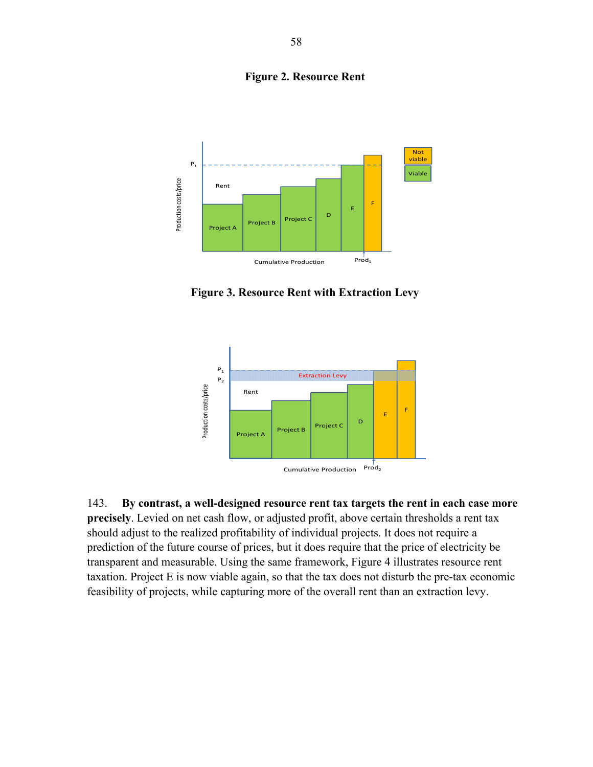**Figure 2. Resource Rent**

**Figure 3. Resource Rent with Extraction Levy**

143. **By contrast, a well-designed resource rent tax targets the rent in each case more precisely**. Levied on net cash flow, or adjusted profit, above certain thresholds a rent tax should adjust to the realized profitability of individual projects. It does not require a prediction of the future course of prices, but it does require that the price of electricity be transparent and measurable. Using the same framework, Figure 4 illustrates resource rent taxation. Project E is now viable again, so that the tax does not disturb the pre-tax economic feasibility of projects, while capturing more of the overall rent than an extraction levy.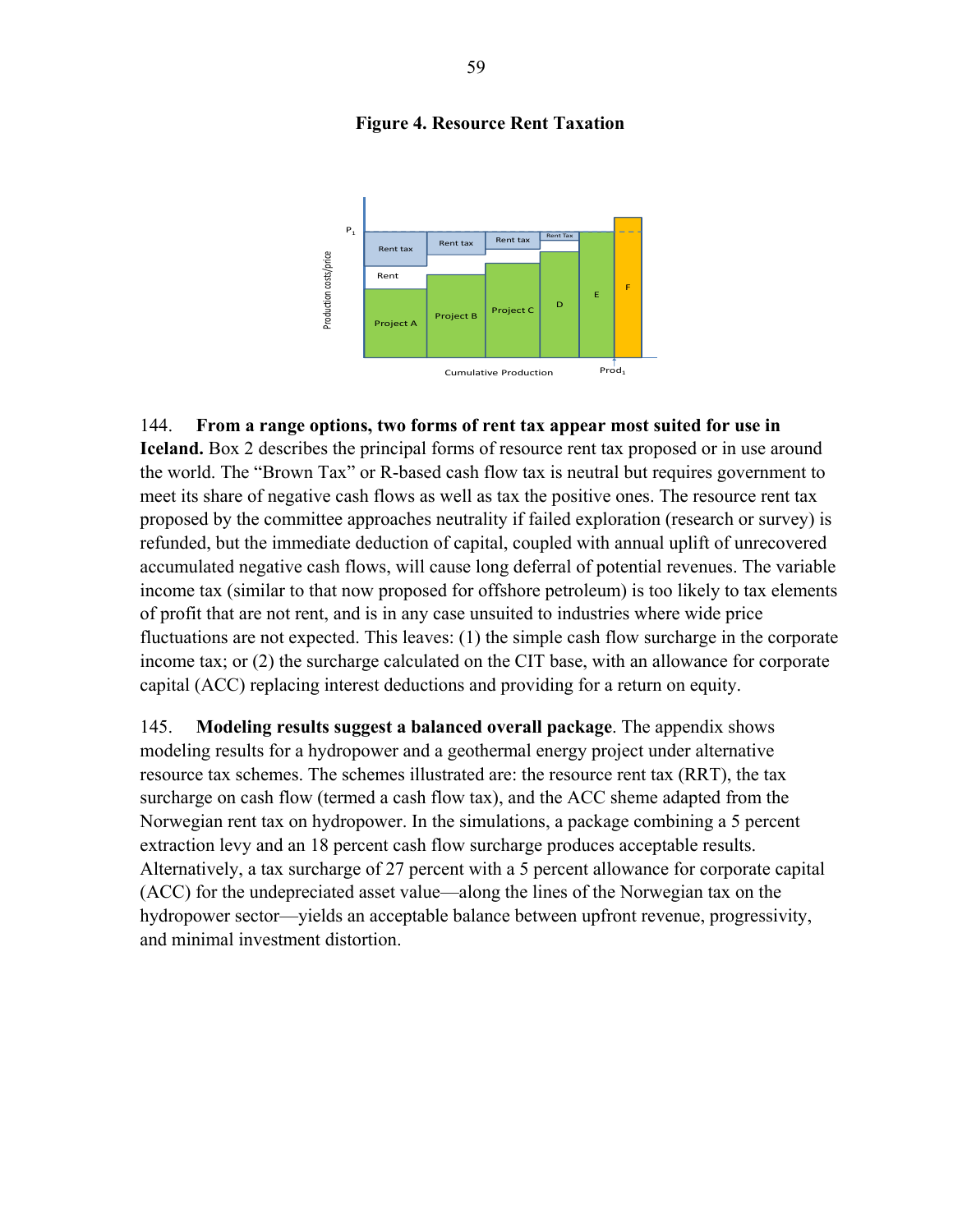**Figure 4. Resource Rent Taxation**

144. **From a range options, two forms of rent tax appear most suited for use in Iceland.** Box 2 describes the principal forms of resource rent tax proposed or in use around the world. The "Brown Tax" or R-based cash flow tax is neutral but requires government to meet its share of negative cash flows as well as tax the positive ones. The resource rent tax proposed by the committee approaches neutrality if failed exploration (research or survey) is refunded, but the immediate deduction of capital, coupled with annual uplift of unrecovered accumulated negative cash flows, will cause long deferral of potential revenues. The variable income tax (similar to that now proposed for offshore petroleum) is too likely to tax elements of profit that are not rent, and is in any case unsuited to industries where wide price fluctuations are not expected. This leaves: (1) the simple cash flow surcharge in the corporate income tax; or (2) the surcharge calculated on the CIT base, with an allowance for corporate capital (ACC) replacing interest deductions and providing for a return on equity.

145. **Modeling results suggest a balanced overall package**. The appendix shows modeling results for a hydropower and a geothermal energy project under alternative resource tax schemes. The schemes illustrated are: the resource rent tax (RRT), the tax surcharge on cash flow (termed a cash flow tax), and the ACC sheme adapted from the Norwegian rent tax on hydropower. In the simulations, a package combining a 5 percent extraction levy and an 18 percent cash flow surcharge produces acceptable results. Alternatively, a tax surcharge of 27 percent with a 5 percent allowance for corporate capital (ACC) for the undepreciated asset value—along the lines of the Norwegian tax on the hydropower sector—yields an acceptable balance between upfront revenue, progressivity, and minimal investment distortion.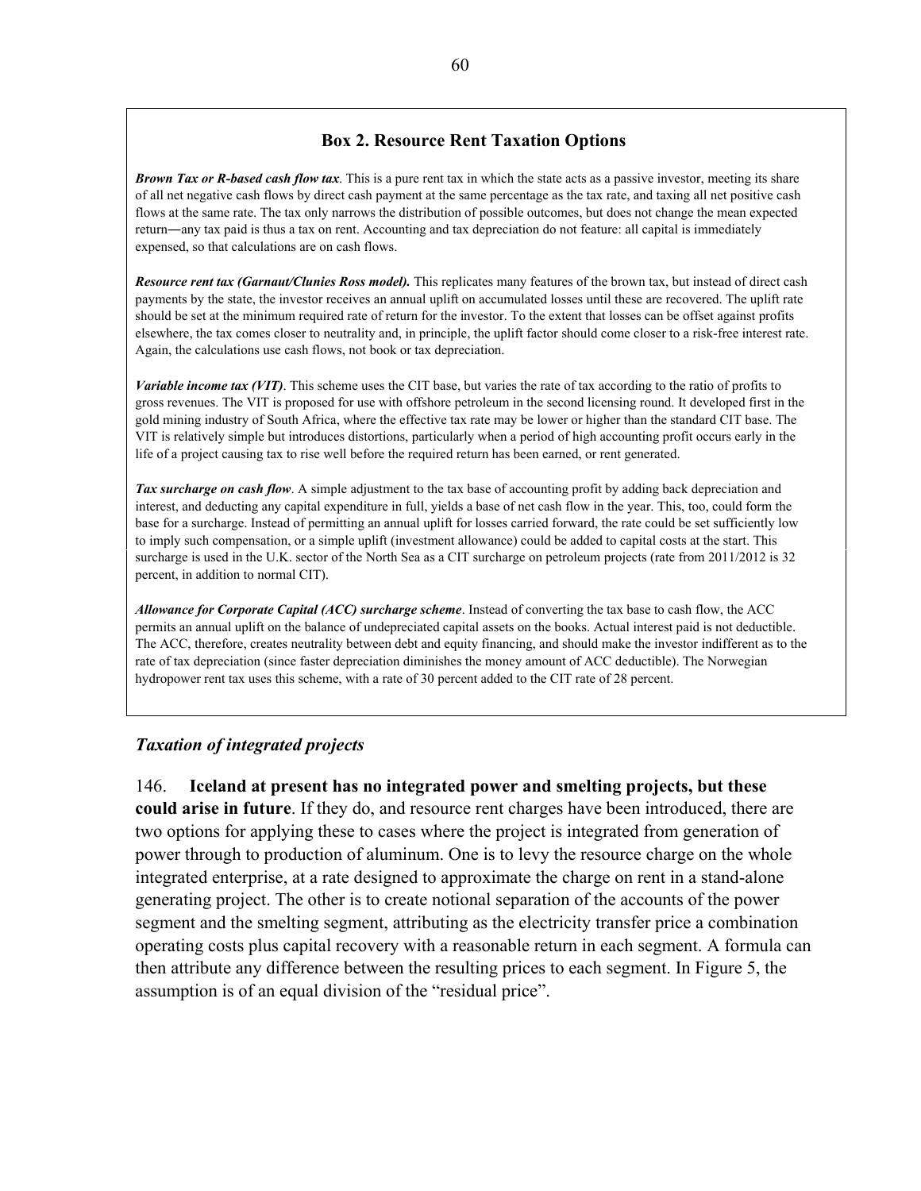**Box 2. Resource Rent Taxation Options**

***Brown Tax or R-based cash flow tax***. This is a pure rent tax in which the state acts as a passive investor, meeting its share of all net negative cash flows by direct cash payment at the same percentage as the tax rate, and taxing all net positive cash flows at the same rate. The tax only narrows the distribution of possible outcomes, but does not change the mean expected return―any tax paid is thus a tax on rent. Accounting and tax depreciation do not feature: all capital is immediately expensed, so that calculations are on cash flows.

***Resource rent tax (Garnaut/Clunies Ross model).*** This replicates many features of the brown tax, but instead of direct cash payments by the state, the investor receives an annual uplift on accumulated losses until these are recovered. The uplift rate should be set at the minimum required rate of return for the investor. To the extent that losses can be offset against profits elsewhere, the tax comes closer to neutrality and, in principle, the uplift factor should come closer to a risk-free interest rate. Again, the calculations use cash flows, not book or tax depreciation.

***Variable income tax (VIT)***. This scheme uses the CIT base, but varies the rate of tax according to the ratio of profits to gross revenues. The VIT is proposed for use with offshore petroleum in the second licensing round. It developed first in the gold mining industry of South Africa, where the effective tax rate may be lower or higher than the standard CIT base. The VIT is relatively simple but introduces distortions, particularly when a period of high accounting profit occurs early in the life of a project causing tax to rise well before the required return has been earned, or rent generated.

***Tax surcharge on cash flow***. A simple adjustment to the tax base of accounting profit by adding back depreciation and interest, and deducting any capital expenditure in full, yields a base of net cash flow in the year. This, too, could form the base for a surcharge. Instead of permitting an annual uplift for losses carried forward, the rate could be set sufficiently low to imply such compensation, or a simple uplift (investment allowance) could be added to capital costs at the start. This surcharge is used in the U.K. sector of the North Sea as a CIT surcharge on petroleum projects (rate from 2011/2012 is 32 percent, in addition to normal CIT).

***Allowance for Corporate Capital (ACC) surcharge scheme***. Instead of converting the tax base to cash flow, the ACC permits an annual uplift on the balance of undepreciated capital assets on the books. Actual interest paid is not deductible. The ACC, therefore, creates neutrality between debt and equity financing, and should make the investor indifferent as to the rate of tax depreciation (since faster depreciation diminishes the money amount of ACC deductible). The Norwegian hydropower rent tax uses this scheme, with a rate of 30 percent added to the CIT rate of 28 percent.

### *Taxation of integrated projects*

146. **Iceland at present has no integrated power and smelting projects, but these could arise in future**. If they do, and resource rent charges have been introduced, there are two options for applying these to cases where the project is integrated from generation of power through to production of aluminum. One is to levy the resource charge on the whole integrated enterprise, at a rate designed to approximate the charge on rent in a stand-alone generating project. The other is to create notional separation of the accounts of the power segment and the smelting segment, attributing as the electricity transfer price a combination operating costs plus capital recovery with a reasonable return in each segment. A formula can then attribute any difference between the resulting prices to each segment. In Figure 5, the assumption is of an equal division of the "residual price".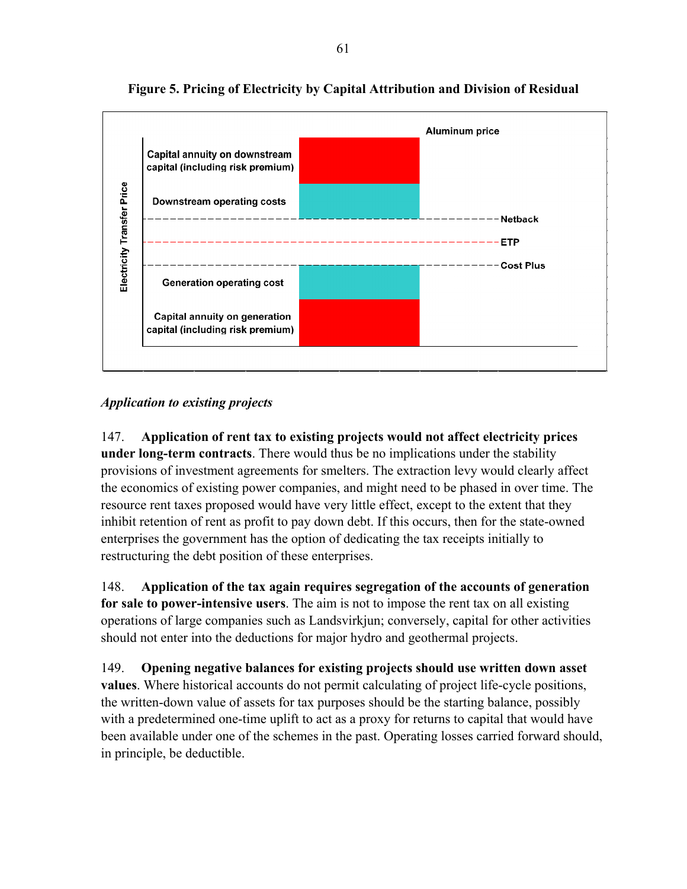**Figure 5. Pricing of Electricity by Capital Attribution and Division of Residual**

Aluminum price

Capital annuity on downstream capital (including risk premium)

Downstream operating costs

Netback

ETP

Cost Plus

Generation operating cost

Capital annuity on generation capital (including risk premium)

Electricity Transfer Price

*Application to existing projects*

147. **Application of rent tax to existing projects would not affect electricity prices under long-term contracts**. There would thus be no implications under the stability provisions of investment agreements for smelters. The extraction levy would clearly affect the economics of existing power companies, and might need to be phased in over time. The resource rent taxes proposed would have very little effect, except to the extent that they inhibit retention of rent as profit to pay down debt. If this occurs, then for the state-owned enterprises the government has the option of dedicating the tax receipts initially to restructuring the debt position of these enterprises.

148. **Application of the tax again requires segregation of the accounts of generation for sale to power-intensive users**. The aim is not to impose the rent tax on all existing operations of large companies such as Landsvirkjun; conversely, capital for other activities should not enter into the deductions for major hydro and geothermal projects.

149. **Opening negative balances for existing projects should use written down asset values**. Where historical accounts do not permit calculating of project life-cycle positions, the written-down value of assets for tax purposes should be the starting balance, possibly with a predetermined one-time uplift to act as a proxy for returns to capital that would have been available under one of the schemes in the past. Operating losses carried forward should, in principle, be deductible.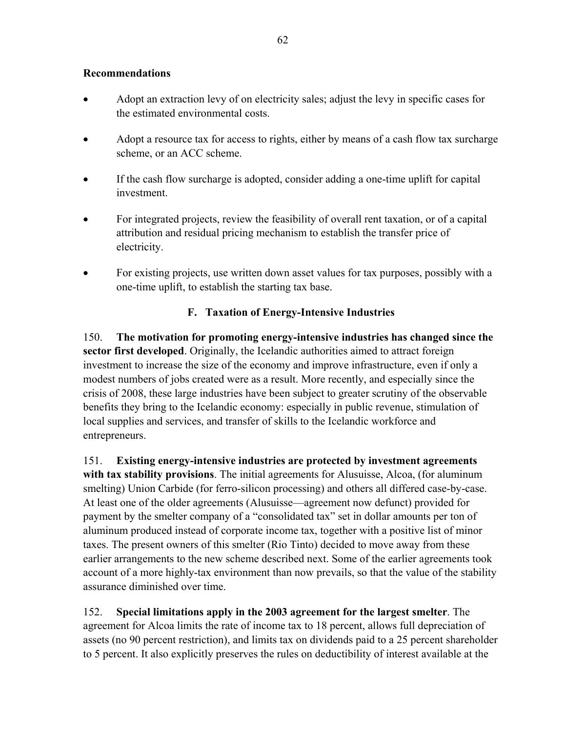**Recommendations**

- Adopt an extraction levy of on electricity sales; adjust the levy in specific cases for the estimated environmental costs.
- Adopt a resource tax for access to rights, either by means of a cash flow tax surcharge scheme, or an ACC scheme.
- If the cash flow surcharge is adopted, consider adding a one-time uplift for capital investment.
- For integrated projects, review the feasibility of overall rent taxation, or of a capital attribution and residual pricing mechanism to establish the transfer price of electricity.
- For existing projects, use written down asset values for tax purposes, possibly with a one-time uplift, to establish the starting tax base.

## F. Taxation of Energy-Intensive Industries

150. **The motivation for promoting energy-intensive industries has changed since the sector first developed**. Originally, the Icelandic authorities aimed to attract foreign investment to increase the size of the economy and improve infrastructure, even if only a modest numbers of jobs created were as a result. More recently, and especially since the crisis of 2008, these large industries have been subject to greater scrutiny of the observable benefits they bring to the Icelandic economy: especially in public revenue, stimulation of local supplies and services, and transfer of skills to the Icelandic workforce and entrepreneurs.

151. **Existing energy-intensive industries are protected by investment agreements with tax stability provisions**. The initial agreements for Alusuisse, Alcoa, (for aluminum smelting) Union Carbide (for ferro-silicon processing) and others all differed case-by-case. At least one of the older agreements (Alusuisse—agreement now defunct) provided for payment by the smelter company of a "consolidated tax" set in dollar amounts per ton of aluminum produced instead of corporate income tax, together with a positive list of minor taxes. The present owners of this smelter (Rio Tinto) decided to move away from these earlier arrangements to the new scheme described next. Some of the earlier agreements took account of a more highly-tax environment than now prevails, so that the value of the stability assurance diminished over time.

152. **Special limitations apply in the 2003 agreement for the largest smelter**. The agreement for Alcoa limits the rate of income tax to 18 percent, allows full depreciation of assets (no 90 percent restriction), and limits tax on dividends paid to a 25 percent shareholder to 5 percent. It also explicitly preserves the rules on deductibility of interest available at the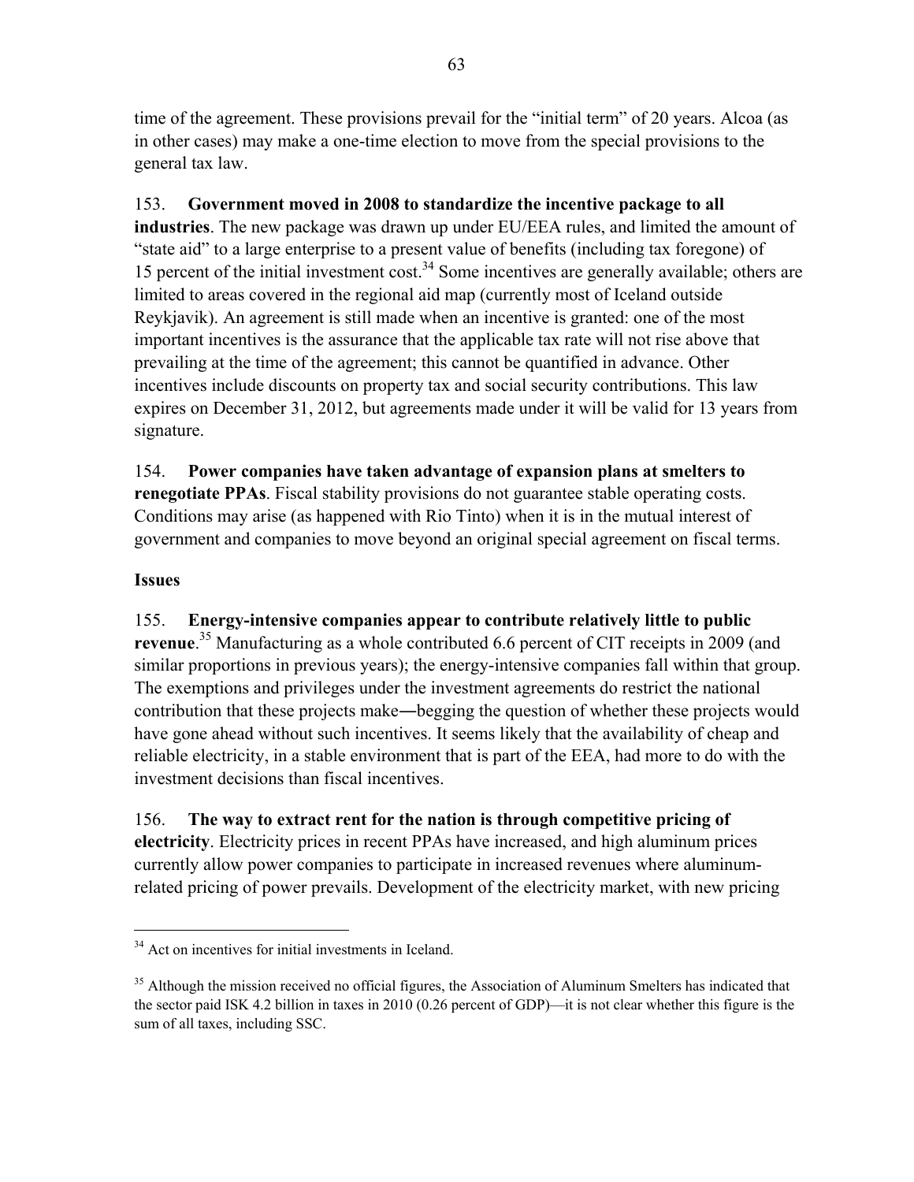time of the agreement. These provisions prevail for the "initial term" of 20 years. Alcoa (as in other cases) may make a one-time election to move from the special provisions to the general tax law.

153. **Government moved in 2008 to standardize the incentive package to all industries**. The new package was drawn up under EU/EEA rules, and limited the amount of "state aid" to a large enterprise to a present value of benefits (including tax foregone) of 15 percent of the initial investment cost.[34] Some incentives are generally available; others are limited to areas covered in the regional aid map (currently most of Iceland outside Reykjavik). An agreement is still made when an incentive is granted: one of the most important incentives is the assurance that the applicable tax rate will not rise above that prevailing at the time of the agreement; this cannot be quantified in advance. Other incentives include discounts on property tax and social security contributions. This law expires on December 31, 2012, but agreements made under it will be valid for 13 years from signature.

154. **Power companies have taken advantage of expansion plans at smelters to renegotiate PPAs**. Fiscal stability provisions do not guarantee stable operating costs. Conditions may arise (as happened with Rio Tinto) when it is in the mutual interest of government and companies to move beyond an original special agreement on fiscal terms.

**Issues**

155. **Energy-intensive companies appear to contribute relatively little to public revenue**.[35] Manufacturing as a whole contributed 6.6 percent of CIT receipts in 2009 (and similar proportions in previous years); the energy-intensive companies fall within that group. The exemptions and privileges under the investment agreements do restrict the national contribution that these projects make—begging the question of whether these projects would have gone ahead without such incentives. It seems likely that the availability of cheap and reliable electricity, in a stable environment that is part of the EEA, had more to do with the investment decisions than fiscal incentives.

156. **The way to extract rent for the nation is through competitive pricing of electricity**. Electricity prices in recent PPAs have increased, and high aluminum prices currently allow power companies to participate in increased revenues where aluminum-related pricing of power prevails. Development of the electricity market, with new pricing

---

[34] Act on incentives for initial investments in Iceland.

[35] Although the mission received no official figures, the Association of Aluminum Smelters has indicated that the sector paid ISK 4.2 billion in taxes in 2010 (0.26 percent of GDP)—it is not clear whether this figure is the sum of all taxes, including SSC.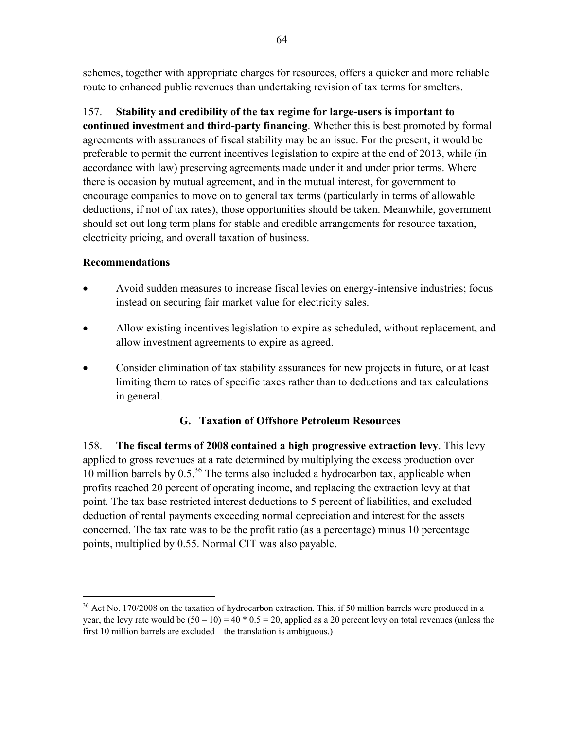schemes, together with appropriate charges for resources, offers a quicker and more reliable route to enhanced public revenues than undertaking revision of tax terms for smelters.

157. **Stability and credibility of the tax regime for large-users is important to continued investment and third-party financing**. Whether this is best promoted by formal agreements with assurances of fiscal stability may be an issue. For the present, it would be preferable to permit the current incentives legislation to expire at the end of 2013, while (in accordance with law) preserving agreements made under it and under prior terms. Where there is occasion by mutual agreement, and in the mutual interest, for government to encourage companies to move on to general tax terms (particularly in terms of allowable deductions, if not of tax rates), those opportunities should be taken. Meanwhile, government should set out long term plans for stable and credible arrangements for resource taxation, electricity pricing, and overall taxation of business.

**Recommendations**

- Avoid sudden measures to increase fiscal levies on energy-intensive industries; focus instead on securing fair market value for electricity sales.
- Allow existing incentives legislation to expire as scheduled, without replacement, and allow investment agreements to expire as agreed.
- Consider elimination of tax stability assurances for new projects in future, or at least limiting them to rates of specific taxes rather than to deductions and tax calculations in general.

### G. Taxation of Offshore Petroleum Resources

158. **The fiscal terms of 2008 contained a high progressive extraction levy**. This levy applied to gross revenues at a rate determined by multiplying the excess production over 10 million barrels by 0.5.[36] The terms also included a hydrocarbon tax, applicable when profits reached 20 percent of operating income, and replacing the extraction levy at that point. The tax base restricted interest deductions to 5 percent of liabilities, and excluded deduction of rental payments exceeding normal depreciation and interest for the assets concerned. The tax rate was to be the profit ratio (as a percentage) minus 10 percentage points, multiplied by 0.55. Normal CIT was also payable.

---

[36] Act No. 170/2008 on the taxation of hydrocarbon extraction. This, if 50 million barrels were produced in a year, the levy rate would be $(50 – 10) = 40 * 0.5 = 20$, applied as a 20 percent levy on total revenues (unless the first 10 million barrels are excluded—the translation is ambiguous.)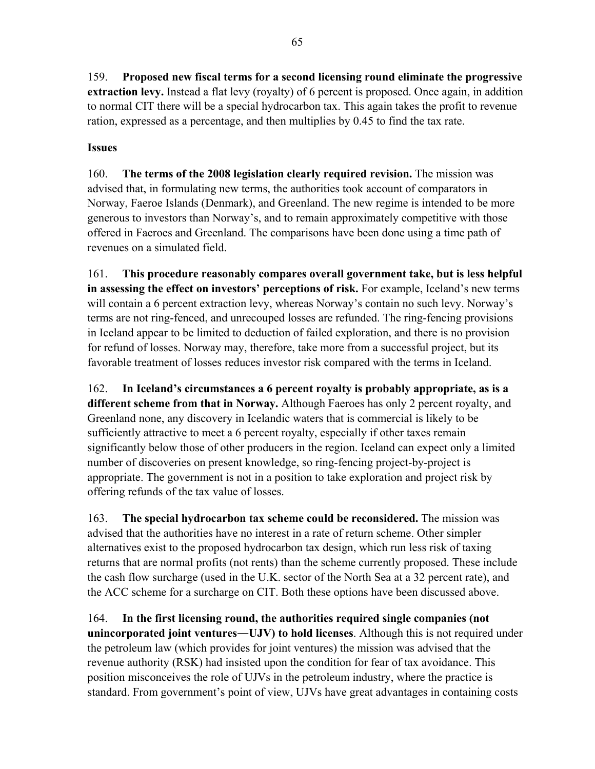159. **Proposed new fiscal terms for a second licensing round eliminate the progressive extraction levy.** Instead a flat levy (royalty) of 6 percent is proposed. Once again, in addition to normal CIT there will be a special hydrocarbon tax. This again takes the profit to revenue ration, expressed as a percentage, and then multiplies by 0.45 to find the tax rate.

**Issues**

160. **The terms of the 2008 legislation clearly required revision.** The mission was advised that, in formulating new terms, the authorities took account of comparators in Norway, Faeroe Islands (Denmark), and Greenland. The new regime is intended to be more generous to investors than Norway's, and to remain approximately competitive with those offered in Faeroes and Greenland. The comparisons have been done using a time path of revenues on a simulated field.

161. **This procedure reasonably compares overall government take, but is less helpful in assessing the effect on investors' perceptions of risk.** For example, Iceland's new terms will contain a 6 percent extraction levy, whereas Norway's contain no such levy. Norway's terms are not ring-fenced, and unrecouped losses are refunded. The ring-fencing provisions in Iceland appear to be limited to deduction of failed exploration, and there is no provision for refund of losses. Norway may, therefore, take more from a successful project, but its favorable treatment of losses reduces investor risk compared with the terms in Iceland.

162. **In Iceland's circumstances a 6 percent royalty is probably appropriate, as is a different scheme from that in Norway.** Although Faeroes has only 2 percent royalty, and Greenland none, any discovery in Icelandic waters that is commercial is likely to be sufficiently attractive to meet a 6 percent royalty, especially if other taxes remain significantly below those of other producers in the region. Iceland can expect only a limited number of discoveries on present knowledge, so ring-fencing project-by-project is appropriate. The government is not in a position to take exploration and project risk by offering refunds of the tax value of losses.

163. **The special hydrocarbon tax scheme could be reconsidered.** The mission was advised that the authorities have no interest in a rate of return scheme. Other simpler alternatives exist to the proposed hydrocarbon tax design, which run less risk of taxing returns that are normal profits (not rents) than the scheme currently proposed. These include the cash flow surcharge (used in the U.K. sector of the North Sea at a 32 percent rate), and the ACC scheme for a surcharge on CIT. Both these options have been discussed above.

164. **In the first licensing round, the authorities required single companies (not unincorporated joint ventures—UJV) to hold licenses**. Although this is not required under the petroleum law (which provides for joint ventures) the mission was advised that the revenue authority (RSK) had insisted upon the condition for fear of tax avoidance. This position misconceives the role of UJVs in the petroleum industry, where the practice is standard. From government's point of view, UJVs have great advantages in containing costs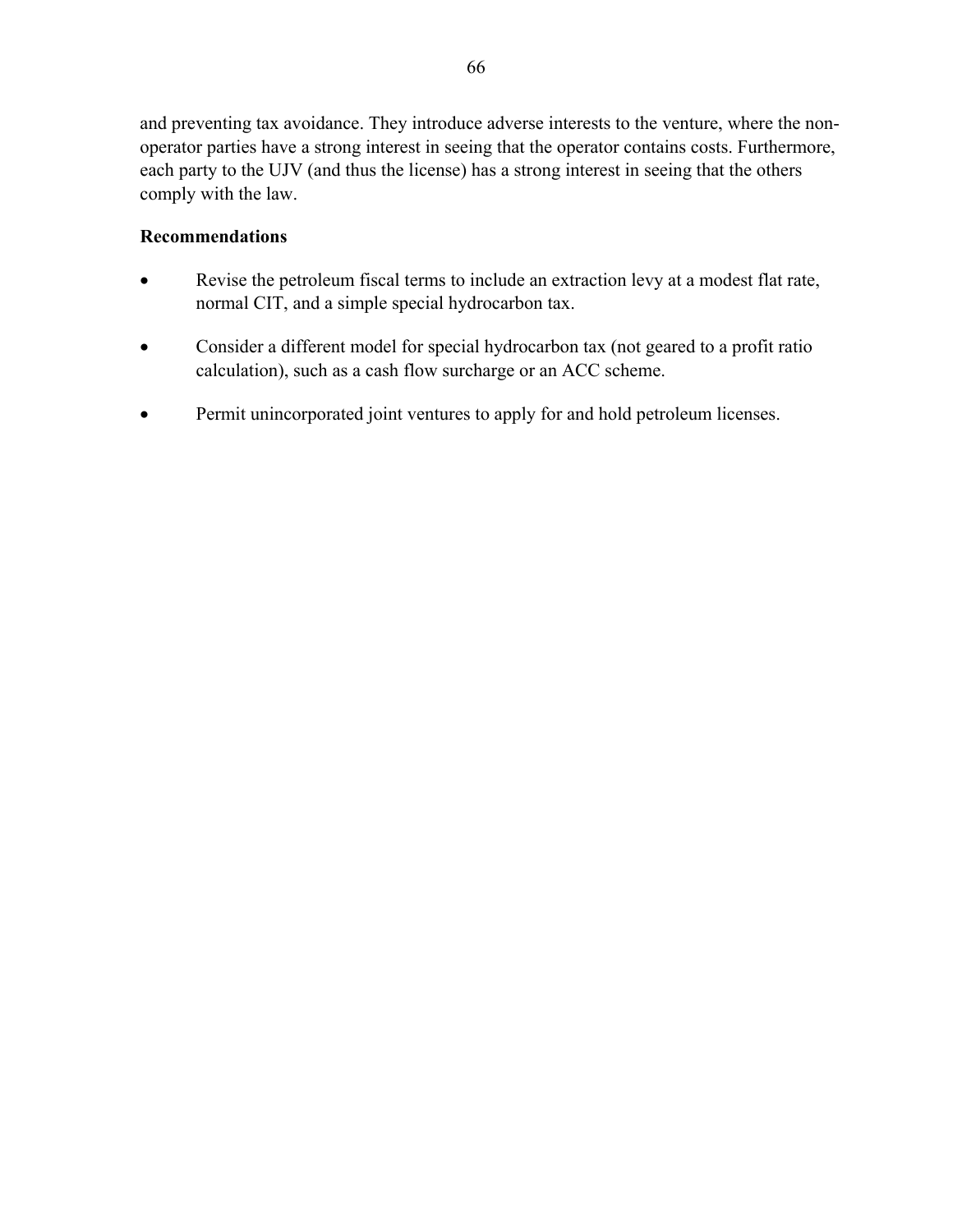and preventing tax avoidance. They introduce adverse interests to the venture, where the non-operator parties have a strong interest in seeing that the operator contains costs. Furthermore, each party to the UJV (and thus the license) has a strong interest in seeing that the others comply with the law.

**Recommendations**

- Revise the petroleum fiscal terms to include an extraction levy at a modest flat rate, normal CIT, and a simple special hydrocarbon tax.
- Consider a different model for special hydrocarbon tax (not geared to a profit ratio calculation), such as a cash flow surcharge or an ACC scheme.
- Permit unincorporated joint ventures to apply for and hold petroleum licenses.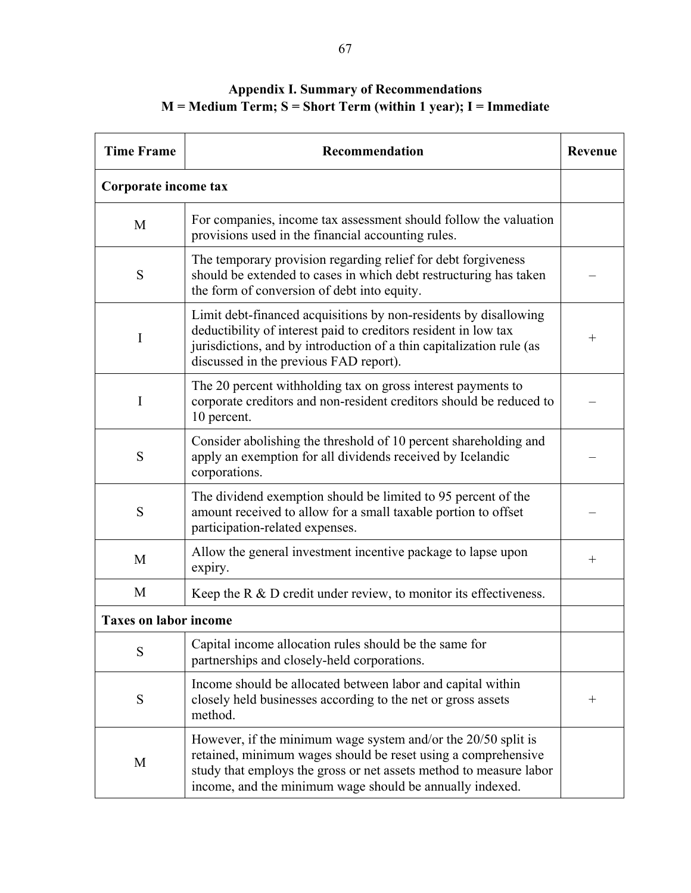# Appendix I. Summary of Recommendations

**M = Medium Term; S = Short Term (within 1 year); I = Immediate**

| Time Frame | Recommendation | Revenue |
|---|---|---|
| **Corporate income tax** | | |
| M | For companies, income tax assessment should follow the valuation provisions used in the financial accounting rules. | |
| S | The temporary provision regarding relief for debt forgiveness should be extended to cases in which debt restructuring has taken the form of conversion of debt into equity. | – |
| I | Limit debt-financed acquisitions by non-residents by disallowing deductibility of interest paid to creditors resident in low tax jurisdictions, and by introduction of a thin capitalization rule (as discussed in the previous FAD report). | + |
| I | The 20 percent withholding tax on gross interest payments to corporate creditors and non-resident creditors should be reduced to 10 percent. | – |
| S | Consider abolishing the threshold of 10 percent shareholding and apply an exemption for all dividends received by Icelandic corporations. | – |
| S | The dividend exemption should be limited to 95 percent of the amount received to allow for a small taxable portion to offset participation-related expenses. | – |
| M | Allow the general investment incentive package to lapse upon expiry. | + |
| M | Keep the R & D credit under review, to monitor its effectiveness. | |
| **Taxes on labor income** | | |
| S | Capital income allocation rules should be the same for partnerships and closely-held corporations. | |
| S | Income should be allocated between labor and capital within closely held businesses according to the net or gross assets method. | + |
| M | However, if the minimum wage system and/or the 20/50 split is retained, minimum wages should be reset using a comprehensive study that employs the gross or net assets method to measure labor income, and the minimum wage should be annually indexed. | |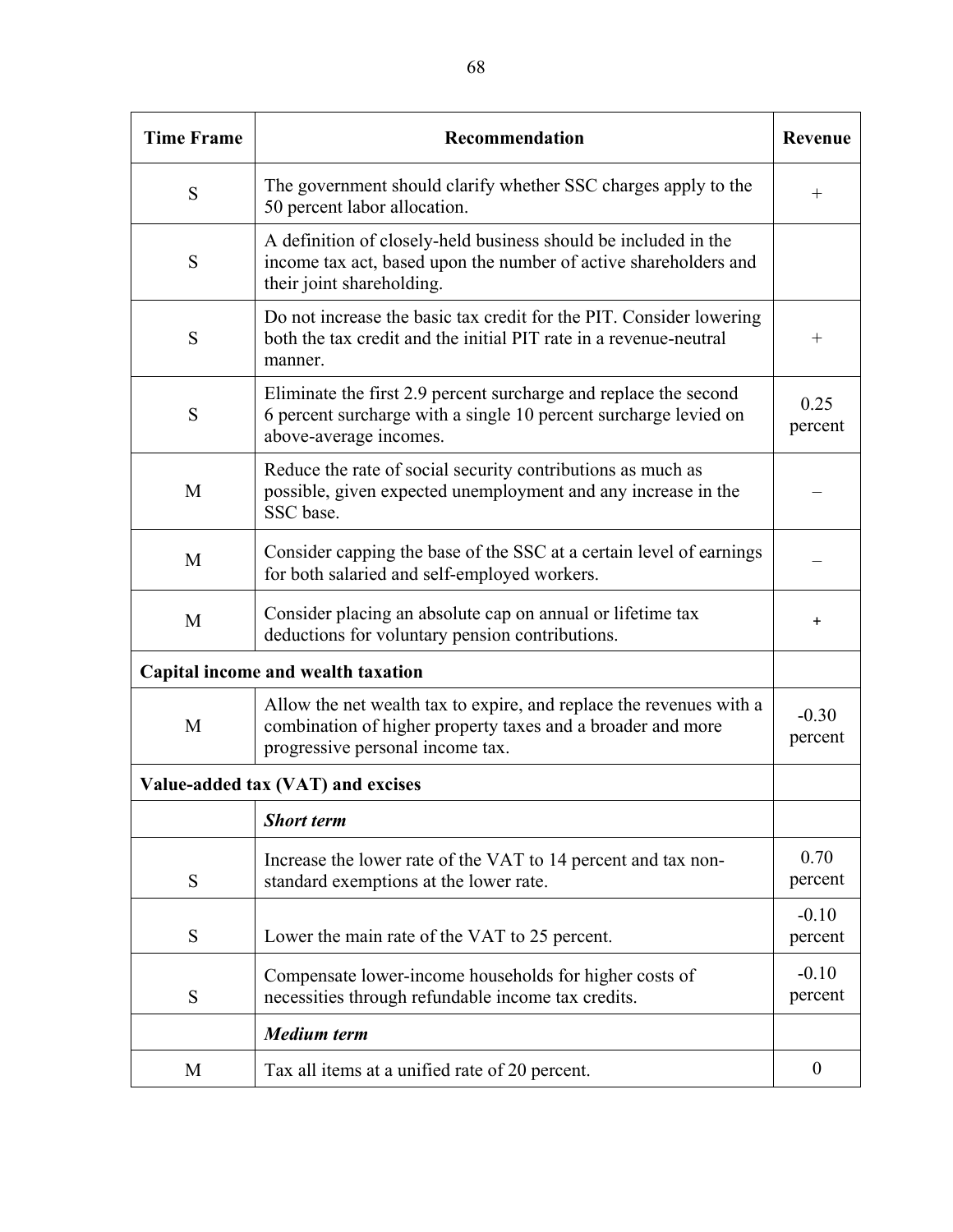| Time Frame | Recommendation | Revenue |
|---|---|---|
| S | The government should clarify whether SSC charges apply to the 50 percent labor allocation. | + |
| S | A definition of closely-held business should be included in the income tax act, based upon the number of active shareholders and their joint shareholding. | |
| S | Do not increase the basic tax credit for the PIT. Consider lowering both the tax credit and the initial PIT rate in a revenue-neutral manner. | + |
| S | Eliminate the first 2.9 percent surcharge and replace the second 6 percent surcharge with a single 10 percent surcharge levied on above-average incomes. | 0.25 percent |
| M | Reduce the rate of social security contributions as much as possible, given expected unemployment and any increase in the SSC base. | – |
| M | Consider capping the base of the SSC at a certain level of earnings for both salaried and self-employed workers. | – |
| M | Consider placing an absolute cap on annual or lifetime tax deductions for voluntary pension contributions. | + |
| **Capital income and wealth taxation** | | |
| M | Allow the net wealth tax to expire, and replace the revenues with a combination of higher property taxes and a broader and more progressive personal income tax. | -0.30 percent |
| **Value-added tax (VAT) and excises** | | |
| | ***Short term*** | |
| S | Increase the lower rate of the VAT to 14 percent and tax non-standard exemptions at the lower rate. | 0.70 percent |
| S | Lower the main rate of the VAT to 25 percent. | -0.10 percent |
| S | Compensate lower-income households for higher costs of necessities through refundable income tax credits. | -0.10 percent |
| | ***Medium term*** | |
| M | Tax all items at a unified rate of 20 percent. | 0 |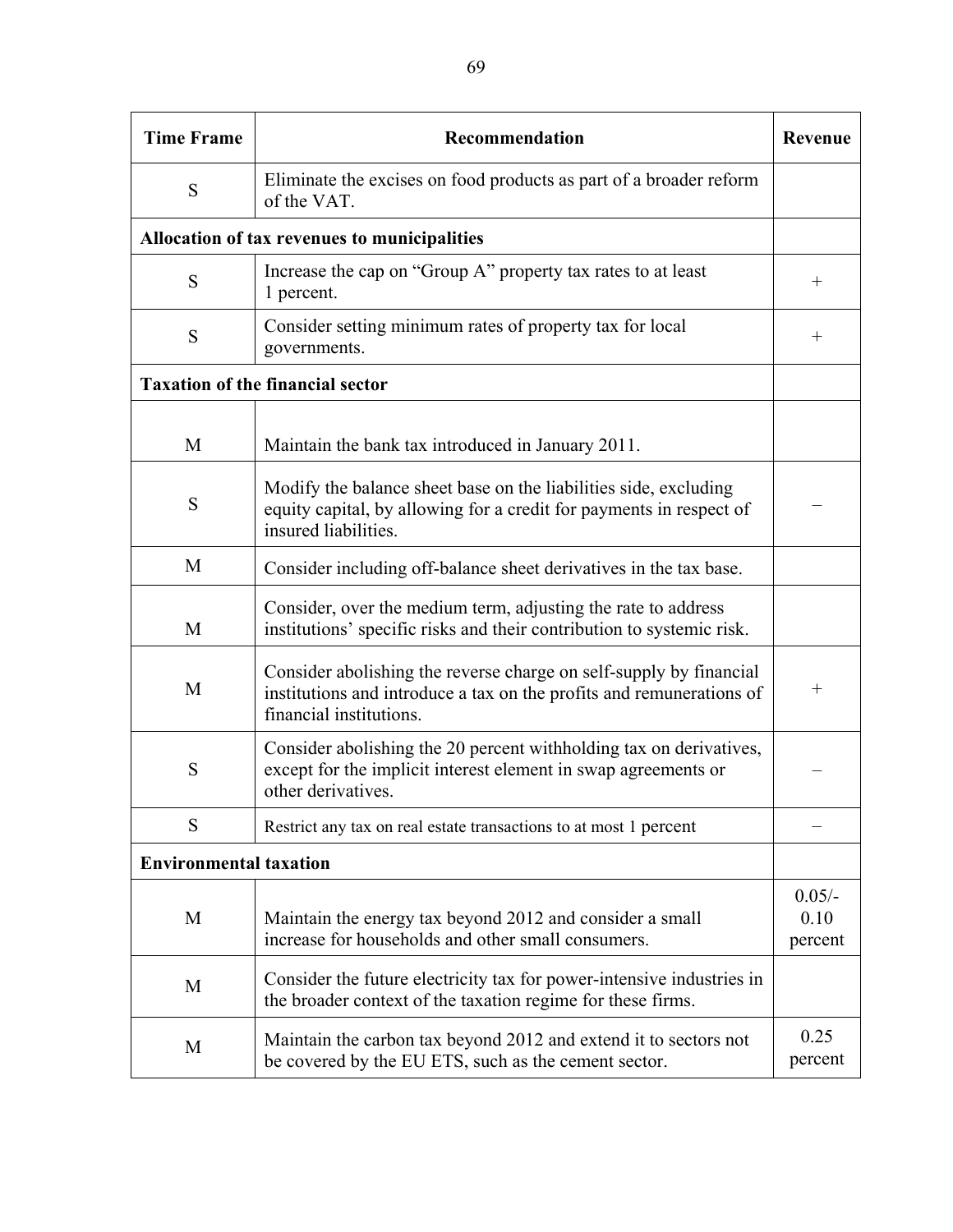| Time Frame | Recommendation | Revenue |
|---|---|---|
| S | Eliminate the excises on food products as part of a broader reform of the VAT. | |
| **Allocation of tax revenues to municipalities** | | |
| S | Increase the cap on "Group A" property tax rates to at least 1 percent. | + |
| S | Consider setting minimum rates of property tax for local governments. | + |
| **Taxation of the financial sector** | | |
| M | Maintain the bank tax introduced in January 2011. | |
| S | Modify the balance sheet base on the liabilities side, excluding equity capital, by allowing for a credit for payments in respect of insured liabilities. | – |
| M | Consider including off-balance sheet derivatives in the tax base. | |
| M | Consider, over the medium term, adjusting the rate to address institutions' specific risks and their contribution to systemic risk. | |
| M | Consider abolishing the reverse charge on self-supply by financial institutions and introduce a tax on the profits and remunerations of financial institutions. | + |
| S | Consider abolishing the 20 percent withholding tax on derivatives, except for the implicit interest element in swap agreements or other derivatives. | – |
| S | Restrict any tax on real estate transactions to at most 1 percent | – |
| **Environmental taxation** | | |
| M | Maintain the energy tax beyond 2012 and consider a small increase for households and other small consumers. | 0.05/-0.10 percent |
| M | Consider the future electricity tax for power-intensive industries in the broader context of the taxation regime for these firms. | |
| M | Maintain the carbon tax beyond 2012 and extend it to sectors not be covered by the EU ETS, such as the cement sector. | 0.25 percent |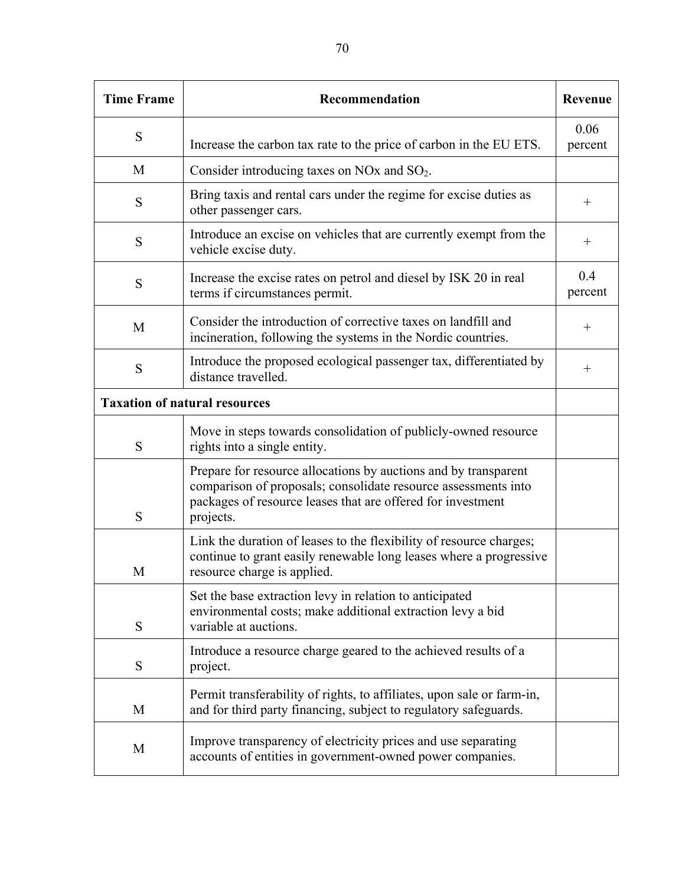| Time Frame | Recommendation | Revenue |
|---|---|---|
| S | Increase the carbon tax rate to the price of carbon in the EU ETS. | 0.06 percent |
| M | Consider introducing taxes on NOx and $SO_2$. | |
| S | Bring taxis and rental cars under the regime for excise duties as other passenger cars. | + |
| S | Introduce an excise on vehicles that are currently exempt from the vehicle excise duty. | + |
| S | Increase the excise rates on petrol and diesel by ISK 20 in real terms if circumstances permit. | 0.4 percent |
| M | Consider the introduction of corrective taxes on landfill and incineration, following the systems in the Nordic countries. | + |
| S | Introduce the proposed ecological passenger tax, differentiated by distance travelled. | + |
| **Taxation of natural resources** | | |
| S | Move in steps towards consolidation of publicly-owned resource rights into a single entity. | |
| S | Prepare for resource allocations by auctions and by transparent comparison of proposals; consolidate resource assessments into packages of resource leases that are offered for investment projects. | |
| M | Link the duration of leases to the flexibility of resource charges; continue to grant easily renewable long leases where a progressive resource charge is applied. | |
| S | Set the base extraction levy in relation to anticipated environmental costs; make additional extraction levy a bid variable at auctions. | |
| S | Introduce a resource charge geared to the achieved results of a project. | |
| M | Permit transferability of rights, to affiliates, upon sale or farm-in, and for third party financing, subject to regulatory safeguards. | |
| M | Improve transparency of electricity prices and use separating accounts of entities in government-owned power companies. | |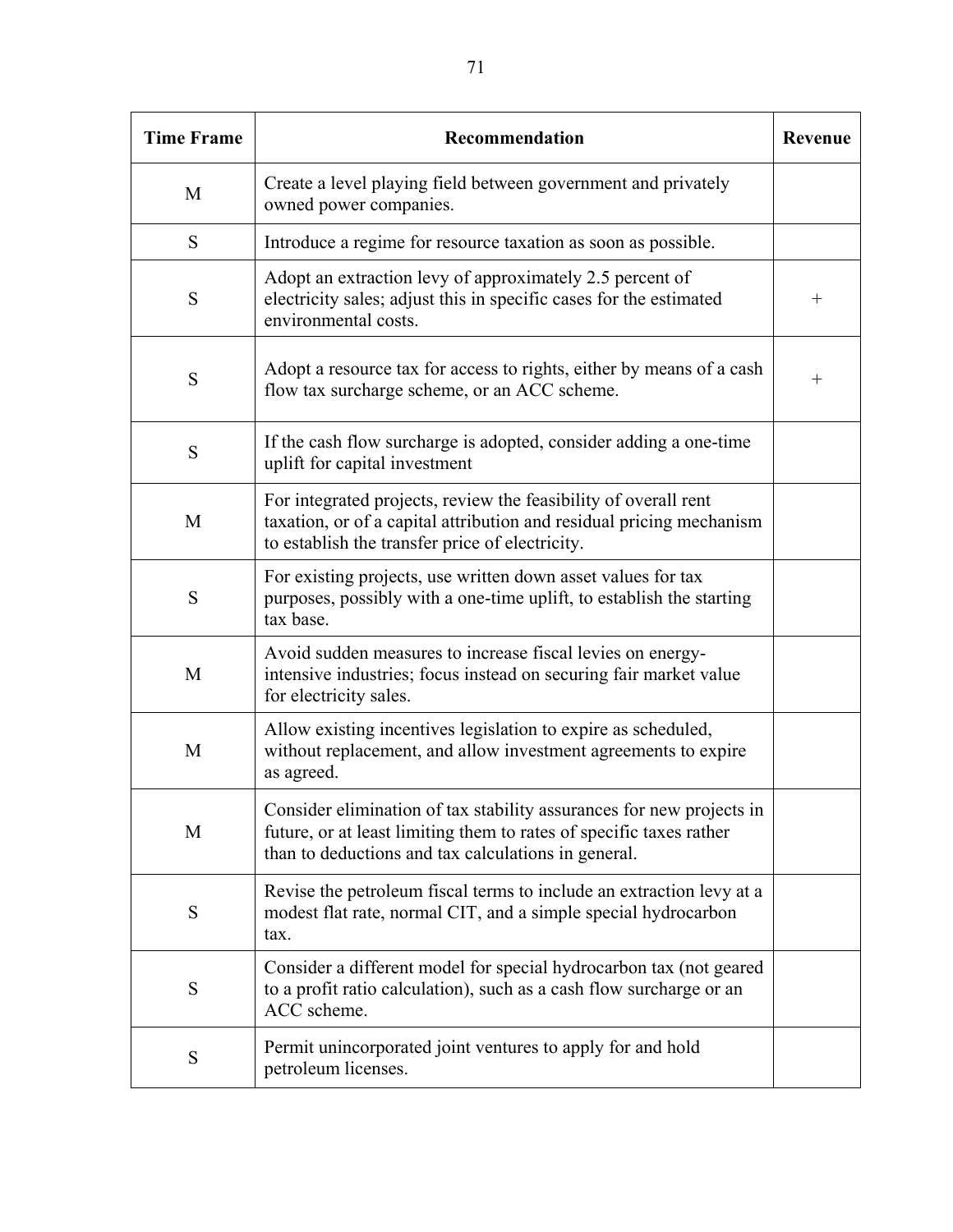| Time Frame | Recommendation | Revenue |
|---|---|---|
| M | Create a level playing field between government and privately owned power companies. | |
| S | Introduce a regime for resource taxation as soon as possible. | |
| S | Adopt an extraction levy of approximately 2.5 percent of electricity sales; adjust this in specific cases for the estimated environmental costs. | + |
| S | Adopt a resource tax for access to rights, either by means of a cash flow tax surcharge scheme, or an ACC scheme. | + |
| S | If the cash flow surcharge is adopted, consider adding a one-time uplift for capital investment | |
| M | For integrated projects, review the feasibility of overall rent taxation, or of a capital attribution and residual pricing mechanism to establish the transfer price of electricity. | |
| S | For existing projects, use written down asset values for tax purposes, possibly with a one-time uplift, to establish the starting tax base. | |
| M | Avoid sudden measures to increase fiscal levies on energy-intensive industries; focus instead on securing fair market value for electricity sales. | |
| M | Allow existing incentives legislation to expire as scheduled, without replacement, and allow investment agreements to expire as agreed. | |
| M | Consider elimination of tax stability assurances for new projects in future, or at least limiting them to rates of specific taxes rather than to deductions and tax calculations in general. | |
| S | Revise the petroleum fiscal terms to include an extraction levy at a modest flat rate, normal CIT, and a simple special hydrocarbon tax. | |
| S | Consider a different model for special hydrocarbon tax (not geared to a profit ratio calculation), such as a cash flow surcharge or an ACC scheme. | |
| S | Permit unincorporated joint ventures to apply for and hold petroleum licenses. | |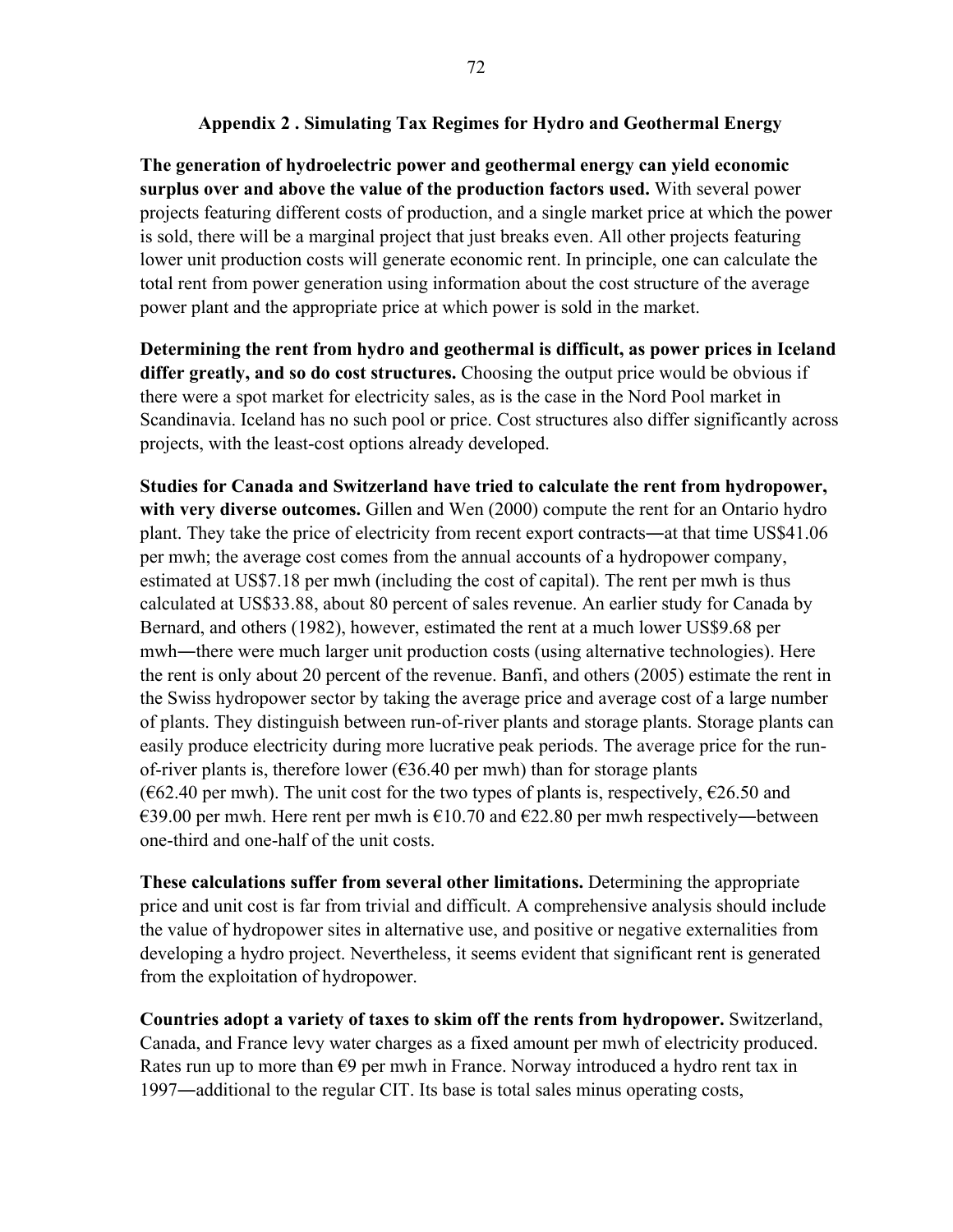## Appendix 2 . Simulating Tax Regimes for Hydro and Geothermal Energy

**The generation of hydroelectric power and geothermal energy can yield economic surplus over and above the value of the production factors used.** With several power projects featuring different costs of production, and a single market price at which the power is sold, there will be a marginal project that just breaks even. All other projects featuring lower unit production costs will generate economic rent. In principle, one can calculate the total rent from power generation using information about the cost structure of the average power plant and the appropriate price at which power is sold in the market.

**Determining the rent from hydro and geothermal is difficult, as power prices in Iceland differ greatly, and so do cost structures.** Choosing the output price would be obvious if there were a spot market for electricity sales, as is the case in the Nord Pool market in Scandinavia. Iceland has no such pool or price. Cost structures also differ significantly across projects, with the least-cost options already developed.

**Studies for Canada and Switzerland have tried to calculate the rent from hydropower, with very diverse outcomes.** Gillen and Wen (2000) compute the rent for an Ontario hydro plant. They take the price of electricity from recent export contracts―at that time US$41.06 per mwh; the average cost comes from the annual accounts of a hydropower company, estimated at US$7.18 per mwh (including the cost of capital). The rent per mwh is thus calculated at US$33.88, about 80 percent of sales revenue. An earlier study for Canada by Bernard, and others (1982), however, estimated the rent at a much lower US$9.68 per mwh―there were much larger unit production costs (using alternative technologies). Here the rent is only about 20 percent of the revenue. Banfi, and others (2005) estimate the rent in the Swiss hydropower sector by taking the average price and average cost of a large number of plants. They distinguish between run-of-river plants and storage plants. Storage plants can easily produce electricity during more lucrative peak periods. The average price for the run-of-river plants is, therefore lower (€36.40 per mwh) than for storage plants (€62.40 per mwh). The unit cost for the two types of plants is, respectively, €26.50 and €39.00 per mwh. Here rent per mwh is €10.70 and €22.80 per mwh respectively―between one-third and one-half of the unit costs.

**These calculations suffer from several other limitations.** Determining the appropriate price and unit cost is far from trivial and difficult. A comprehensive analysis should include the value of hydropower sites in alternative use, and positive or negative externalities from developing a hydro project. Nevertheless, it seems evident that significant rent is generated from the exploitation of hydropower.

**Countries adopt a variety of taxes to skim off the rents from hydropower.** Switzerland, Canada, and France levy water charges as a fixed amount per mwh of electricity produced. Rates run up to more than €9 per mwh in France. Norway introduced a hydro rent tax in 1997―additional to the regular CIT. Its base is total sales minus operating costs,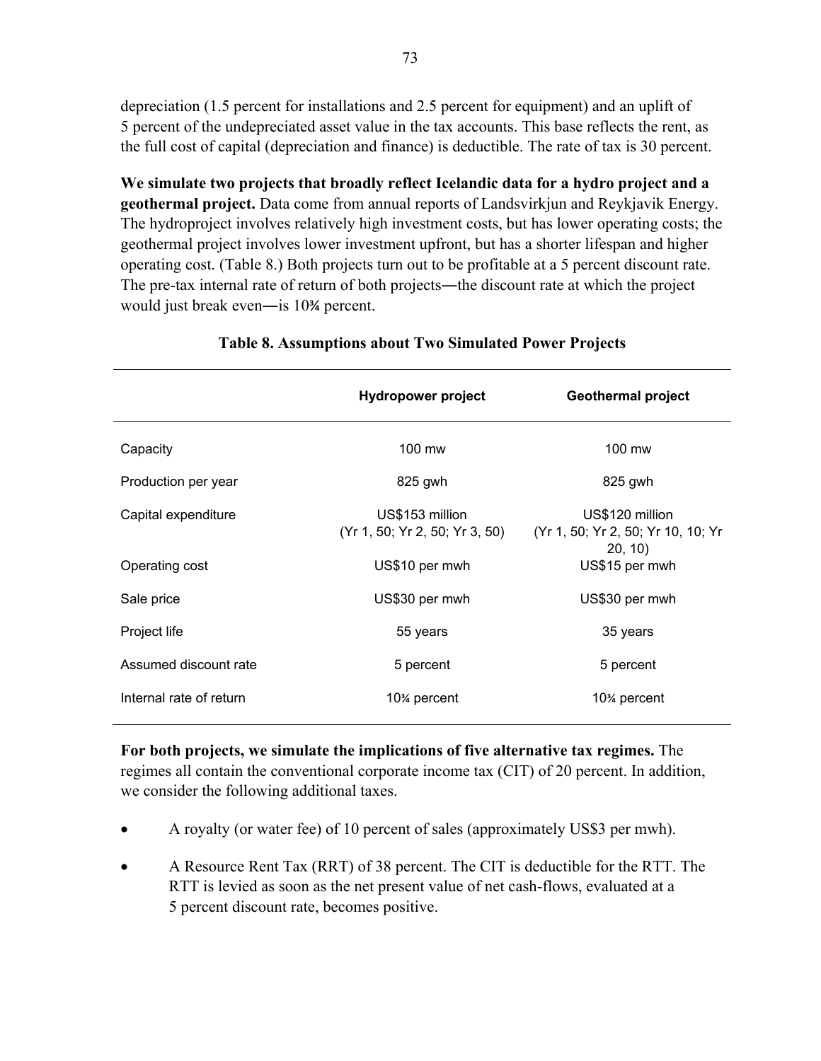depreciation (1.5 percent for installations and 2.5 percent for equipment) and an uplift of 5 percent of the undepreciated asset value in the tax accounts. This base reflects the rent, as the full cost of capital (depreciation and finance) is deductible. The rate of tax is 30 percent.

**We simulate two projects that broadly reflect Icelandic data for a hydro project and a geothermal project.** Data come from annual reports of Landsvirkjun and Reykjavik Energy. The hydroproject involves relatively high investment costs, but has lower operating costs; the geothermal project involves lower investment upfront, but has a shorter lifespan and higher operating cost. (Table 8.) Both projects turn out to be profitable at a 5 percent discount rate. The pre-tax internal rate of return of both projects—the discount rate at which the project would just break even—is 10¾ percent.

**Table 8. Assumptions about Two Simulated Power Projects**

| | Hydropower project | Geothermal project |
|---|---|---|
| Capacity | 100 mw | 100 mw |
| Production per year | 825 gwh | 825 gwh |
| Capital expenditure | US$153 million (Yr 1, 50; Yr 2, 50; Yr 3, 50) | US$120 million (Yr 1, 50; Yr 2, 50; Yr 10, 10; Yr 20, 10) |
| Operating cost | US$10 per mwh | US$15 per mwh |
| Sale price | US$30 per mwh | US$30 per mwh |
| Project life | 55 years | 35 years |
| Assumed discount rate | 5 percent | 5 percent |
| Internal rate of return | 10¾ percent | 10¾ percent |

**For both projects, we simulate the implications of five alternative tax regimes.** The regimes all contain the conventional corporate income tax (CIT) of 20 percent. In addition, we consider the following additional taxes.

- A royalty (or water fee) of 10 percent of sales (approximately US$3 per mwh).
- A Resource Rent Tax (RRT) of 38 percent. The CIT is deductible for the RTT. The RTT is levied as soon as the net present value of net cash-flows, evaluated at a 5 percent discount rate, becomes positive.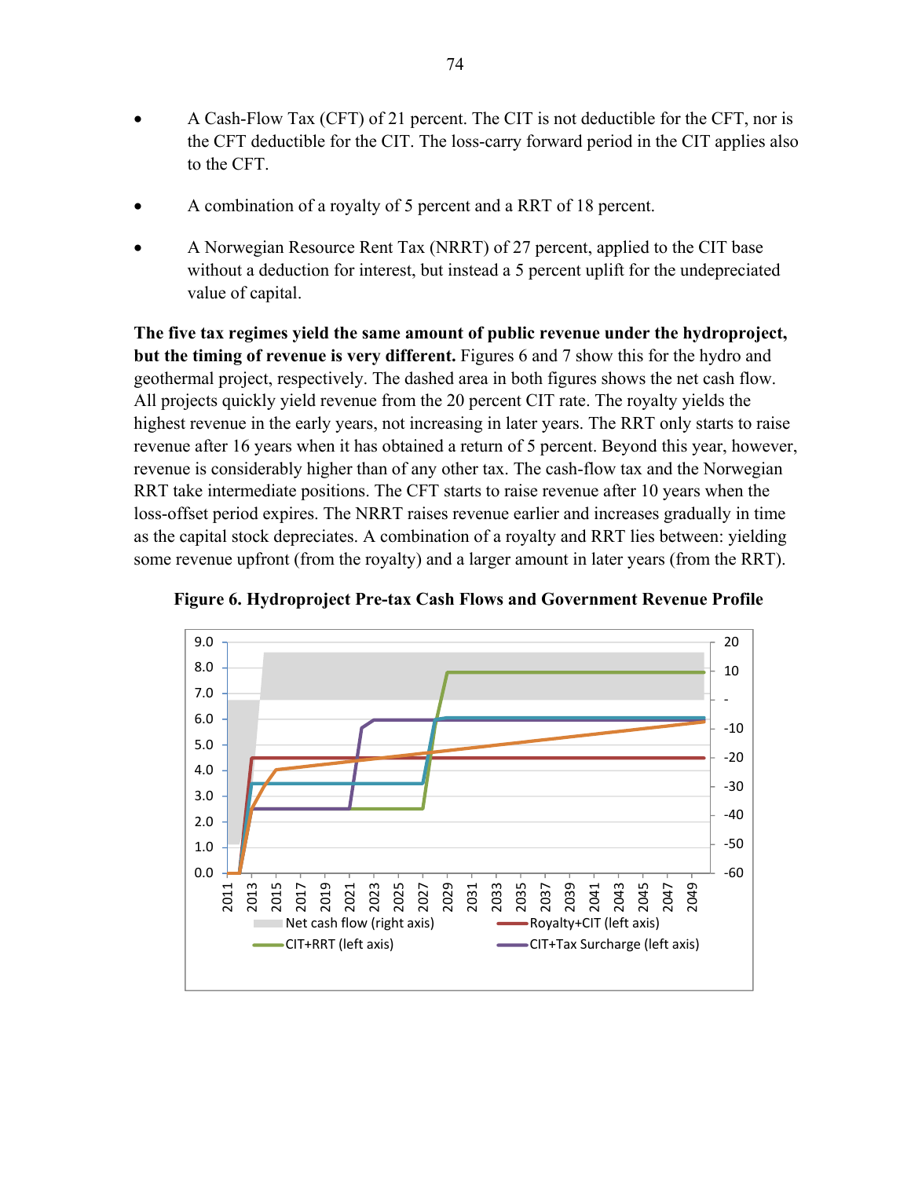- A Cash-Flow Tax (CFT) of 21 percent. The CIT is not deductible for the CFT, nor is the CFT deductible for the CIT. The loss-carry forward period in the CIT applies also to the CFT.

- A combination of a royalty of 5 percent and a RRT of 18 percent.

- A Norwegian Resource Rent Tax (NRRT) of 27 percent, applied to the CIT base without a deduction for interest, but instead a 5 percent uplift for the undepreciated value of capital.

**The five tax regimes yield the same amount of public revenue under the hydroproject, but the timing of revenue is very different.** Figures 6 and 7 show this for the hydro and geothermal project, respectively. The dashed area in both figures shows the net cash flow. All projects quickly yield revenue from the 20 percent CIT rate. The royalty yields the highest revenue in the early years, not increasing in later years. The RRT only starts to raise revenue after 16 years when it has obtained a return of 5 percent. Beyond this year, however, revenue is considerably higher than of any other tax. The cash-flow tax and the Norwegian RRT take intermediate positions. The CFT starts to raise revenue after 10 years when the loss-offset period expires. The NRRT raises revenue earlier and increases gradually in time as the capital stock depreciates. A combination of a royalty and RRT lies between: yielding some revenue upfront (from the royalty) and a larger amount in later years (from the RRT).

**Figure 6. Hydroproject Pre-tax Cash Flows and Government Revenue Profile**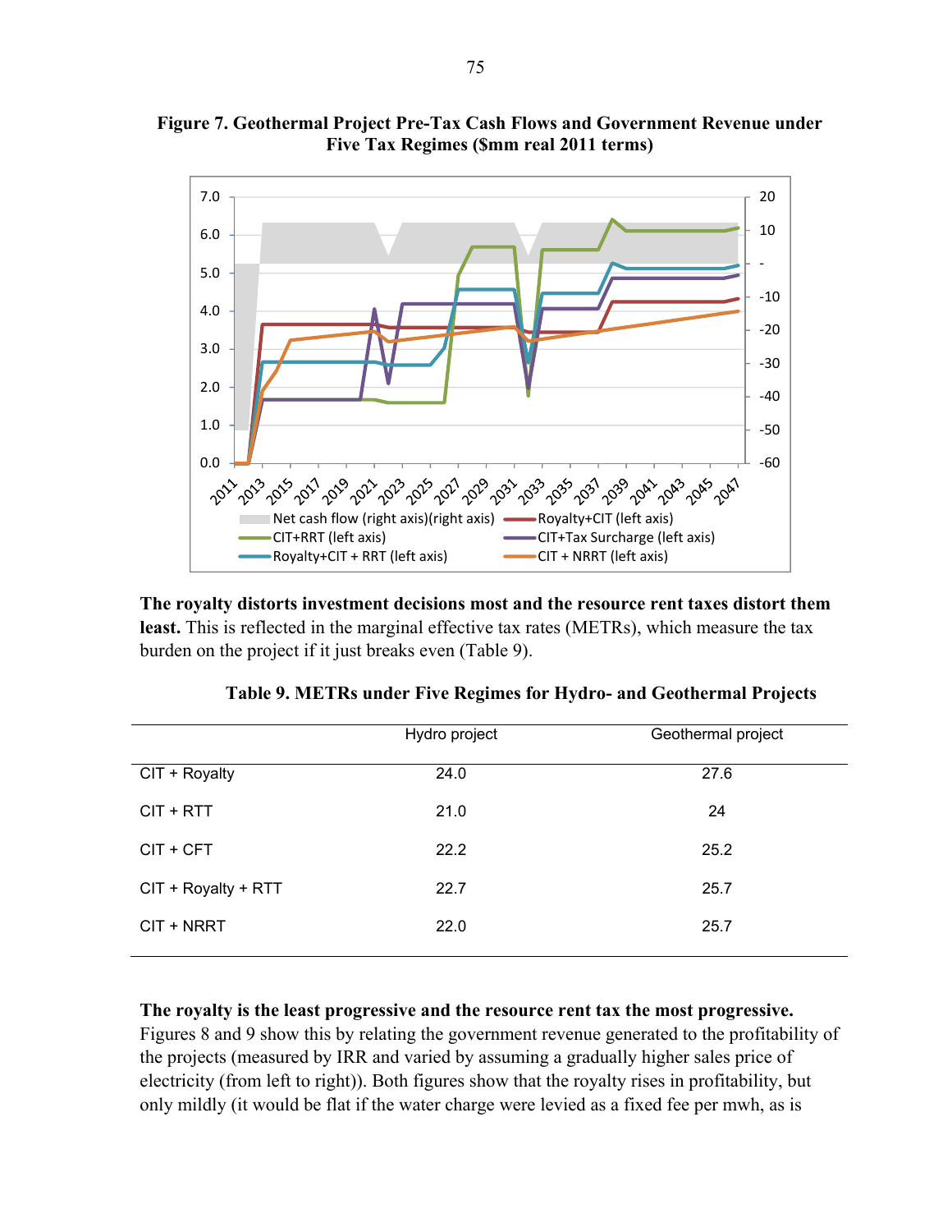**Figure 7. Geothermal Project Pre-Tax Cash Flows and Government Revenue under Five Tax Regimes ($mm real 2011 terms)**

**The royalty distorts investment decisions most and the resource rent taxes distort them least.** This is reflected in the marginal effective tax rates (METRs), which measure the tax burden on the project if it just breaks even (Table 9).

**Table 9. METRs under Five Regimes for Hydro- and Geothermal Projects**

| | Hydro project | Geothermal project |
|---|---|---|
| CIT + Royalty | 24.0 | 27.6 |
| CIT + RTT | 21.0 | 24 |
| CIT + CFT | 22.2 | 25.2 |
| CIT + Royalty + RTT | 22.7 | 25.7 |
| CIT + NRRT | 22.0 | 25.7 |

**The royalty is the least progressive and the resource rent tax the most progressive.** Figures 8 and 9 show this by relating the government revenue generated to the profitability of the projects (measured by IRR and varied by assuming a gradually higher sales price of electricity (from left to right)). Both figures show that the royalty rises in profitability, but only mildly (it would be flat if the water charge were levied as a fixed fee per mwh, as is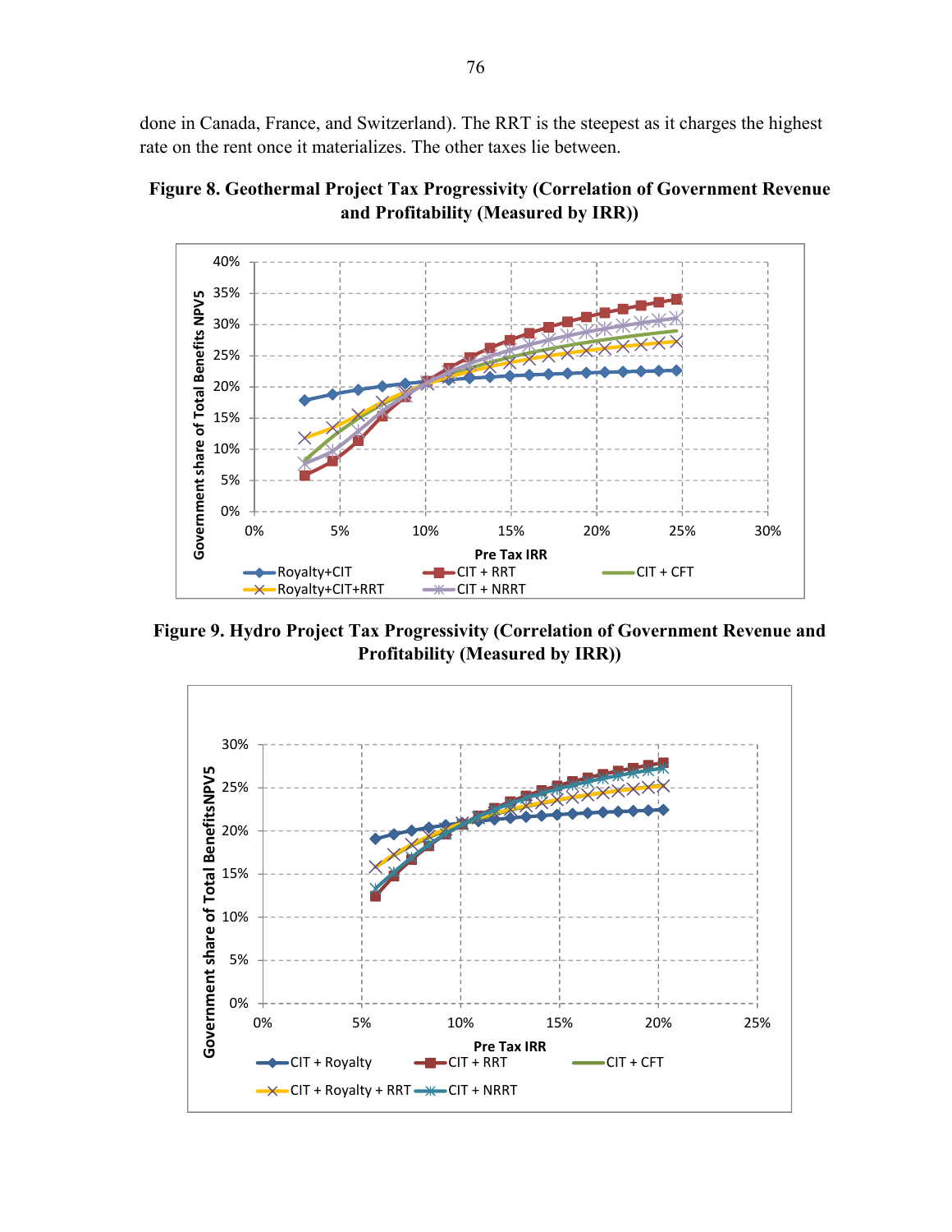done in Canada, France, and Switzerland). The RRT is the steepest as it charges the highest rate on the rent once it materializes. The other taxes lie between.

**Figure 8. Geothermal Project Tax Progressivity (Correlation of Government Revenue and Profitability (Measured by IRR))**

**Figure 9. Hydro Project Tax Progressivity (Correlation of Government Revenue and Profitability (Measured by IRR))**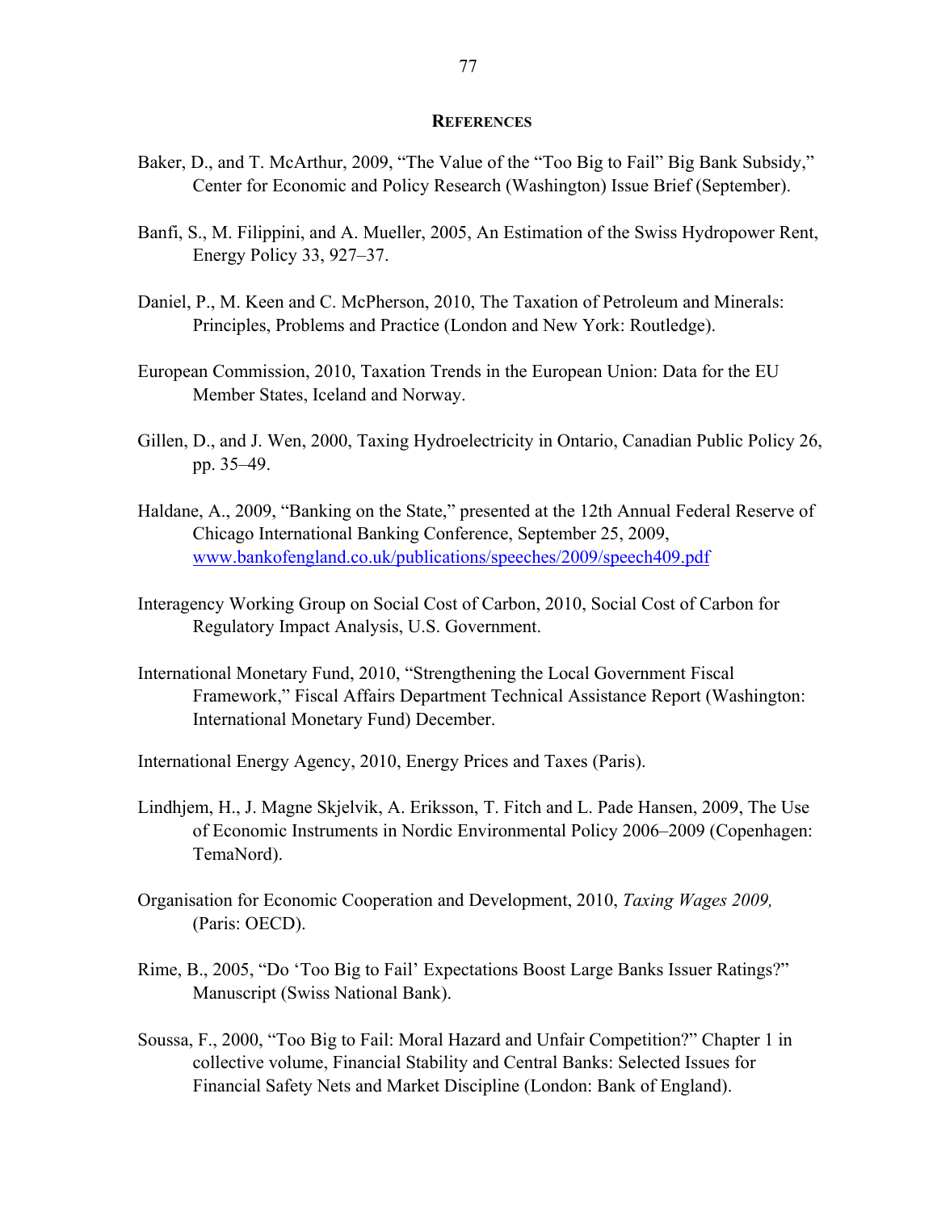## REFERENCES

Baker, D., and T. McArthur, 2009, "The Value of the "Too Big to Fail" Big Bank Subsidy," Center for Economic and Policy Research (Washington) Issue Brief (September).

Banfi, S., M. Filippini, and A. Mueller, 2005, An Estimation of the Swiss Hydropower Rent, Energy Policy 33, 927–37.

Daniel, P., M. Keen and C. McPherson, 2010, The Taxation of Petroleum and Minerals: Principles, Problems and Practice (London and New York: Routledge).

European Commission, 2010, Taxation Trends in the European Union: Data for the EU Member States, Iceland and Norway.

Gillen, D., and J. Wen, 2000, Taxing Hydroelectricity in Ontario, Canadian Public Policy 26, pp. 35–49.

Haldane, A., 2009, "Banking on the State," presented at the 12th Annual Federal Reserve of Chicago International Banking Conference, September 25, 2009, www.bankofengland.co.uk/publications/speeches/2009/speech409.pdf

Interagency Working Group on Social Cost of Carbon, 2010, Social Cost of Carbon for Regulatory Impact Analysis, U.S. Government.

International Monetary Fund, 2010, "Strengthening the Local Government Fiscal Framework," Fiscal Affairs Department Technical Assistance Report (Washington: International Monetary Fund) December.

International Energy Agency, 2010, Energy Prices and Taxes (Paris).

Lindhjem, H., J. Magne Skjelvik, A. Eriksson, T. Fitch and L. Pade Hansen, 2009, The Use of Economic Instruments in Nordic Environmental Policy 2006–2009 (Copenhagen: TemaNord).

Organisation for Economic Cooperation and Development, 2010, *Taxing Wages 2009,* (Paris: OECD).

Rime, B., 2005, "Do 'Too Big to Fail' Expectations Boost Large Banks Issuer Ratings?" Manuscript (Swiss National Bank).

Soussa, F., 2000, "Too Big to Fail: Moral Hazard and Unfair Competition?" Chapter 1 in collective volume, Financial Stability and Central Banks: Selected Issues for Financial Safety Nets and Market Discipline (London: Bank of England).